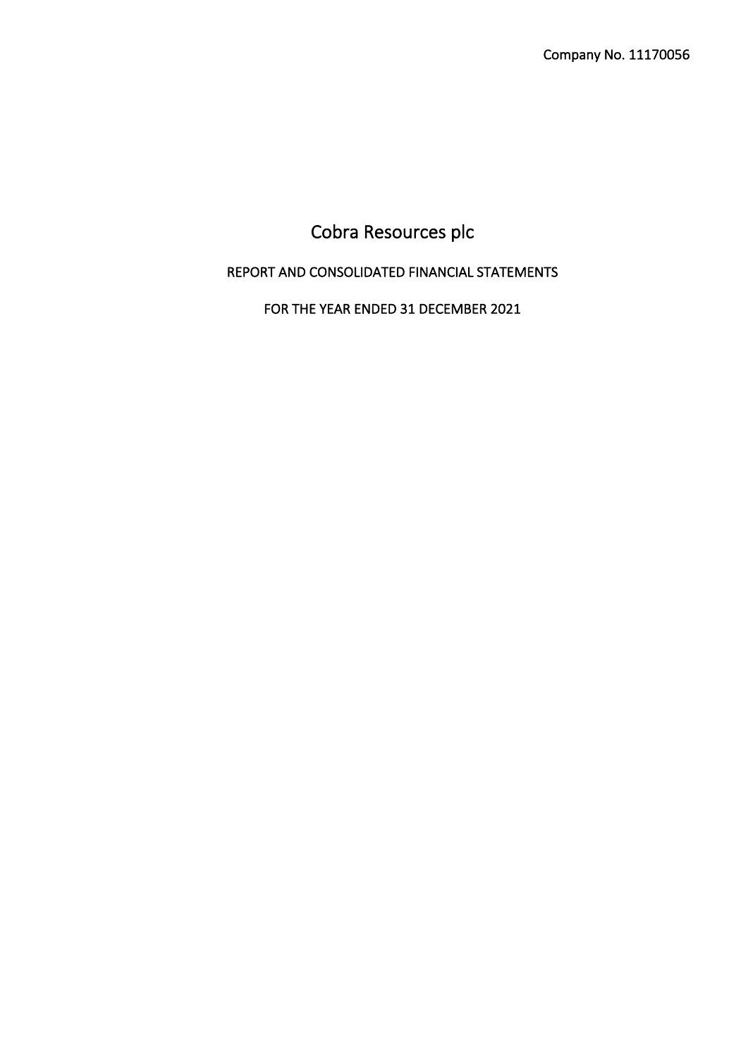Company No. 11170056

# Cobra Resources plc

REPORT AND CONSOLIDATED FINANCIAL STATEMENTS

FOR THE YEAR ENDED 31 DECEMBER 2021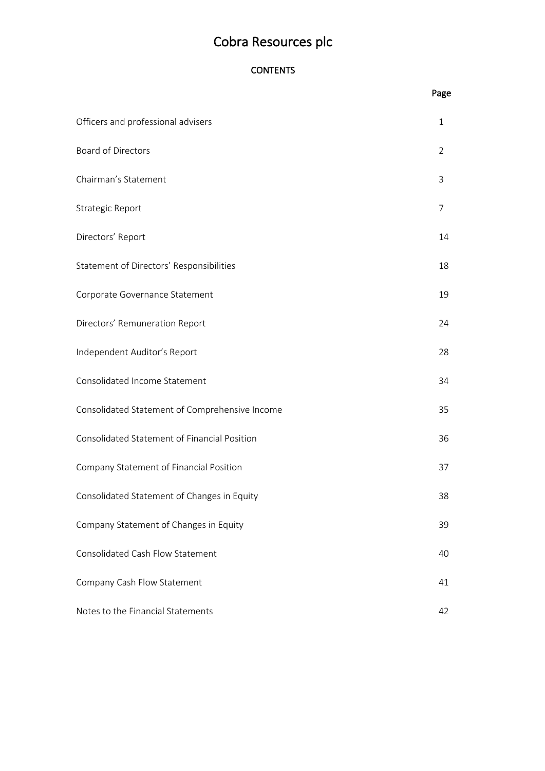# Cobra Resources plc

## CONTENTS

| | Page |
|---|---|
| Officers and professional advisers | 1 |
| Board of Directors | 2 |
| Chairman's Statement | 3 |
| Strategic Report | 7 |
| Directors' Report | 14 |
| Statement of Directors' Responsibilities | 18 |
| Corporate Governance Statement | 19 |
| Directors' Remuneration Report | 24 |
| Independent Auditor's Report | 28 |
| Consolidated Income Statement | 34 |
| Consolidated Statement of Comprehensive Income | 35 |
| Consolidated Statement of Financial Position | 36 |
| Company Statement of Financial Position | 37 |
| Consolidated Statement of Changes in Equity | 38 |
| Company Statement of Changes in Equity | 39 |
| Consolidated Cash Flow Statement | 40 |
| Company Cash Flow Statement | 41 |
| Notes to the Financial Statements | 42 |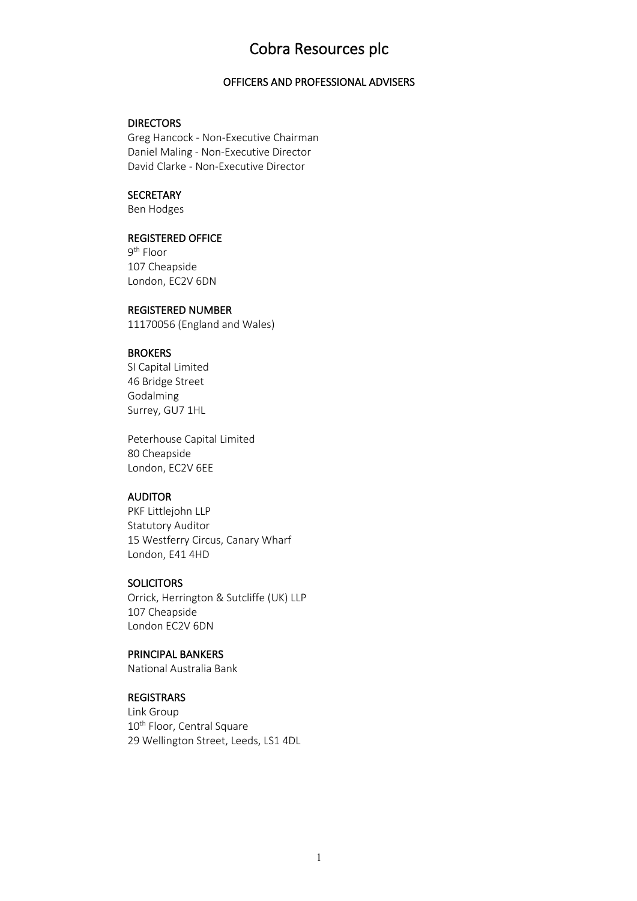# Cobra Resources plc

## OFFICERS AND PROFESSIONAL ADVISERS

### DIRECTORS

Greg Hancock - Non-Executive Chairman
Daniel Maling - Non-Executive Director
David Clarke - Non-Executive Director

### SECRETARY

Ben Hodges

### REGISTERED OFFICE

9th Floor
107 Cheapside
London, EC2V 6DN

### REGISTERED NUMBER

11170056 (England and Wales)

### BROKERS

SI Capital Limited
46 Bridge Street
Godalming
Surrey, GU7 1HL

Peterhouse Capital Limited
80 Cheapside
London, EC2V 6EE

### AUDITOR

PKF Littlejohn LLP
Statutory Auditor
15 Westferry Circus, Canary Wharf
London, E41 4HD

### SOLICITORS

Orrick, Herrington & Sutcliffe (UK) LLP
107 Cheapside
London EC2V 6DN

### PRINCIPAL BANKERS

National Australia Bank

### REGISTRARS

Link Group
10th Floor, Central Square
29 Wellington Street, Leeds, LS1 4DL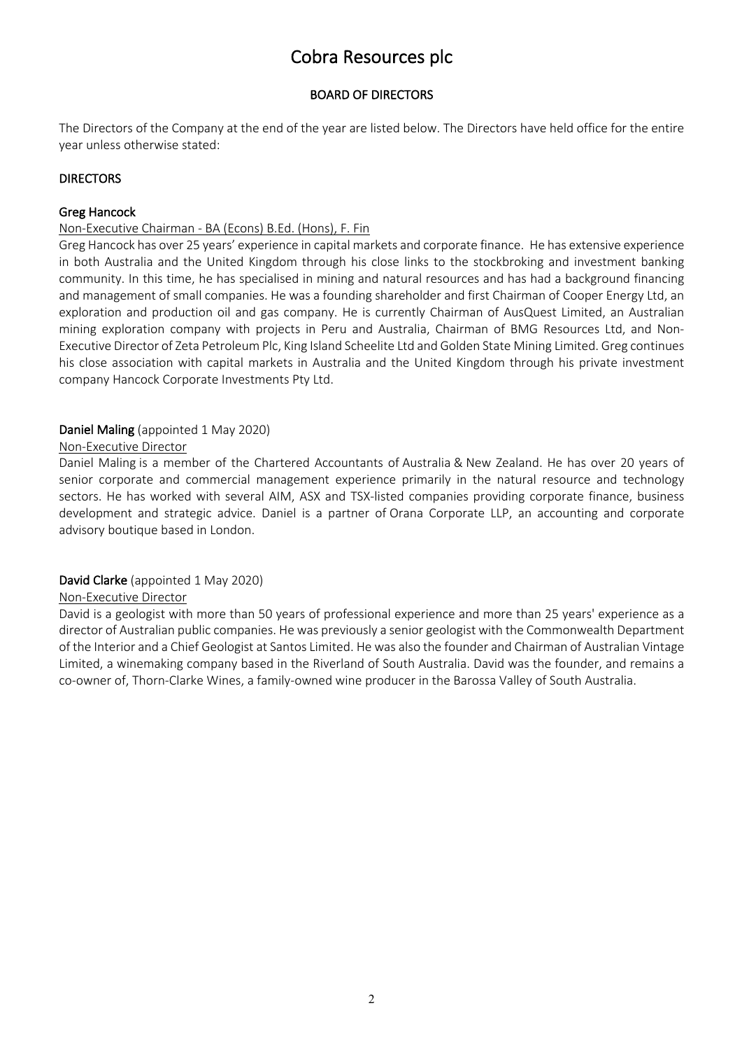# Cobra Resources plc

## BOARD OF DIRECTORS

The Directors of the Company at the end of the year are listed below. The Directors have held office for the entire year unless otherwise stated:

### DIRECTORS

**Greg Hancock**

Non-Executive Chairman - BA (Econs) B.Ed. (Hons), F. Fin

Greg Hancock has over 25 years' experience in capital markets and corporate finance. He has extensive experience in both Australia and the United Kingdom through his close links to the stockbroking and investment banking community. In this time, he has specialised in mining and natural resources and has had a background financing and management of small companies. He was a founding shareholder and first Chairman of Cooper Energy Ltd, an exploration and production oil and gas company. He is currently Chairman of AusQuest Limited, an Australian mining exploration company with projects in Peru and Australia, Chairman of BMG Resources Ltd, and Non-Executive Director of Zeta Petroleum Plc, King Island Scheelite Ltd and Golden State Mining Limited. Greg continues his close association with capital markets in Australia and the United Kingdom through his private investment company Hancock Corporate Investments Pty Ltd.

**Daniel Maling** (appointed 1 May 2020)

Non-Executive Director

Daniel Maling is a member of the Chartered Accountants of Australia & New Zealand. He has over 20 years of senior corporate and commercial management experience primarily in the natural resource and technology sectors. He has worked with several AIM, ASX and TSX-listed companies providing corporate finance, business development and strategic advice. Daniel is a partner of Orana Corporate LLP, an accounting and corporate advisory boutique based in London.

**David Clarke** (appointed 1 May 2020)

Non-Executive Director

David is a geologist with more than 50 years of professional experience and more than 25 years' experience as a director of Australian public companies. He was previously a senior geologist with the Commonwealth Department of the Interior and a Chief Geologist at Santos Limited. He was also the founder and Chairman of Australian Vintage Limited, a winemaking company based in the Riverland of South Australia. David was the founder, and remains a co-owner of, Thorn-Clarke Wines, a family-owned wine producer in the Barossa Valley of South Australia.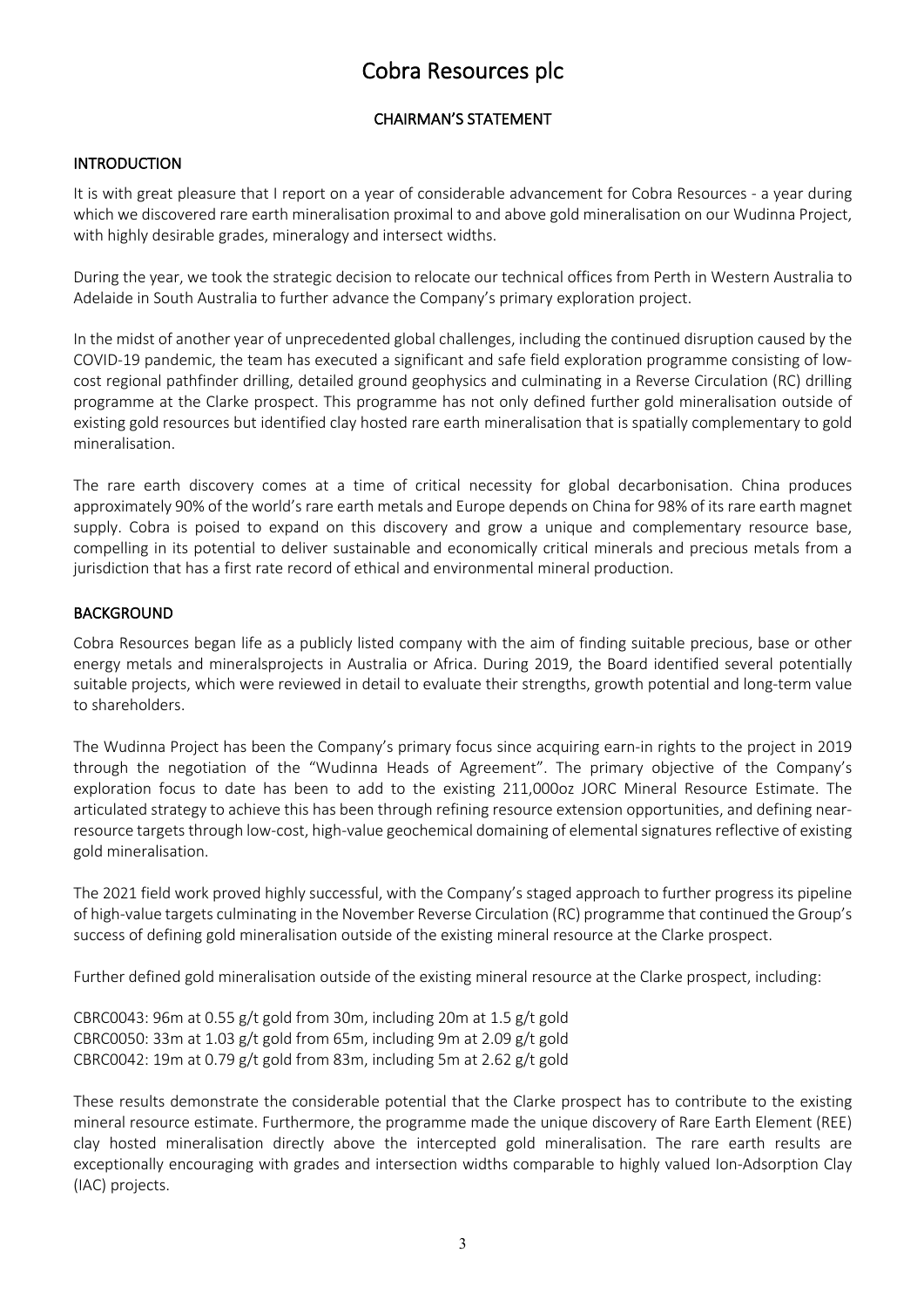# Cobra Resources plc

## CHAIRMAN'S STATEMENT

### INTRODUCTION

It is with great pleasure that I report on a year of considerable advancement for Cobra Resources - a year during which we discovered rare earth mineralisation proximal to and above gold mineralisation on our Wudinna Project, with highly desirable grades, mineralogy and intersect widths.

During the year, we took the strategic decision to relocate our technical offices from Perth in Western Australia to Adelaide in South Australia to further advance the Company's primary exploration project.

In the midst of another year of unprecedented global challenges, including the continued disruption caused by the COVID-19 pandemic, the team has executed a significant and safe field exploration programme consisting of low-cost regional pathfinder drilling, detailed ground geophysics and culminating in a Reverse Circulation (RC) drilling programme at the Clarke prospect. This programme has not only defined further gold mineralisation outside of existing gold resources but identified clay hosted rare earth mineralisation that is spatially complementary to gold mineralisation.

The rare earth discovery comes at a time of critical necessity for global decarbonisation. China produces approximately 90% of the world's rare earth metals and Europe depends on China for 98% of its rare earth magnet supply. Cobra is poised to expand on this discovery and grow a unique and complementary resource base, compelling in its potential to deliver sustainable and economically critical minerals and precious metals from a jurisdiction that has a first rate record of ethical and environmental mineral production.

### BACKGROUND

Cobra Resources began life as a publicly listed company with the aim of finding suitable precious, base or other energy metals and mineralsprojects in Australia or Africa. During 2019, the Board identified several potentially suitable projects, which were reviewed in detail to evaluate their strengths, growth potential and long-term value to shareholders.

The Wudinna Project has been the Company's primary focus since acquiring earn-in rights to the project in 2019 through the negotiation of the "Wudinna Heads of Agreement". The primary objective of the Company's exploration focus to date has been to add to the existing 211,000oz JORC Mineral Resource Estimate. The articulated strategy to achieve this has been through refining resource extension opportunities, and defining near-resource targets through low-cost, high-value geochemical domaining of elemental signatures reflective of existing gold mineralisation.

The 2021 field work proved highly successful, with the Company's staged approach to further progress its pipeline of high-value targets culminating in the November Reverse Circulation (RC) programme that continued the Group's success of defining gold mineralisation outside of the existing mineral resource at the Clarke prospect.

Further defined gold mineralisation outside of the existing mineral resource at the Clarke prospect, including:

CBRC0043: 96m at 0.55 g/t gold from 30m, including 20m at 1.5 g/t gold
CBRC0050: 33m at 1.03 g/t gold from 65m, including 9m at 2.09 g/t gold
CBRC0042: 19m at 0.79 g/t gold from 83m, including 5m at 2.62 g/t gold

These results demonstrate the considerable potential that the Clarke prospect has to contribute to the existing mineral resource estimate. Furthermore, the programme made the unique discovery of Rare Earth Element (REE) clay hosted mineralisation directly above the intercepted gold mineralisation. The rare earth results are exceptionally encouraging with grades and intersection widths comparable to highly valued Ion-Adsorption Clay (IAC) projects.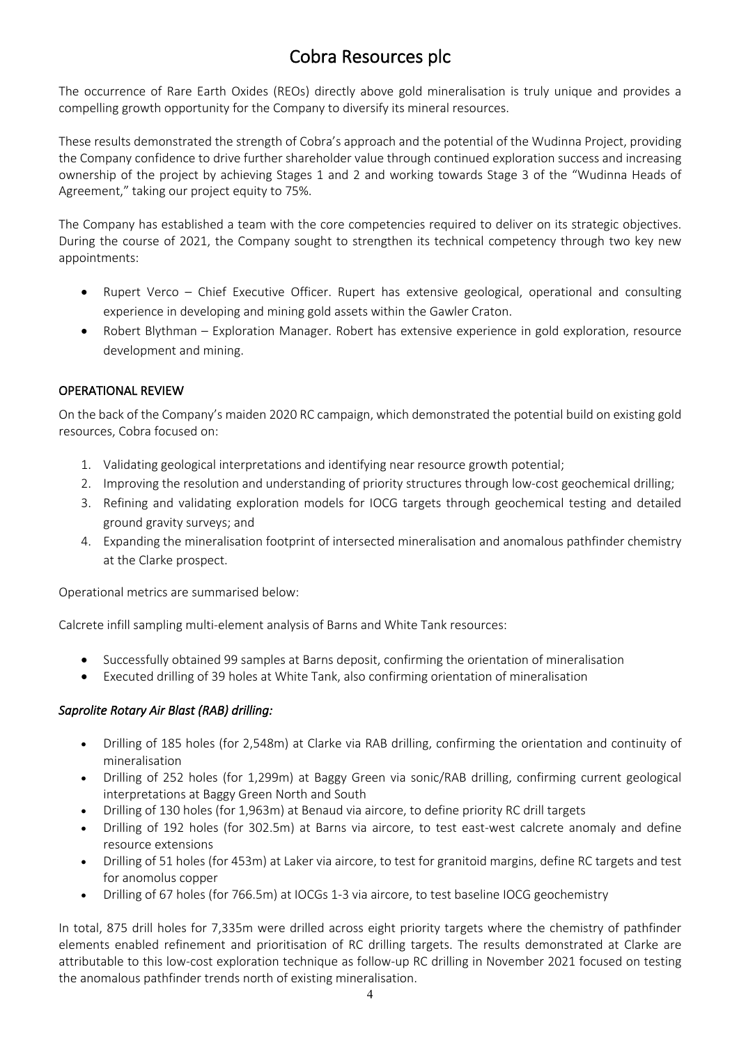# Cobra Resources plc

The occurrence of Rare Earth Oxides (REOs) directly above gold mineralisation is truly unique and provides a compelling growth opportunity for the Company to diversify its mineral resources.

These results demonstrated the strength of Cobra's approach and the potential of the Wudinna Project, providing the Company confidence to drive further shareholder value through continued exploration success and increasing ownership of the project by achieving Stages 1 and 2 and working towards Stage 3 of the "Wudinna Heads of Agreement," taking our project equity to 75%.

The Company has established a team with the core competencies required to deliver on its strategic objectives. During the course of 2021, the Company sought to strengthen its technical competency through two key new appointments:

- Rupert Verco – Chief Executive Officer. Rupert has extensive geological, operational and consulting experience in developing and mining gold assets within the Gawler Craton.
- Robert Blythman – Exploration Manager. Robert has extensive experience in gold exploration, resource development and mining.

## OPERATIONAL REVIEW

On the back of the Company's maiden 2020 RC campaign, which demonstrated the potential build on existing gold resources, Cobra focused on:

1. Validating geological interpretations and identifying near resource growth potential;
2. Improving the resolution and understanding of priority structures through low-cost geochemical drilling;
3. Refining and validating exploration models for IOCG targets through geochemical testing and detailed ground gravity surveys; and
4. Expanding the mineralisation footprint of intersected mineralisation and anomalous pathfinder chemistry at the Clarke prospect.

Operational metrics are summarised below:

Calcrete infill sampling multi-element analysis of Barns and White Tank resources:

- Successfully obtained 99 samples at Barns deposit, confirming the orientation of mineralisation
- Executed drilling of 39 holes at White Tank, also confirming orientation of mineralisation

### *Saprolite Rotary Air Blast (RAB) drilling:*

- Drilling of 185 holes (for 2,548m) at Clarke via RAB drilling, confirming the orientation and continuity of mineralisation
- Drilling of 252 holes (for 1,299m) at Baggy Green via sonic/RAB drilling, confirming current geological interpretations at Baggy Green North and South
- Drilling of 130 holes (for 1,963m) at Benaud via aircore, to define priority RC drill targets
- Drilling of 192 holes (for 302.5m) at Barns via aircore, to test east-west calcrete anomaly and define resource extensions
- Drilling of 51 holes (for 453m) at Laker via aircore, to test for granitoid margins, define RC targets and test for anomolus copper
- Drilling of 67 holes (for 766.5m) at IOCGs 1-3 via aircore, to test baseline IOCG geochemistry

In total, 875 drill holes for 7,335m were drilled across eight priority targets where the chemistry of pathfinder elements enabled refinement and prioritisation of RC drilling targets. The results demonstrated at Clarke are attributable to this low-cost exploration technique as follow-up RC drilling in November 2021 focused on testing the anomalous pathfinder trends north of existing mineralisation.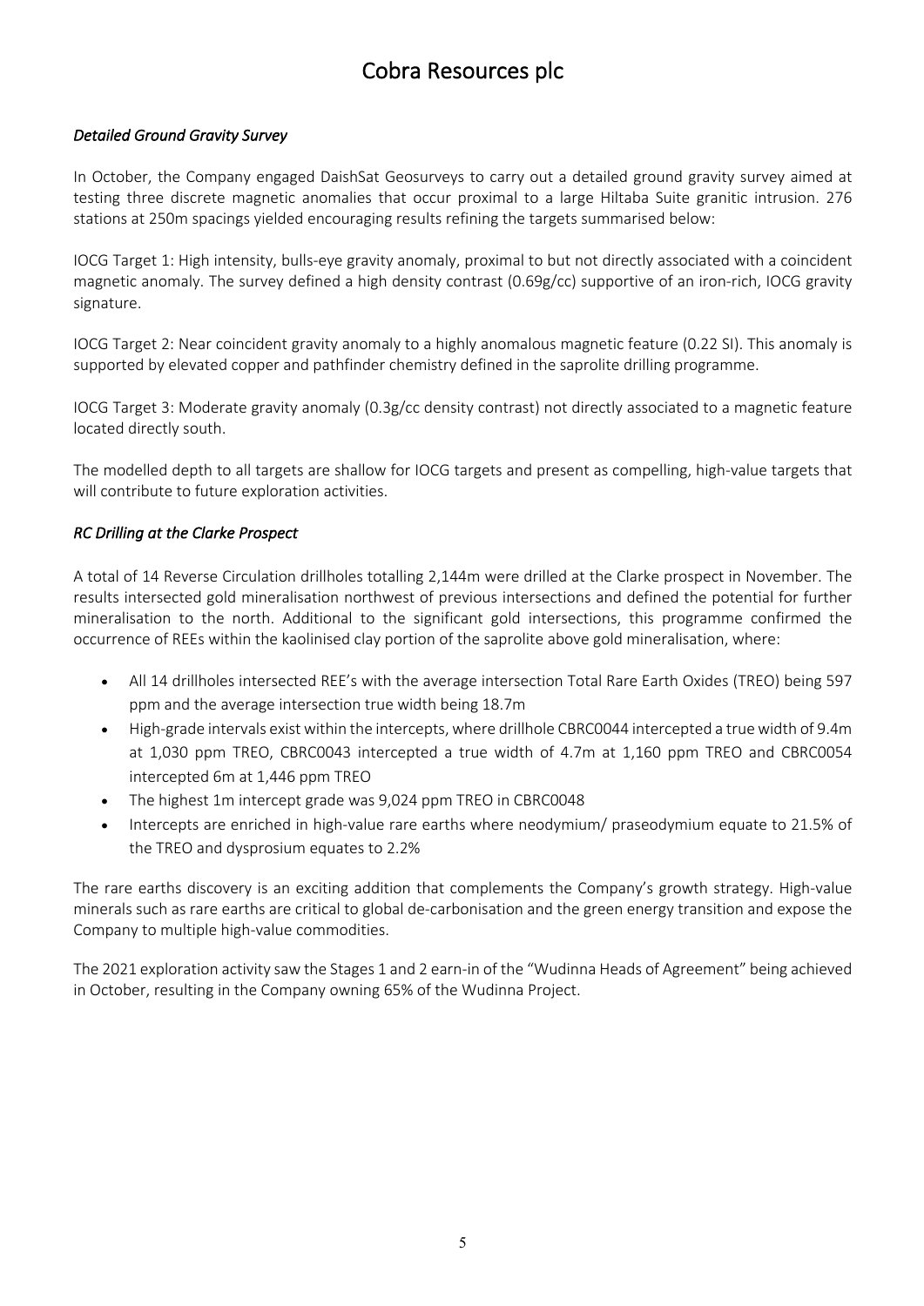*Detailed Ground Gravity Survey*

In October, the Company engaged DaishSat Geosurveys to carry out a detailed ground gravity survey aimed at testing three discrete magnetic anomalies that occur proximal to a large Hiltaba Suite granitic intrusion. 276 stations at 250m spacings yielded encouraging results refining the targets summarised below:

IOCG Target 1: High intensity, bulls-eye gravity anomaly, proximal to but not directly associated with a coincident magnetic anomaly. The survey defined a high density contrast (0.69g/cc) supportive of an iron-rich, IOCG gravity signature.

IOCG Target 2: Near coincident gravity anomaly to a highly anomalous magnetic feature (0.22 SI). This anomaly is supported by elevated copper and pathfinder chemistry defined in the saprolite drilling programme.

IOCG Target 3: Moderate gravity anomaly (0.3g/cc density contrast) not directly associated to a magnetic feature located directly south.

The modelled depth to all targets are shallow for IOCG targets and present as compelling, high-value targets that will contribute to future exploration activities.

*RC Drilling at the Clarke Prospect*

A total of 14 Reverse Circulation drillholes totalling 2,144m were drilled at the Clarke prospect in November. The results intersected gold mineralisation northwest of previous intersections and defined the potential for further mineralisation to the north. Additional to the significant gold intersections, this programme confirmed the occurrence of REEs within the kaolinised clay portion of the saprolite above gold mineralisation, where:

- All 14 drillholes intersected REE's with the average intersection Total Rare Earth Oxides (TREO) being 597 ppm and the average intersection true width being 18.7m
- High-grade intervals exist within the intercepts, where drillhole CBRC0044 intercepted a true width of 9.4m at 1,030 ppm TREO, CBRC0043 intercepted a true width of 4.7m at 1,160 ppm TREO and CBRC0054 intercepted 6m at 1,446 ppm TREO
- The highest 1m intercept grade was 9,024 ppm TREO in CBRC0048
- Intercepts are enriched in high-value rare earths where neodymium/ praseodymium equate to 21.5% of the TREO and dysprosium equates to 2.2%

The rare earths discovery is an exciting addition that complements the Company's growth strategy. High-value minerals such as rare earths are critical to global de-carbonisation and the green energy transition and expose the Company to multiple high-value commodities.

The 2021 exploration activity saw the Stages 1 and 2 earn-in of the "Wudinna Heads of Agreement" being achieved in October, resulting in the Company owning 65% of the Wudinna Project.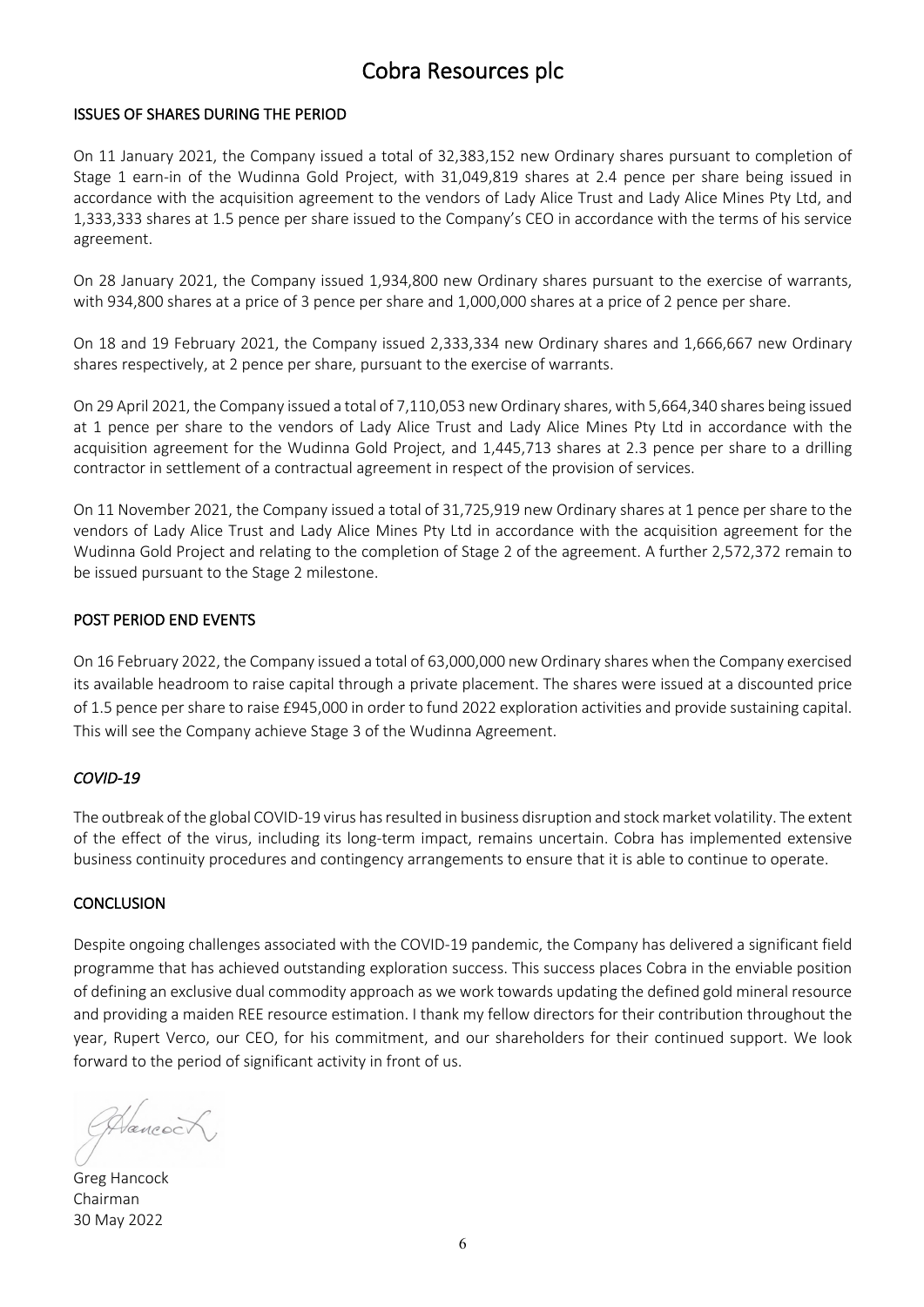# Cobra Resources plc

## ISSUES OF SHARES DURING THE PERIOD

On 11 January 2021, the Company issued a total of 32,383,152 new Ordinary shares pursuant to completion of Stage 1 earn-in of the Wudinna Gold Project, with 31,049,819 shares at 2.4 pence per share being issued in accordance with the acquisition agreement to the vendors of Lady Alice Trust and Lady Alice Mines Pty Ltd, and 1,333,333 shares at 1.5 pence per share issued to the Company's CEO in accordance with the terms of his service agreement.

On 28 January 2021, the Company issued 1,934,800 new Ordinary shares pursuant to the exercise of warrants, with 934,800 shares at a price of 3 pence per share and 1,000,000 shares at a price of 2 pence per share.

On 18 and 19 February 2021, the Company issued 2,333,334 new Ordinary shares and 1,666,667 new Ordinary shares respectively, at 2 pence per share, pursuant to the exercise of warrants.

On 29 April 2021, the Company issued a total of 7,110,053 new Ordinary shares, with 5,664,340 shares being issued at 1 pence per share to the vendors of Lady Alice Trust and Lady Alice Mines Pty Ltd in accordance with the acquisition agreement for the Wudinna Gold Project, and 1,445,713 shares at 2.3 pence per share to a drilling contractor in settlement of a contractual agreement in respect of the provision of services.

On 11 November 2021, the Company issued a total of 31,725,919 new Ordinary shares at 1 pence per share to the vendors of Lady Alice Trust and Lady Alice Mines Pty Ltd in accordance with the acquisition agreement for the Wudinna Gold Project and relating to the completion of Stage 2 of the agreement. A further 2,572,372 remain to be issued pursuant to the Stage 2 milestone.

## POST PERIOD END EVENTS

On 16 February 2022, the Company issued a total of 63,000,000 new Ordinary shares when the Company exercised its available headroom to raise capital through a private placement. The shares were issued at a discounted price of 1.5 pence per share to raise £945,000 in order to fund 2022 exploration activities and provide sustaining capital. This will see the Company achieve Stage 3 of the Wudinna Agreement.

### *COVID-19*

The outbreak of the global COVID-19 virus has resulted in business disruption and stock market volatility. The extent of the effect of the virus, including its long-term impact, remains uncertain. Cobra has implemented extensive business continuity procedures and contingency arrangements to ensure that it is able to continue to operate.

## CONCLUSION

Despite ongoing challenges associated with the COVID-19 pandemic, the Company has delivered a significant field programme that has achieved outstanding exploration success. This success places Cobra in the enviable position of defining an exclusive dual commodity approach as we work towards updating the defined gold mineral resource and providing a maiden REE resource estimation. I thank my fellow directors for their contribution throughout the year, Rupert Verco, our CEO, for his commitment, and our shareholders for their continued support. We look forward to the period of significant activity in front of us.

Greg Hancock
Chairman
30 May 2022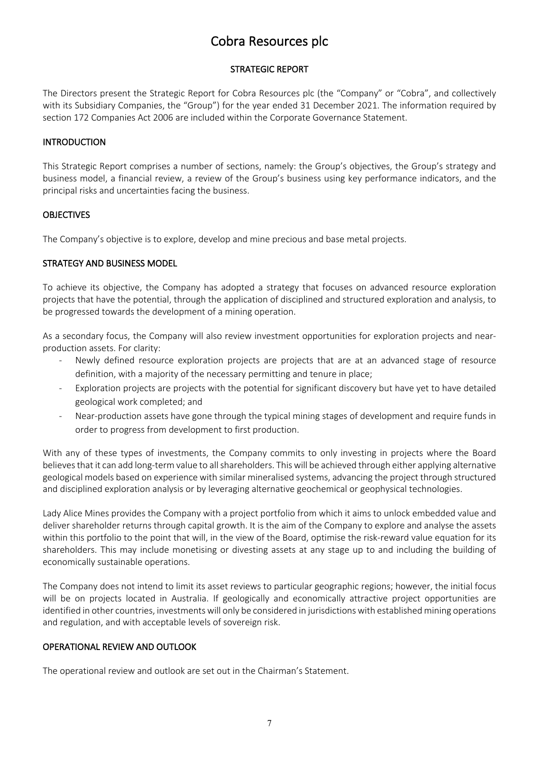# Cobra Resources plc

## STRATEGIC REPORT

The Directors present the Strategic Report for Cobra Resources plc (the "Company" or "Cobra", and collectively with its Subsidiary Companies, the "Group") for the year ended 31 December 2021. The information required by section 172 Companies Act 2006 are included within the Corporate Governance Statement.

### INTRODUCTION

This Strategic Report comprises a number of sections, namely: the Group's objectives, the Group's strategy and business model, a financial review, a review of the Group's business using key performance indicators, and the principal risks and uncertainties facing the business.

### OBJECTIVES

The Company's objective is to explore, develop and mine precious and base metal projects.

### STRATEGY AND BUSINESS MODEL

To achieve its objective, the Company has adopted a strategy that focuses on advanced resource exploration projects that have the potential, through the application of disciplined and structured exploration and analysis, to be progressed towards the development of a mining operation.

As a secondary focus, the Company will also review investment opportunities for exploration projects and near-production assets. For clarity:

- Newly defined resource exploration projects are projects that are at an advanced stage of resource definition, with a majority of the necessary permitting and tenure in place;
- Exploration projects are projects with the potential for significant discovery but have yet to have detailed geological work completed; and
- Near-production assets have gone through the typical mining stages of development and require funds in order to progress from development to first production.

With any of these types of investments, the Company commits to only investing in projects where the Board believes that it can add long-term value to all shareholders. This will be achieved through either applying alternative geological models based on experience with similar mineralised systems, advancing the project through structured and disciplined exploration analysis or by leveraging alternative geochemical or geophysical technologies.

Lady Alice Mines provides the Company with a project portfolio from which it aims to unlock embedded value and deliver shareholder returns through capital growth. It is the aim of the Company to explore and analyse the assets within this portfolio to the point that will, in the view of the Board, optimise the risk-reward value equation for its shareholders. This may include monetising or divesting assets at any stage up to and including the building of economically sustainable operations.

The Company does not intend to limit its asset reviews to particular geographic regions; however, the initial focus will be on projects located in Australia. If geologically and economically attractive project opportunities are identified in other countries, investments will only be considered in jurisdictions with established mining operations and regulation, and with acceptable levels of sovereign risk.

### OPERATIONAL REVIEW AND OUTLOOK

The operational review and outlook are set out in the Chairman's Statement.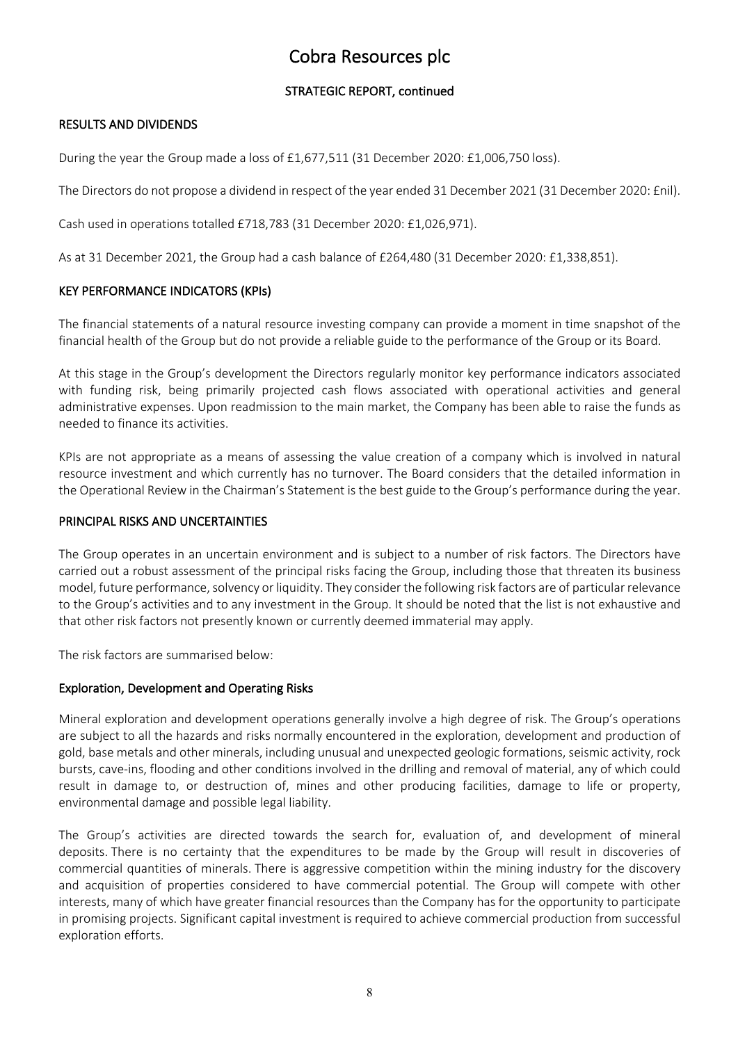# Cobra Resources plc

## STRATEGIC REPORT, continued

### RESULTS AND DIVIDENDS

During the year the Group made a loss of £1,677,511 (31 December 2020: £1,006,750 loss).

The Directors do not propose a dividend in respect of the year ended 31 December 2021 (31 December 2020: £nil).

Cash used in operations totalled £718,783 (31 December 2020: £1,026,971).

As at 31 December 2021, the Group had a cash balance of £264,480 (31 December 2020: £1,338,851).

### KEY PERFORMANCE INDICATORS (KPIs)

The financial statements of a natural resource investing company can provide a moment in time snapshot of the financial health of the Group but do not provide a reliable guide to the performance of the Group or its Board.

At this stage in the Group's development the Directors regularly monitor key performance indicators associated with funding risk, being primarily projected cash flows associated with operational activities and general administrative expenses. Upon readmission to the main market, the Company has been able to raise the funds as needed to finance its activities.

KPIs are not appropriate as a means of assessing the value creation of a company which is involved in natural resource investment and which currently has no turnover. The Board considers that the detailed information in the Operational Review in the Chairman's Statement is the best guide to the Group's performance during the year.

### PRINCIPAL RISKS AND UNCERTAINTIES

The Group operates in an uncertain environment and is subject to a number of risk factors. The Directors have carried out a robust assessment of the principal risks facing the Group, including those that threaten its business model, future performance, solvency or liquidity. They consider the following risk factors are of particular relevance to the Group's activities and to any investment in the Group. It should be noted that the list is not exhaustive and that other risk factors not presently known or currently deemed immaterial may apply.

The risk factors are summarised below:

#### Exploration, Development and Operating Risks

Mineral exploration and development operations generally involve a high degree of risk. The Group's operations are subject to all the hazards and risks normally encountered in the exploration, development and production of gold, base metals and other minerals, including unusual and unexpected geologic formations, seismic activity, rock bursts, cave-ins, flooding and other conditions involved in the drilling and removal of material, any of which could result in damage to, or destruction of, mines and other producing facilities, damage to life or property, environmental damage and possible legal liability.

The Group's activities are directed towards the search for, evaluation of, and development of mineral deposits. There is no certainty that the expenditures to be made by the Group will result in discoveries of commercial quantities of minerals. There is aggressive competition within the mining industry for the discovery and acquisition of properties considered to have commercial potential. The Group will compete with other interests, many of which have greater financial resources than the Company has for the opportunity to participate in promising projects. Significant capital investment is required to achieve commercial production from successful exploration efforts.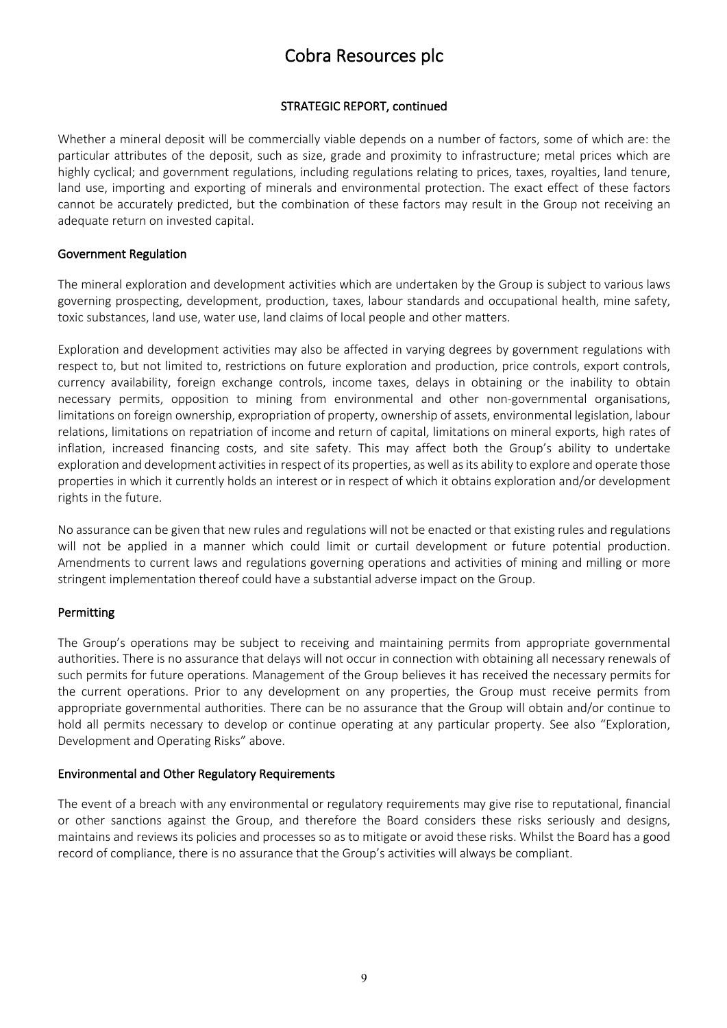STRATEGIC REPORT, continued

Whether a mineral deposit will be commercially viable depends on a number of factors, some of which are: the particular attributes of the deposit, such as size, grade and proximity to infrastructure; metal prices which are highly cyclical; and government regulations, including regulations relating to prices, taxes, royalties, land tenure, land use, importing and exporting of minerals and environmental protection. The exact effect of these factors cannot be accurately predicted, but the combination of these factors may result in the Group not receiving an adequate return on invested capital.

## Government Regulation

The mineral exploration and development activities which are undertaken by the Group is subject to various laws governing prospecting, development, production, taxes, labour standards and occupational health, mine safety, toxic substances, land use, water use, land claims of local people and other matters.

Exploration and development activities may also be affected in varying degrees by government regulations with respect to, but not limited to, restrictions on future exploration and production, price controls, export controls, currency availability, foreign exchange controls, income taxes, delays in obtaining or the inability to obtain necessary permits, opposition to mining from environmental and other non-governmental organisations, limitations on foreign ownership, expropriation of property, ownership of assets, environmental legislation, labour relations, limitations on repatriation of income and return of capital, limitations on mineral exports, high rates of inflation, increased financing costs, and site safety. This may affect both the Group's ability to undertake exploration and development activities in respect of its properties, as well as its ability to explore and operate those properties in which it currently holds an interest or in respect of which it obtains exploration and/or development rights in the future.

No assurance can be given that new rules and regulations will not be enacted or that existing rules and regulations will not be applied in a manner which could limit or curtail development or future potential production. Amendments to current laws and regulations governing operations and activities of mining and milling or more stringent implementation thereof could have a substantial adverse impact on the Group.

## Permitting

The Group's operations may be subject to receiving and maintaining permits from appropriate governmental authorities. There is no assurance that delays will not occur in connection with obtaining all necessary renewals of such permits for future operations. Management of the Group believes it has received the necessary permits for the current operations. Prior to any development on any properties, the Group must receive permits from appropriate governmental authorities. There can be no assurance that the Group will obtain and/or continue to hold all permits necessary to develop or continue operating at any particular property. See also "Exploration, Development and Operating Risks" above.

## Environmental and Other Regulatory Requirements

The event of a breach with any environmental or regulatory requirements may give rise to reputational, financial or other sanctions against the Group, and therefore the Board considers these risks seriously and designs, maintains and reviews its policies and processes so as to mitigate or avoid these risks. Whilst the Board has a good record of compliance, there is no assurance that the Group's activities will always be compliant.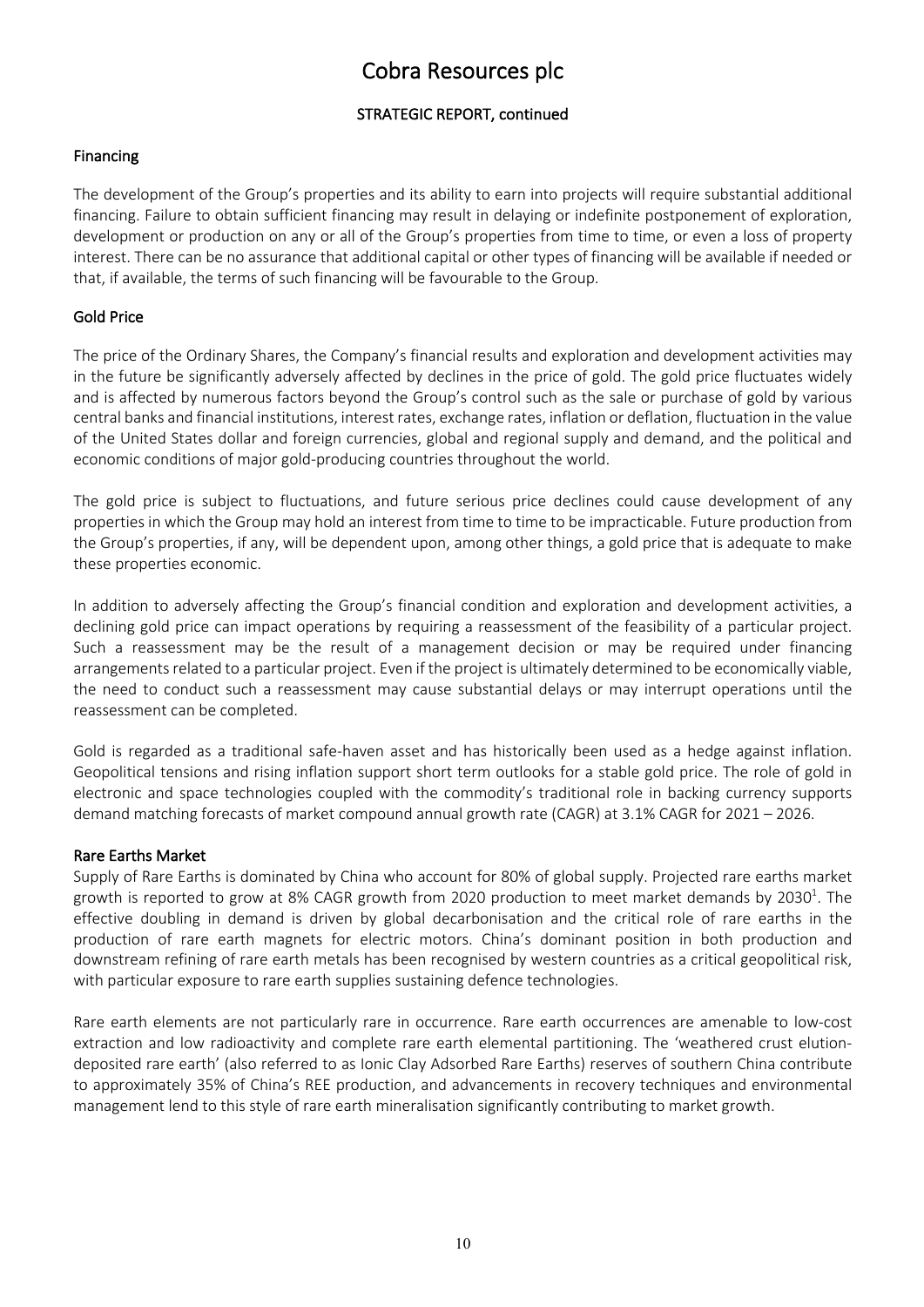# Cobra Resources plc

## STRATEGIC REPORT, continued

### Financing

The development of the Group's properties and its ability to earn into projects will require substantial additional financing. Failure to obtain sufficient financing may result in delaying or indefinite postponement of exploration, development or production on any or all of the Group's properties from time to time, or even a loss of property interest. There can be no assurance that additional capital or other types of financing will be available if needed or that, if available, the terms of such financing will be favourable to the Group.

### Gold Price

The price of the Ordinary Shares, the Company's financial results and exploration and development activities may in the future be significantly adversely affected by declines in the price of gold. The gold price fluctuates widely and is affected by numerous factors beyond the Group's control such as the sale or purchase of gold by various central banks and financial institutions, interest rates, exchange rates, inflation or deflation, fluctuation in the value of the United States dollar and foreign currencies, global and regional supply and demand, and the political and economic conditions of major gold-producing countries throughout the world.

The gold price is subject to fluctuations, and future serious price declines could cause development of any properties in which the Group may hold an interest from time to time to be impracticable. Future production from the Group's properties, if any, will be dependent upon, among other things, a gold price that is adequate to make these properties economic.

In addition to adversely affecting the Group's financial condition and exploration and development activities, a declining gold price can impact operations by requiring a reassessment of the feasibility of a particular project. Such a reassessment may be the result of a management decision or may be required under financing arrangements related to a particular project. Even if the project is ultimately determined to be economically viable, the need to conduct such a reassessment may cause substantial delays or may interrupt operations until the reassessment can be completed.

Gold is regarded as a traditional safe-haven asset and has historically been used as a hedge against inflation. Geopolitical tensions and rising inflation support short term outlooks for a stable gold price. The role of gold in electronic and space technologies coupled with the commodity's traditional role in backing currency supports demand matching forecasts of market compound annual growth rate (CAGR) at 3.1% CAGR for 2021 – 2026.

### Rare Earths Market

Supply of Rare Earths is dominated by China who account for 80% of global supply. Projected rare earths market growth is reported to grow at 8% CAGR growth from 2020 production to meet market demands by 2030[1]. The effective doubling in demand is driven by global decarbonisation and the critical role of rare earths in the production of rare earth magnets for electric motors. China's dominant position in both production and downstream refining of rare earth metals has been recognised by western countries as a critical geopolitical risk, with particular exposure to rare earth supplies sustaining defence technologies.

Rare earth elements are not particularly rare in occurrence. Rare earth occurrences are amenable to low-cost extraction and low radioactivity and complete rare earth elemental partitioning. The 'weathered crust elution-deposited rare earth' (also referred to as Ionic Clay Adsorbed Rare Earths) reserves of southern China contribute to approximately 35% of China's REE production, and advancements in recovery techniques and environmental management lend to this style of rare earth mineralisation significantly contributing to market growth.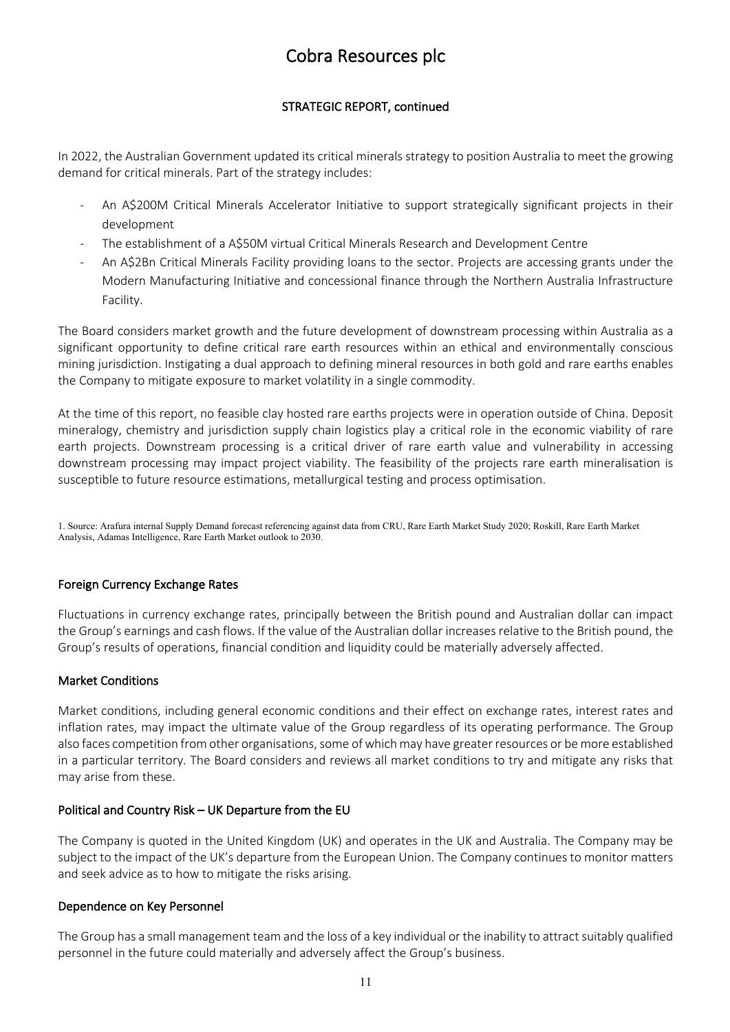## STRATEGIC REPORT, continued

In 2022, the Australian Government updated its critical minerals strategy to position Australia to meet the growing demand for critical minerals. Part of the strategy includes:

- An A$200M Critical Minerals Accelerator Initiative to support strategically significant projects in their development
- The establishment of a A$50M virtual Critical Minerals Research and Development Centre
- An A$2Bn Critical Minerals Facility providing loans to the sector. Projects are accessing grants under the Modern Manufacturing Initiative and concessional finance through the Northern Australia Infrastructure Facility.

The Board considers market growth and the future development of downstream processing within Australia as a significant opportunity to define critical rare earth resources within an ethical and environmentally conscious mining jurisdiction. Instigating a dual approach to defining mineral resources in both gold and rare earths enables the Company to mitigate exposure to market volatility in a single commodity.

At the time of this report, no feasible clay hosted rare earths projects were in operation outside of China. Deposit mineralogy, chemistry and jurisdiction supply chain logistics play a critical role in the economic viability of rare earth projects. Downstream processing is a critical driver of rare earth value and vulnerability in accessing downstream processing may impact project viability. The feasibility of the projects rare earth mineralisation is susceptible to future resource estimations, metallurgical testing and process optimisation.

1. Source: Arafura internal Supply Demand forecast referencing against data from CRU, Rare Earth Market Study 2020; Roskill, Rare Earth Market Analysis, Adamas Intelligence, Rare Earth Market outlook to 2030.

### Foreign Currency Exchange Rates

Fluctuations in currency exchange rates, principally between the British pound and Australian dollar can impact the Group's earnings and cash flows. If the value of the Australian dollar increases relative to the British pound, the Group's results of operations, financial condition and liquidity could be materially adversely affected.

### Market Conditions

Market conditions, including general economic conditions and their effect on exchange rates, interest rates and inflation rates, may impact the ultimate value of the Group regardless of its operating performance. The Group also faces competition from other organisations, some of which may have greater resources or be more established in a particular territory. The Board considers and reviews all market conditions to try and mitigate any risks that may arise from these.

### Political and Country Risk – UK Departure from the EU

The Company is quoted in the United Kingdom (UK) and operates in the UK and Australia. The Company may be subject to the impact of the UK's departure from the European Union. The Company continues to monitor matters and seek advice as to how to mitigate the risks arising.

### Dependence on Key Personnel

The Group has a small management team and the loss of a key individual or the inability to attract suitably qualified personnel in the future could materially and adversely affect the Group's business.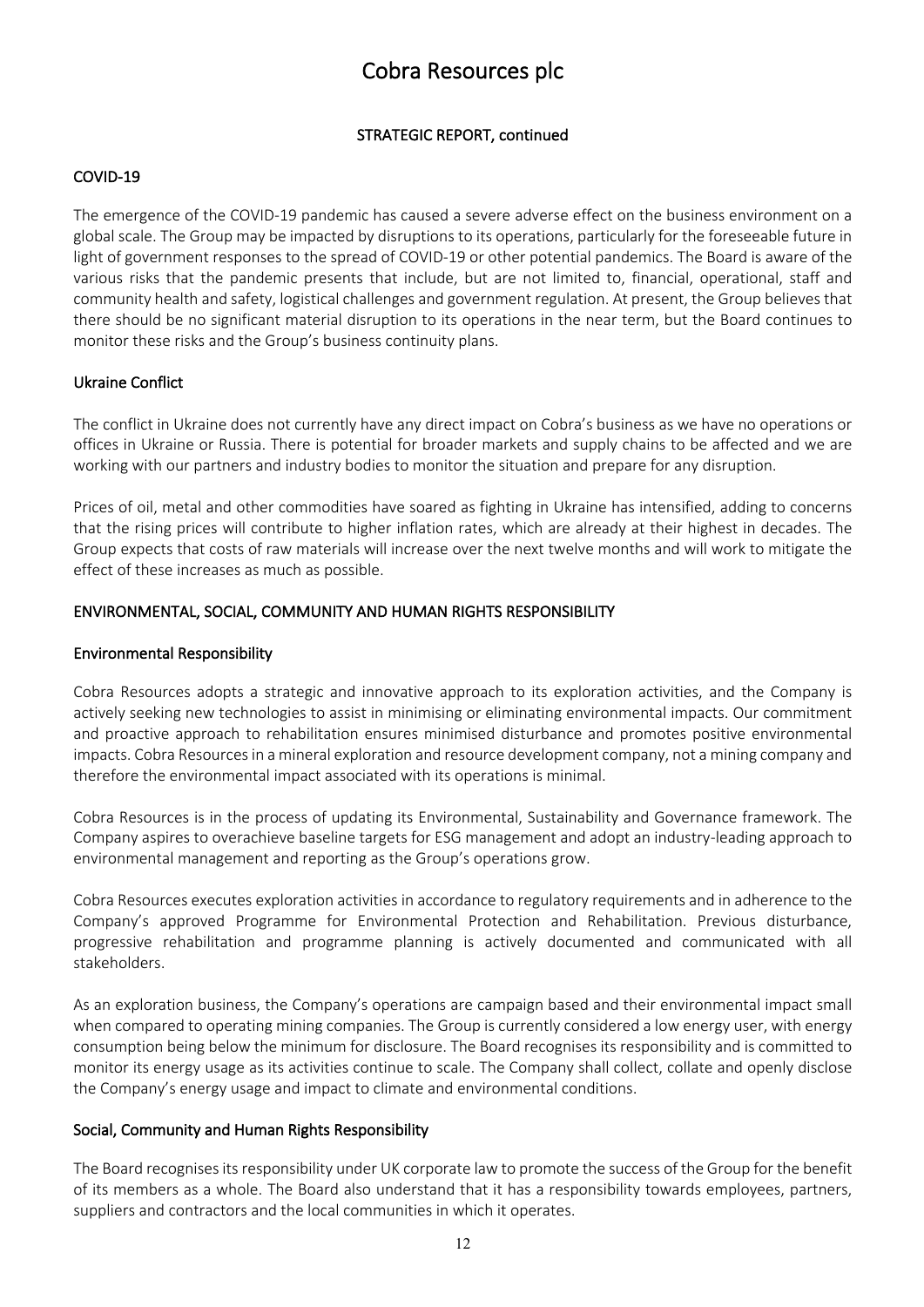# Cobra Resources plc

## STRATEGIC REPORT, continued

### COVID-19

The emergence of the COVID-19 pandemic has caused a severe adverse effect on the business environment on a global scale. The Group may be impacted by disruptions to its operations, particularly for the foreseeable future in light of government responses to the spread of COVID-19 or other potential pandemics. The Board is aware of the various risks that the pandemic presents that include, but are not limited to, financial, operational, staff and community health and safety, logistical challenges and government regulation. At present, the Group believes that there should be no significant material disruption to its operations in the near term, but the Board continues to monitor these risks and the Group's business continuity plans.

### Ukraine Conflict

The conflict in Ukraine does not currently have any direct impact on Cobra's business as we have no operations or offices in Ukraine or Russia. There is potential for broader markets and supply chains to be affected and we are working with our partners and industry bodies to monitor the situation and prepare for any disruption.

Prices of oil, metal and other commodities have soared as fighting in Ukraine has intensified, adding to concerns that the rising prices will contribute to higher inflation rates, which are already at their highest in decades. The Group expects that costs of raw materials will increase over the next twelve months and will work to mitigate the effect of these increases as much as possible.

### ENVIRONMENTAL, SOCIAL, COMMUNITY AND HUMAN RIGHTS RESPONSIBILITY

### Environmental Responsibility

Cobra Resources adopts a strategic and innovative approach to its exploration activities, and the Company is actively seeking new technologies to assist in minimising or eliminating environmental impacts. Our commitment and proactive approach to rehabilitation ensures minimised disturbance and promotes positive environmental impacts. Cobra Resources in a mineral exploration and resource development company, not a mining company and therefore the environmental impact associated with its operations is minimal.

Cobra Resources is in the process of updating its Environmental, Sustainability and Governance framework. The Company aspires to overachieve baseline targets for ESG management and adopt an industry-leading approach to environmental management and reporting as the Group's operations grow.

Cobra Resources executes exploration activities in accordance to regulatory requirements and in adherence to the Company's approved Programme for Environmental Protection and Rehabilitation. Previous disturbance, progressive rehabilitation and programme planning is actively documented and communicated with all stakeholders.

As an exploration business, the Company's operations are campaign based and their environmental impact small when compared to operating mining companies. The Group is currently considered a low energy user, with energy consumption being below the minimum for disclosure. The Board recognises its responsibility and is committed to monitor its energy usage as its activities continue to scale. The Company shall collect, collate and openly disclose the Company's energy usage and impact to climate and environmental conditions.

### Social, Community and Human Rights Responsibility

The Board recognises its responsibility under UK corporate law to promote the success of the Group for the benefit of its members as a whole. The Board also understand that it has a responsibility towards employees, partners, suppliers and contractors and the local communities in which it operates.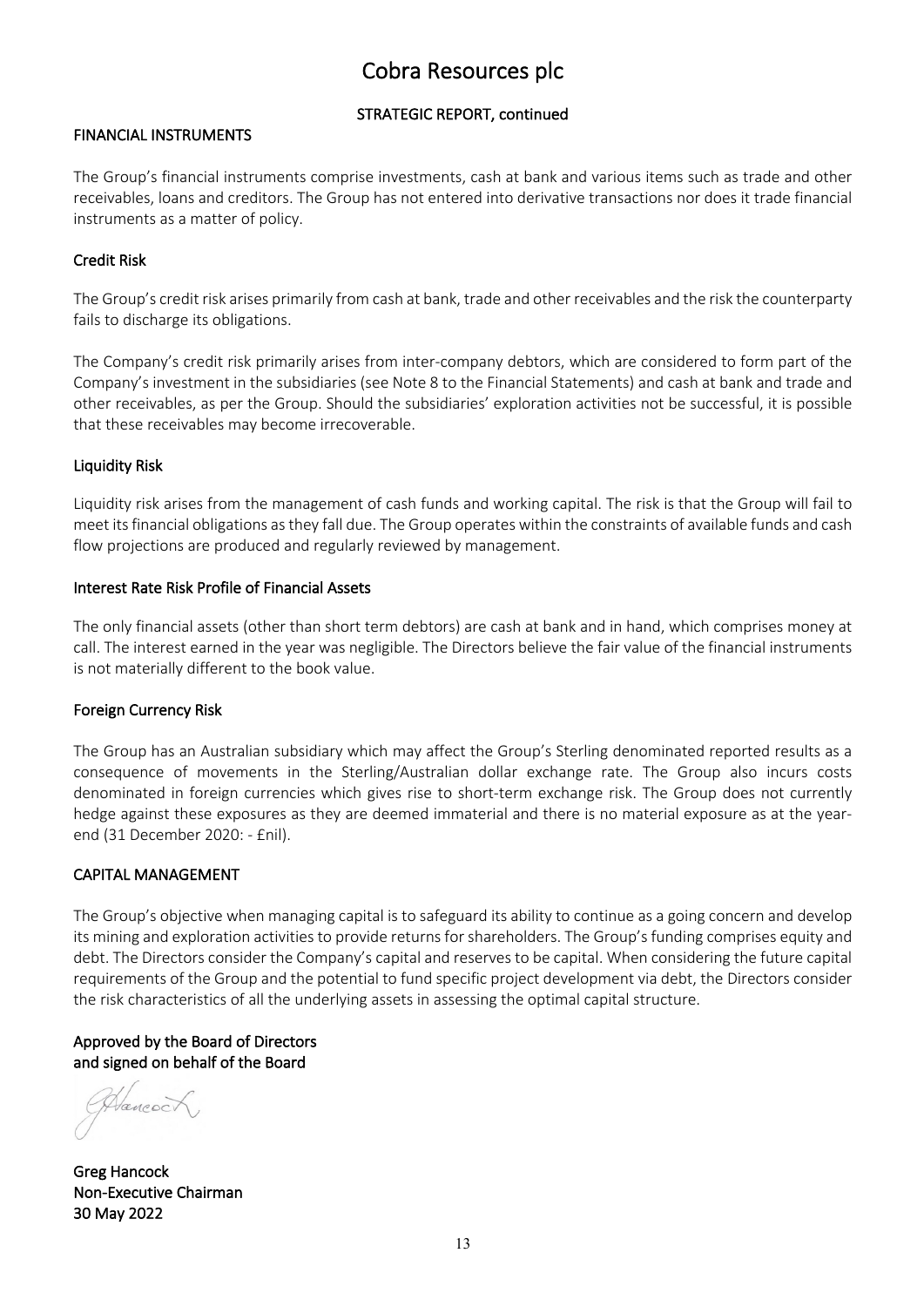# Cobra Resources plc

## STRATEGIC REPORT, continued

### FINANCIAL INSTRUMENTS

The Group's financial instruments comprise investments, cash at bank and various items such as trade and other receivables, loans and creditors. The Group has not entered into derivative transactions nor does it trade financial instruments as a matter of policy.

### Credit Risk

The Group's credit risk arises primarily from cash at bank, trade and other receivables and the risk the counterparty fails to discharge its obligations.

The Company's credit risk primarily arises from inter-company debtors, which are considered to form part of the Company's investment in the subsidiaries (see Note 8 to the Financial Statements) and cash at bank and trade and other receivables, as per the Group. Should the subsidiaries' exploration activities not be successful, it is possible that these receivables may become irrecoverable.

### Liquidity Risk

Liquidity risk arises from the management of cash funds and working capital. The risk is that the Group will fail to meet its financial obligations as they fall due. The Group operates within the constraints of available funds and cash flow projections are produced and regularly reviewed by management.

### Interest Rate Risk Profile of Financial Assets

The only financial assets (other than short term debtors) are cash at bank and in hand, which comprises money at call. The interest earned in the year was negligible. The Directors believe the fair value of the financial instruments is not materially different to the book value.

### Foreign Currency Risk

The Group has an Australian subsidiary which may affect the Group's Sterling denominated reported results as a consequence of movements in the Sterling/Australian dollar exchange rate. The Group also incurs costs denominated in foreign currencies which gives rise to short-term exchange risk. The Group does not currently hedge against these exposures as they are deemed immaterial and there is no material exposure as at the year-end (31 December 2020: - £nil).

### CAPITAL MANAGEMENT

The Group's objective when managing capital is to safeguard its ability to continue as a going concern and develop its mining and exploration activities to provide returns for shareholders. The Group's funding comprises equity and debt. The Directors consider the Company's capital and reserves to be capital. When considering the future capital requirements of the Group and the potential to fund specific project development via debt, the Directors consider the risk characteristics of all the underlying assets in assessing the optimal capital structure.

**Approved by the Board of Directors**
**and signed on behalf of the Board**

**Greg Hancock**
**Non-Executive Chairman**
**30 May 2022**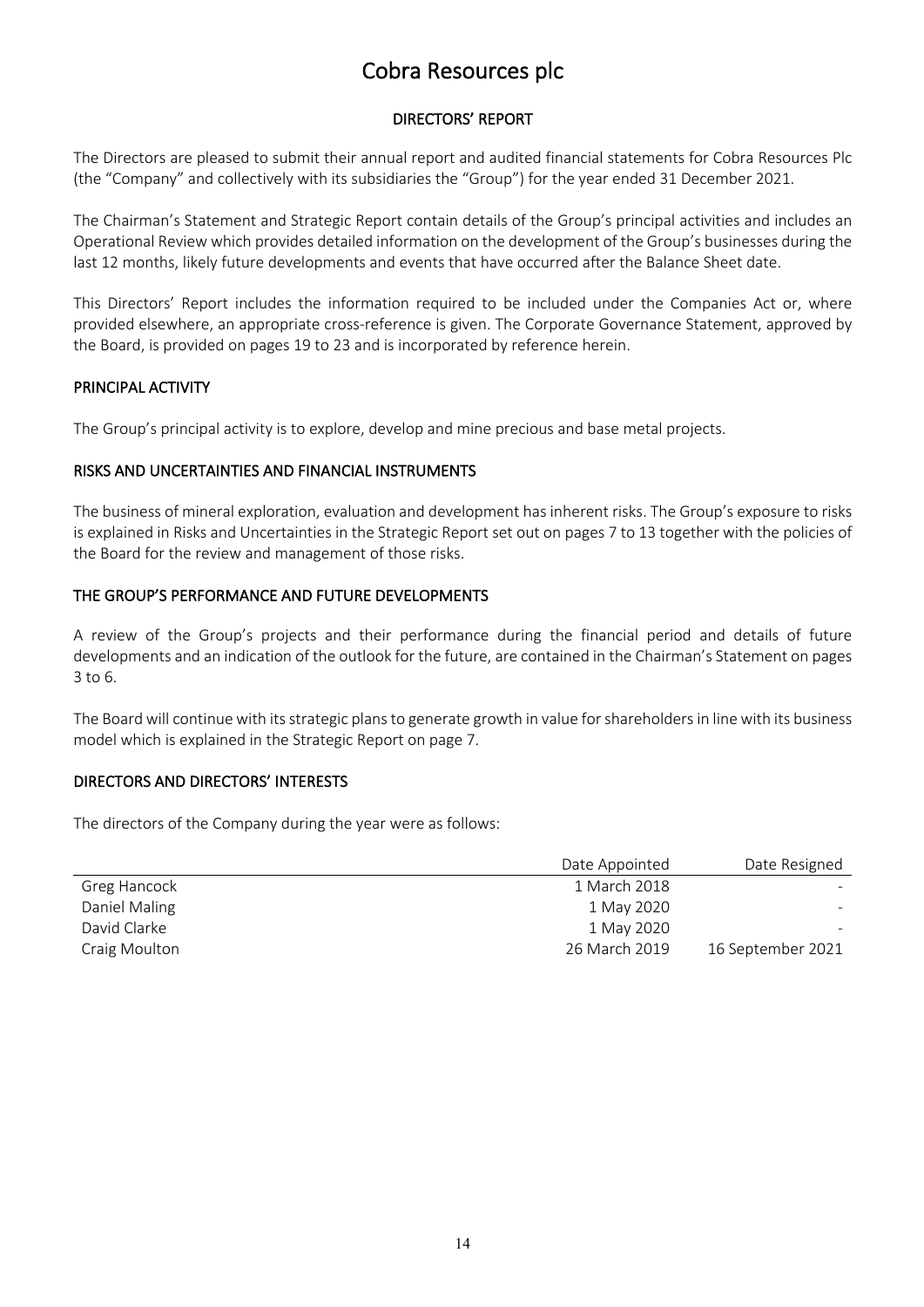# Cobra Resources plc

## DIRECTORS' REPORT

The Directors are pleased to submit their annual report and audited financial statements for Cobra Resources Plc (the "Company" and collectively with its subsidiaries the "Group") for the year ended 31 December 2021.

The Chairman's Statement and Strategic Report contain details of the Group's principal activities and includes an Operational Review which provides detailed information on the development of the Group's businesses during the last 12 months, likely future developments and events that have occurred after the Balance Sheet date.

This Directors' Report includes the information required to be included under the Companies Act or, where provided elsewhere, an appropriate cross-reference is given. The Corporate Governance Statement, approved by the Board, is provided on pages 19 to 23 and is incorporated by reference herein.

### PRINCIPAL ACTIVITY

The Group's principal activity is to explore, develop and mine precious and base metal projects.

### RISKS AND UNCERTAINTIES AND FINANCIAL INSTRUMENTS

The business of mineral exploration, evaluation and development has inherent risks. The Group's exposure to risks is explained in Risks and Uncertainties in the Strategic Report set out on pages 7 to 13 together with the policies of the Board for the review and management of those risks.

### THE GROUP'S PERFORMANCE AND FUTURE DEVELOPMENTS

A review of the Group's projects and their performance during the financial period and details of future developments and an indication of the outlook for the future, are contained in the Chairman's Statement on pages 3 to 6.

The Board will continue with its strategic plans to generate growth in value for shareholders in line with its business model which is explained in the Strategic Report on page 7.

### DIRECTORS AND DIRECTORS' INTERESTS

The directors of the Company during the year were as follows:

| | Date Appointed | Date Resigned |
|---|---|---|
| Greg Hancock | 1 March 2018 | - |
| Daniel Maling | 1 May 2020 | - |
| David Clarke | 1 May 2020 | - |
| Craig Moulton | 26 March 2019 | 16 September 2021 |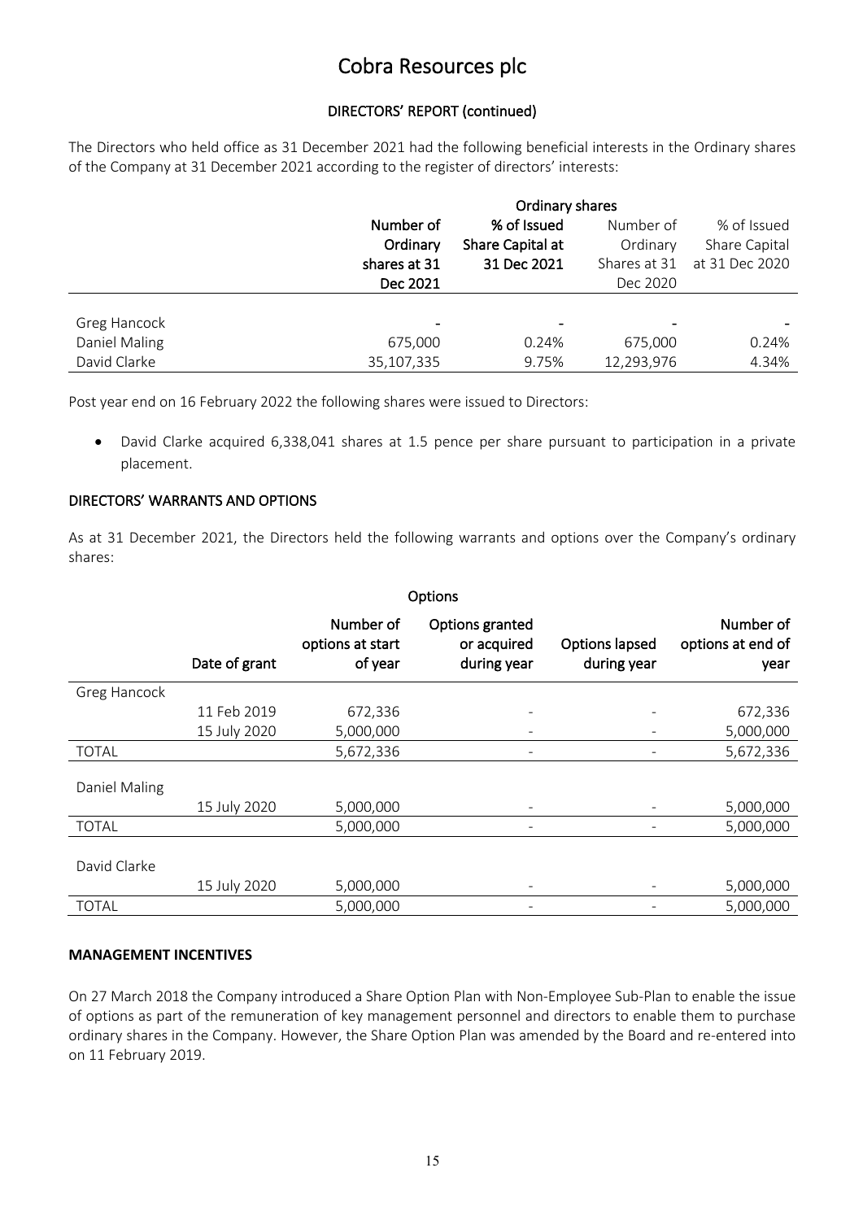# Cobra Resources plc

## DIRECTORS' REPORT (continued)

The Directors who held office as 31 December 2021 had the following beneficial interests in the Ordinary shares of the Company at 31 December 2021 according to the register of directors' interests:

| | Ordinary shares | | | |
|---|---|---|---|---|
| | **Number of Ordinary shares at 31 Dec 2021** | **% of Issued Share Capital at 31 Dec 2021** | Number of Ordinary Shares at 31 Dec 2020 | % of Issued Share Capital at 31 Dec 2020 |
| Greg Hancock | - | - | - | - |
| Daniel Maling | 675,000 | 0.24% | 675,000 | 0.24% |
| David Clarke | 35,107,335 | 9.75% | 12,293,976 | 4.34% |

Post year end on 16 February 2022 the following shares were issued to Directors:

- David Clarke acquired 6,338,041 shares at 1.5 pence per share pursuant to participation in a private placement.

### DIRECTORS' WARRANTS AND OPTIONS

As at 31 December 2021, the Directors held the following warrants and options over the Company's ordinary shares:

| | | Options | | | |
|---|---|---|---|---|---|
| | Date of grant | Number of options at start of year | Options granted or acquired during year | Options lapsed during year | Number of options at end of year |
| Greg Hancock | | | | | |
| | 11 Feb 2019 | 672,336 | - | - | 672,336 |
| | 15 July 2020 | 5,000,000 | - | - | 5,000,000 |
| TOTAL | | 5,672,336 | - | - | 5,672,336 |
| Daniel Maling | | | | | |
| | 15 July 2020 | 5,000,000 | - | - | 5,000,000 |
| TOTAL | | 5,000,000 | - | - | 5,000,000 |
| David Clarke | | | | | |
| | 15 July 2020 | 5,000,000 | - | - | 5,000,000 |
| TOTAL | | 5,000,000 | - | - | 5,000,000 |

### MANAGEMENT INCENTIVES

On 27 March 2018 the Company introduced a Share Option Plan with Non-Employee Sub-Plan to enable the issue of options as part of the remuneration of key management personnel and directors to enable them to purchase ordinary shares in the Company. However, the Share Option Plan was amended by the Board and re-entered into on 11 February 2019.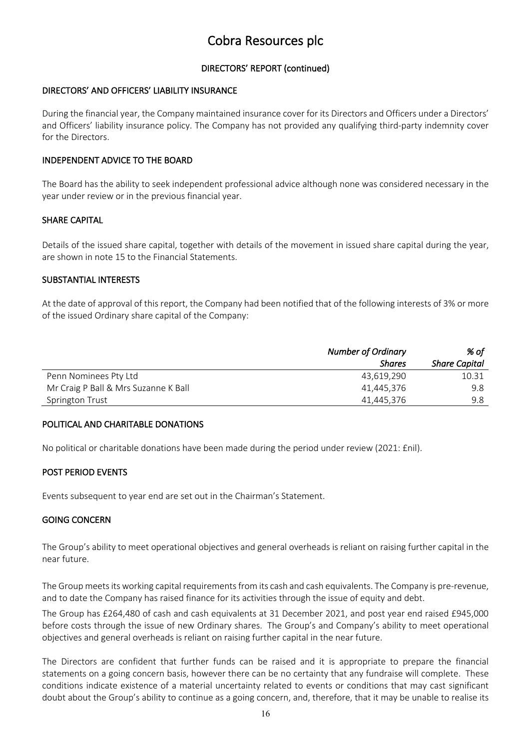# Cobra Resources plc

## DIRECTORS' REPORT (continued)

### DIRECTORS' AND OFFICERS' LIABILITY INSURANCE

During the financial year, the Company maintained insurance cover for its Directors and Officers under a Directors' and Officers' liability insurance policy. The Company has not provided any qualifying third-party indemnity cover for the Directors.

### INDEPENDENT ADVICE TO THE BOARD

The Board has the ability to seek independent professional advice although none was considered necessary in the year under review or in the previous financial year.

### SHARE CAPITAL

Details of the issued share capital, together with details of the movement in issued share capital during the year, are shown in note 15 to the Financial Statements.

### SUBSTANTIAL INTERESTS

At the date of approval of this report, the Company had been notified that of the following interests of 3% or more of the issued Ordinary share capital of the Company:

| | *Number of Ordinary Shares* | *% of Share Capital* |
|---|---|---|
| Penn Nominees Pty Ltd | 43,619,290 | 10.31 |
| Mr Craig P Ball & Mrs Suzanne K Ball | 41,445,376 | 9.8 |
| Springton Trust | 41,445,376 | 9.8 |

### POLITICAL AND CHARITABLE DONATIONS

No political or charitable donations have been made during the period under review (2021: £nil).

### POST PERIOD EVENTS

Events subsequent to year end are set out in the Chairman's Statement.

### GOING CONCERN

The Group's ability to meet operational objectives and general overheads is reliant on raising further capital in the near future.

The Group meets its working capital requirements from its cash and cash equivalents. The Company is pre-revenue, and to date the Company has raised finance for its activities through the issue of equity and debt.

The Group has £264,480 of cash and cash equivalents at 31 December 2021, and post year end raised £945,000 before costs through the issue of new Ordinary shares. The Group's and Company's ability to meet operational objectives and general overheads is reliant on raising further capital in the near future.

The Directors are confident that further funds can be raised and it is appropriate to prepare the financial statements on a going concern basis, however there can be no certainty that any fundraise will complete. These conditions indicate existence of a material uncertainty related to events or conditions that may cast significant doubt about the Group's ability to continue as a going concern, and, therefore, that it may be unable to realise its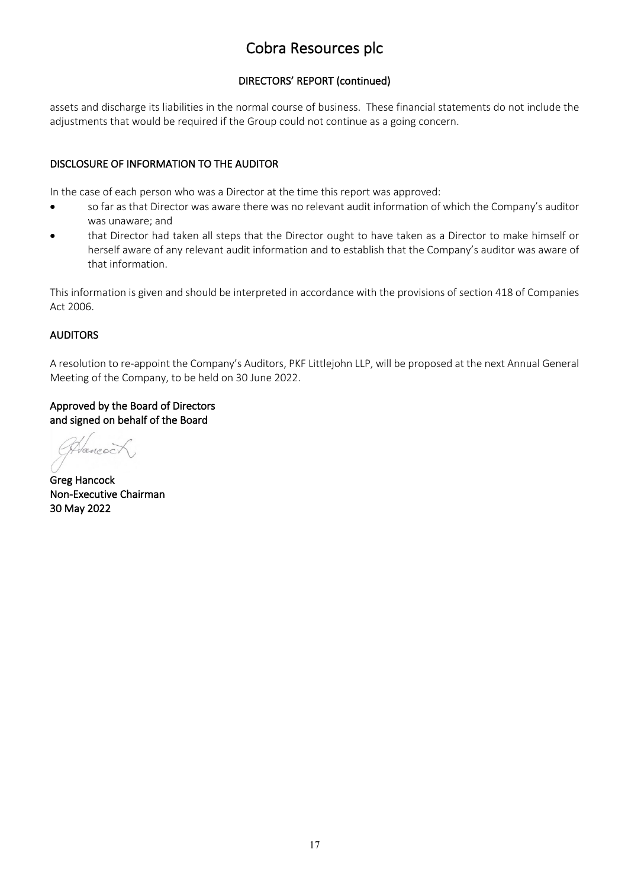assets and discharge its liabilities in the normal course of business. These financial statements do not include the adjustments that would be required if the Group could not continue as a going concern.

## DISCLOSURE OF INFORMATION TO THE AUDITOR

In the case of each person who was a Director at the time this report was approved:

- so far as that Director was aware there was no relevant audit information of which the Company's auditor was unaware; and
- that Director had taken all steps that the Director ought to have taken as a Director to make himself or herself aware of any relevant audit information and to establish that the Company's auditor was aware of that information.

This information is given and should be interpreted in accordance with the provisions of section 418 of Companies Act 2006.

## AUDITORS

A resolution to re-appoint the Company's Auditors, PKF Littlejohn LLP, will be proposed at the next Annual General Meeting of the Company, to be held on 30 June 2022.

**Approved by the Board of Directors**
**and signed on behalf of the Board**

**Greg Hancock**
**Non-Executive Chairman**
**30 May 2022**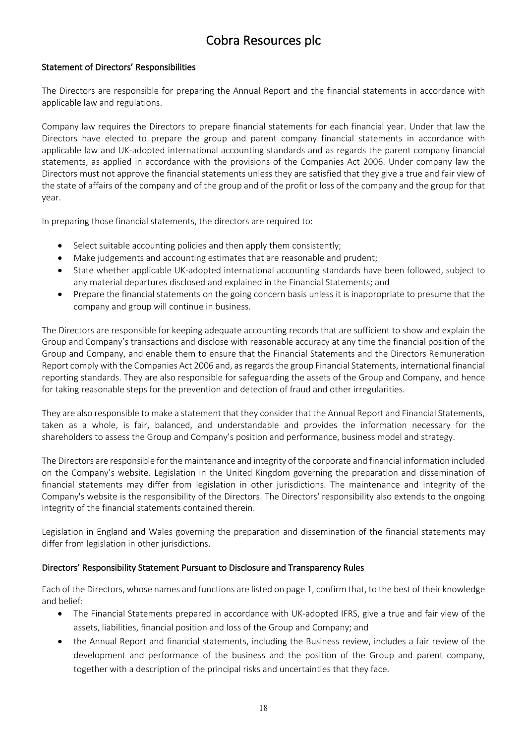## Statement of Directors' Responsibilities

The Directors are responsible for preparing the Annual Report and the financial statements in accordance with applicable law and regulations.

Company law requires the Directors to prepare financial statements for each financial year. Under that law the Directors have elected to prepare the group and parent company financial statements in accordance with applicable law and UK-adopted international accounting standards and as regards the parent company financial statements, as applied in accordance with the provisions of the Companies Act 2006. Under company law the Directors must not approve the financial statements unless they are satisfied that they give a true and fair view of the state of affairs of the company and of the group and of the profit or loss of the company and the group for that year.

In preparing those financial statements, the directors are required to:

- Select suitable accounting policies and then apply them consistently;
- Make judgements and accounting estimates that are reasonable and prudent;
- State whether applicable UK-adopted international accounting standards have been followed, subject to any material departures disclosed and explained in the Financial Statements; and
- Prepare the financial statements on the going concern basis unless it is inappropriate to presume that the company and group will continue in business.

The Directors are responsible for keeping adequate accounting records that are sufficient to show and explain the Group and Company's transactions and disclose with reasonable accuracy at any time the financial position of the Group and Company, and enable them to ensure that the Financial Statements and the Directors Remuneration Report comply with the Companies Act 2006 and, as regards the group Financial Statements, international financial reporting standards. They are also responsible for safeguarding the assets of the Group and Company, and hence for taking reasonable steps for the prevention and detection of fraud and other irregularities.

They are also responsible to make a statement that they consider that the Annual Report and Financial Statements, taken as a whole, is fair, balanced, and understandable and provides the information necessary for the shareholders to assess the Group and Company's position and performance, business model and strategy.

The Directors are responsible for the maintenance and integrity of the corporate and financial information included on the Company's website. Legislation in the United Kingdom governing the preparation and dissemination of financial statements may differ from legislation in other jurisdictions. The maintenance and integrity of the Company's website is the responsibility of the Directors. The Directors' responsibility also extends to the ongoing integrity of the financial statements contained therein.

Legislation in England and Wales governing the preparation and dissemination of the financial statements may differ from legislation in other jurisdictions.

## Directors' Responsibility Statement Pursuant to Disclosure and Transparency Rules

Each of the Directors, whose names and functions are listed on page 1, confirm that, to the best of their knowledge and belief:

- The Financial Statements prepared in accordance with UK-adopted IFRS, give a true and fair view of the assets, liabilities, financial position and loss of the Group and Company; and
- the Annual Report and financial statements, including the Business review, includes a fair review of the development and performance of the business and the position of the Group and parent company, together with a description of the principal risks and uncertainties that they face.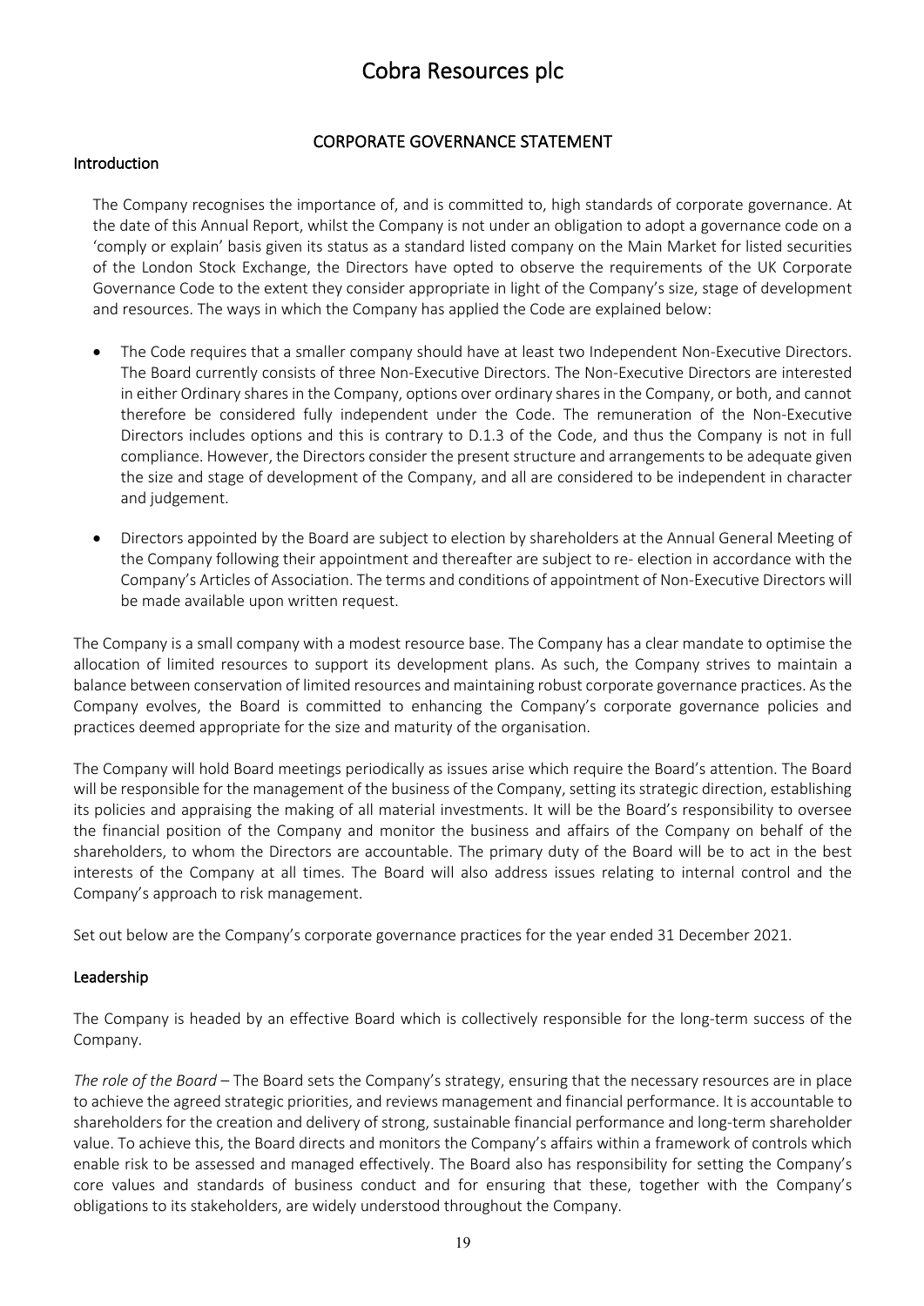# Cobra Resources plc

## CORPORATE GOVERNANCE STATEMENT

### Introduction

The Company recognises the importance of, and is committed to, high standards of corporate governance. At the date of this Annual Report, whilst the Company is not under an obligation to adopt a governance code on a 'comply or explain' basis given its status as a standard listed company on the Main Market for listed securities of the London Stock Exchange, the Directors have opted to observe the requirements of the UK Corporate Governance Code to the extent they consider appropriate in light of the Company's size, stage of development and resources. The ways in which the Company has applied the Code are explained below:

- The Code requires that a smaller company should have at least two Independent Non-Executive Directors. The Board currently consists of three Non-Executive Directors. The Non-Executive Directors are interested in either Ordinary shares in the Company, options over ordinary shares in the Company, or both, and cannot therefore be considered fully independent under the Code. The remuneration of the Non-Executive Directors includes options and this is contrary to D.1.3 of the Code, and thus the Company is not in full compliance. However, the Directors consider the present structure and arrangements to be adequate given the size and stage of development of the Company, and all are considered to be independent in character and judgement.
- Directors appointed by the Board are subject to election by shareholders at the Annual General Meeting of the Company following their appointment and thereafter are subject to re- election in accordance with the Company's Articles of Association. The terms and conditions of appointment of Non-Executive Directors will be made available upon written request.

The Company is a small company with a modest resource base. The Company has a clear mandate to optimise the allocation of limited resources to support its development plans. As such, the Company strives to maintain a balance between conservation of limited resources and maintaining robust corporate governance practices. As the Company evolves, the Board is committed to enhancing the Company's corporate governance policies and practices deemed appropriate for the size and maturity of the organisation.

The Company will hold Board meetings periodically as issues arise which require the Board's attention. The Board will be responsible for the management of the business of the Company, setting its strategic direction, establishing its policies and appraising the making of all material investments. It will be the Board's responsibility to oversee the financial position of the Company and monitor the business and affairs of the Company on behalf of the shareholders, to whom the Directors are accountable. The primary duty of the Board will be to act in the best interests of the Company at all times. The Board will also address issues relating to internal control and the Company's approach to risk management.

Set out below are the Company's corporate governance practices for the year ended 31 December 2021.

### Leadership

The Company is headed by an effective Board which is collectively responsible for the long-term success of the Company.

*The role of the Board* – The Board sets the Company's strategy, ensuring that the necessary resources are in place to achieve the agreed strategic priorities, and reviews management and financial performance. It is accountable to shareholders for the creation and delivery of strong, sustainable financial performance and long-term shareholder value. To achieve this, the Board directs and monitors the Company's affairs within a framework of controls which enable risk to be assessed and managed effectively. The Board also has responsibility for setting the Company's core values and standards of business conduct and for ensuring that these, together with the Company's obligations to its stakeholders, are widely understood throughout the Company.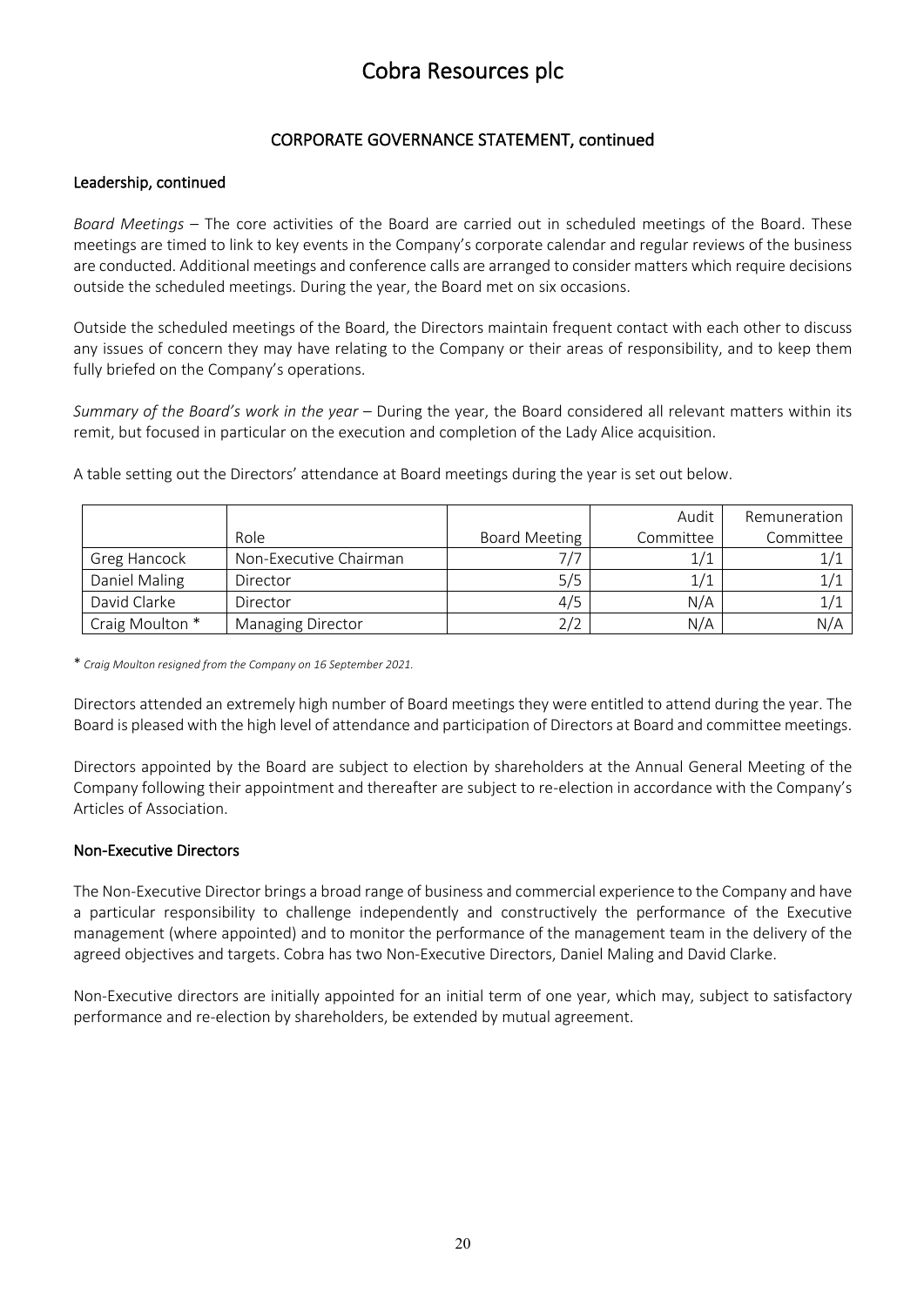## CORPORATE GOVERNANCE STATEMENT, continued

### Leadership, continued

*Board Meetings* – The core activities of the Board are carried out in scheduled meetings of the Board. These meetings are timed to link to key events in the Company's corporate calendar and regular reviews of the business are conducted. Additional meetings and conference calls are arranged to consider matters which require decisions outside the scheduled meetings. During the year, the Board met on six occasions.

Outside the scheduled meetings of the Board, the Directors maintain frequent contact with each other to discuss any issues of concern they may have relating to the Company or their areas of responsibility, and to keep them fully briefed on the Company's operations.

*Summary of the Board's work in the year* – During the year, the Board considered all relevant matters within its remit, but focused in particular on the execution and completion of the Lady Alice acquisition.

A table setting out the Directors' attendance at Board meetings during the year is set out below.

| | Role | Board Meeting | Audit Committee | Remuneration Committee |
|---|---|---|---|---|
| Greg Hancock | Non-Executive Chairman | 7/7 | 1/1 | 1/1 |
| Daniel Maling | Director | 5/5 | 1/1 | 1/1 |
| David Clarke | Director | 4/5 | N/A | 1/1 |
| Craig Moulton * | Managing Director | 2/2 | N/A | N/A |

* *Craig Moulton resigned from the Company on 16 September 2021.*

Directors attended an extremely high number of Board meetings they were entitled to attend during the year. The Board is pleased with the high level of attendance and participation of Directors at Board and committee meetings.

Directors appointed by the Board are subject to election by shareholders at the Annual General Meeting of the Company following their appointment and thereafter are subject to re-election in accordance with the Company's Articles of Association.

### Non-Executive Directors

The Non-Executive Director brings a broad range of business and commercial experience to the Company and have a particular responsibility to challenge independently and constructively the performance of the Executive management (where appointed) and to monitor the performance of the management team in the delivery of the agreed objectives and targets. Cobra has two Non-Executive Directors, Daniel Maling and David Clarke.

Non-Executive directors are initially appointed for an initial term of one year, which may, subject to satisfactory performance and re-election by shareholders, be extended by mutual agreement.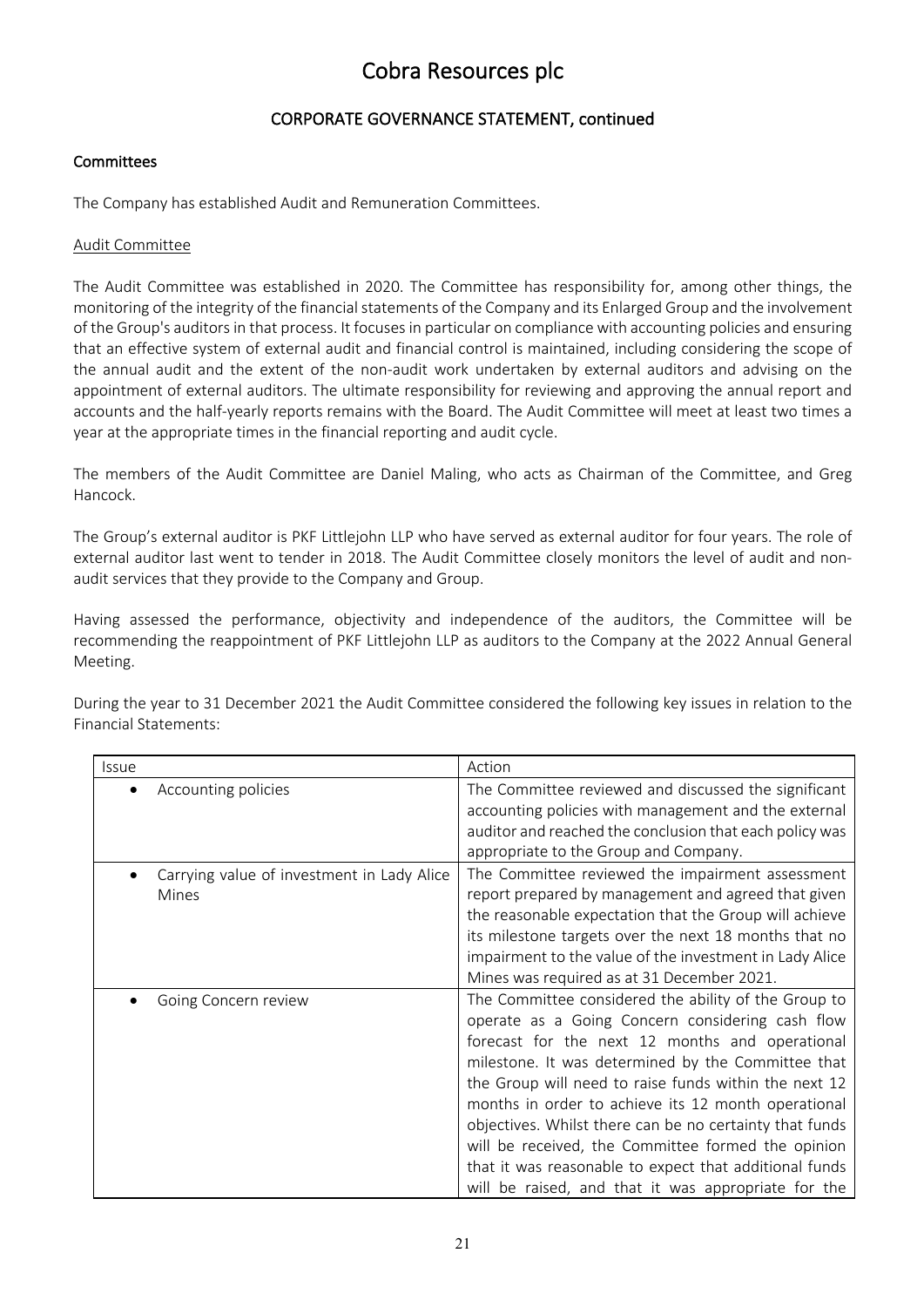# Cobra Resources plc

## CORPORATE GOVERNANCE STATEMENT, continued

### Committees

The Company has established Audit and Remuneration Committees.

#### Audit Committee

The Audit Committee was established in 2020. The Committee has responsibility for, among other things, the monitoring of the integrity of the financial statements of the Company and its Enlarged Group and the involvement of the Group's auditors in that process. It focuses in particular on compliance with accounting policies and ensuring that an effective system of external audit and financial control is maintained, including considering the scope of the annual audit and the extent of the non-audit work undertaken by external auditors and advising on the appointment of external auditors. The ultimate responsibility for reviewing and approving the annual report and accounts and the half-yearly reports remains with the Board. The Audit Committee will meet at least two times a year at the appropriate times in the financial reporting and audit cycle.

The members of the Audit Committee are Daniel Maling, who acts as Chairman of the Committee, and Greg Hancock.

The Group's external auditor is PKF Littlejohn LLP who have served as external auditor for four years. The role of external auditor last went to tender in 2018. The Audit Committee closely monitors the level of audit and non-audit services that they provide to the Company and Group.

Having assessed the performance, objectivity and independence of the auditors, the Committee will be recommending the reappointment of PKF Littlejohn LLP as auditors to the Company at the 2022 Annual General Meeting.

During the year to 31 December 2021 the Audit Committee considered the following key issues in relation to the Financial Statements:

| Issue | Action |
|---|---|
| • Accounting policies | The Committee reviewed and discussed the significant accounting policies with management and the external auditor and reached the conclusion that each policy was appropriate to the Group and Company. |
| • Carrying value of investment in Lady Alice Mines | The Committee reviewed the impairment assessment report prepared by management and agreed that given the reasonable expectation that the Group will achieve its milestone targets over the next 18 months that no impairment to the value of the investment in Lady Alice Mines was required as at 31 December 2021. |
| • Going Concern review | The Committee considered the ability of the Group to operate as a Going Concern considering cash flow forecast for the next 12 months and operational milestone. It was determined by the Committee that the Group will need to raise funds within the next 12 months in order to achieve its 12 month operational objectives. Whilst there can be no certainty that funds will be received, the Committee formed the opinion that it was reasonable to expect that additional funds will be raised, and that it was appropriate for the |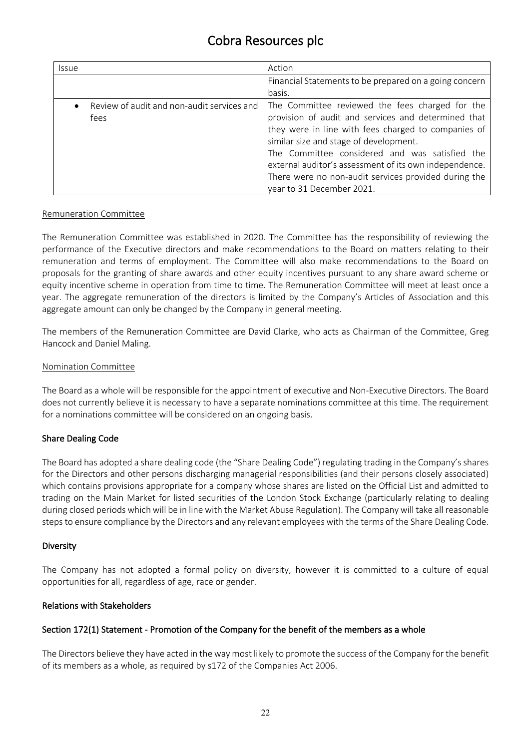| Issue | Action |
|---|---|
| | Financial Statements to be prepared on a going concern basis. |
| • Review of audit and non-audit services and fees | The Committee reviewed the fees charged for the provision of audit and services and determined that they were in line with fees charged to companies of similar size and stage of development.<br>The Committee considered and was satisfied the external auditor's assessment of its own independence.<br>There were no non-audit services provided during the year to 31 December 2021. |

Remuneration Committee

The Remuneration Committee was established in 2020. The Committee has the responsibility of reviewing the performance of the Executive directors and make recommendations to the Board on matters relating to their remuneration and terms of employment. The Committee will also make recommendations to the Board on proposals for the granting of share awards and other equity incentives pursuant to any share award scheme or equity incentive scheme in operation from time to time. The Remuneration Committee will meet at least once a year. The aggregate remuneration of the directors is limited by the Company's Articles of Association and this aggregate amount can only be changed by the Company in general meeting.

The members of the Remuneration Committee are David Clarke, who acts as Chairman of the Committee, Greg Hancock and Daniel Maling.

Nomination Committee

The Board as a whole will be responsible for the appointment of executive and Non-Executive Directors. The Board does not currently believe it is necessary to have a separate nominations committee at this time. The requirement for a nominations committee will be considered on an ongoing basis.

### Share Dealing Code

The Board has adopted a share dealing code (the "Share Dealing Code") regulating trading in the Company's shares for the Directors and other persons discharging managerial responsibilities (and their persons closely associated) which contains provisions appropriate for a company whose shares are listed on the Official List and admitted to trading on the Main Market for listed securities of the London Stock Exchange (particularly relating to dealing during closed periods which will be in line with the Market Abuse Regulation). The Company will take all reasonable steps to ensure compliance by the Directors and any relevant employees with the terms of the Share Dealing Code.

### Diversity

The Company has not adopted a formal policy on diversity, however it is committed to a culture of equal opportunities for all, regardless of age, race or gender.

### Relations with Stakeholders

### Section 172(1) Statement - Promotion of the Company for the benefit of the members as a whole

The Directors believe they have acted in the way most likely to promote the success of the Company for the benefit of its members as a whole, as required by s172 of the Companies Act 2006.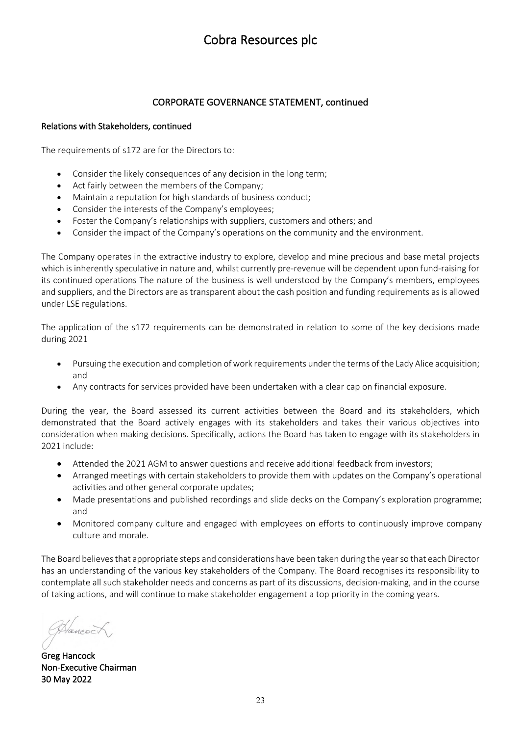## CORPORATE GOVERNANCE STATEMENT, continued

### Relations with Stakeholders, continued

The requirements of s172 are for the Directors to:

- Consider the likely consequences of any decision in the long term;
- Act fairly between the members of the Company;
- Maintain a reputation for high standards of business conduct;
- Consider the interests of the Company's employees;
- Foster the Company's relationships with suppliers, customers and others; and
- Consider the impact of the Company's operations on the community and the environment.

The Company operates in the extractive industry to explore, develop and mine precious and base metal projects which is inherently speculative in nature and, whilst currently pre-revenue will be dependent upon fund-raising for its continued operations The nature of the business is well understood by the Company's members, employees and suppliers, and the Directors are as transparent about the cash position and funding requirements as is allowed under LSE regulations.

The application of the s172 requirements can be demonstrated in relation to some of the key decisions made during 2021

- Pursuing the execution and completion of work requirements under the terms of the Lady Alice acquisition; and
- Any contracts for services provided have been undertaken with a clear cap on financial exposure.

During the year, the Board assessed its current activities between the Board and its stakeholders, which demonstrated that the Board actively engages with its stakeholders and takes their various objectives into consideration when making decisions. Specifically, actions the Board has taken to engage with its stakeholders in 2021 include:

- Attended the 2021 AGM to answer questions and receive additional feedback from investors;
- Arranged meetings with certain stakeholders to provide them with updates on the Company's operational activities and other general corporate updates;
- Made presentations and published recordings and slide decks on the Company's exploration programme; and
- Monitored company culture and engaged with employees on efforts to continuously improve company culture and morale.

The Board believes that appropriate steps and considerations have been taken during the year so that each Director has an understanding of the various key stakeholders of the Company. The Board recognises its responsibility to contemplate all such stakeholder needs and concerns as part of its discussions, decision-making, and in the course of taking actions, and will continue to make stakeholder engagement a top priority in the coming years.

**Greg Hancock**
**Non-Executive Chairman**
**30 May 2022**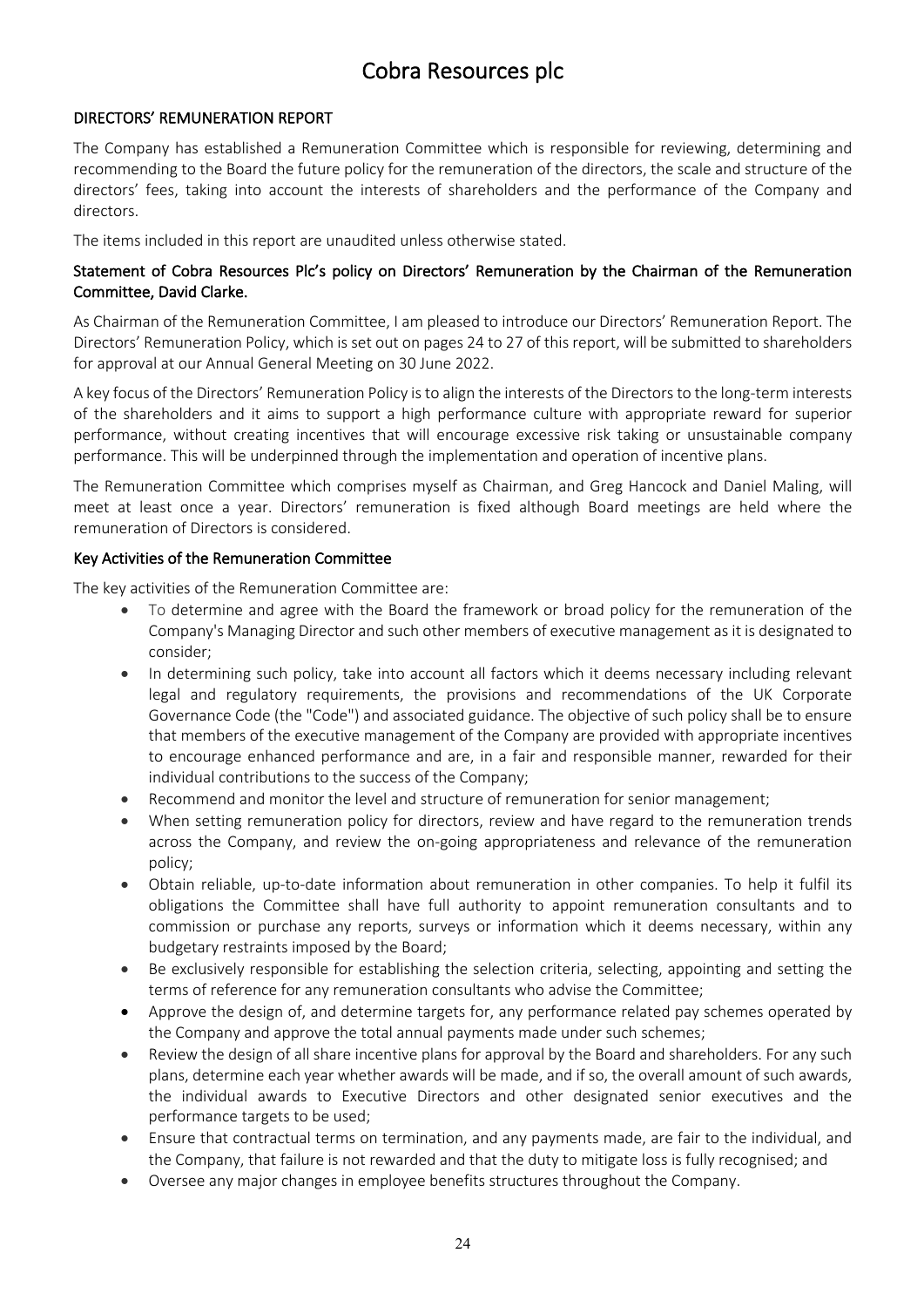# Cobra Resources plc

## DIRECTORS' REMUNERATION REPORT

The Company has established a Remuneration Committee which is responsible for reviewing, determining and recommending to the Board the future policy for the remuneration of the directors, the scale and structure of the directors' fees, taking into account the interests of shareholders and the performance of the Company and directors.

The items included in this report are unaudited unless otherwise stated.

### Statement of Cobra Resources Plc's policy on Directors' Remuneration by the Chairman of the Remuneration Committee, David Clarke.

As Chairman of the Remuneration Committee, I am pleased to introduce our Directors' Remuneration Report. The Directors' Remuneration Policy, which is set out on pages 24 to 27 of this report, will be submitted to shareholders for approval at our Annual General Meeting on 30 June 2022.

A key focus of the Directors' Remuneration Policy is to align the interests of the Directors to the long-term interests of the shareholders and it aims to support a high performance culture with appropriate reward for superior performance, without creating incentives that will encourage excessive risk taking or unsustainable company performance. This will be underpinned through the implementation and operation of incentive plans.

The Remuneration Committee which comprises myself as Chairman, and Greg Hancock and Daniel Maling, will meet at least once a year. Directors' remuneration is fixed although Board meetings are held where the remuneration of Directors is considered.

### Key Activities of the Remuneration Committee

The key activities of the Remuneration Committee are:

- To determine and agree with the Board the framework or broad policy for the remuneration of the Company's Managing Director and such other members of executive management as it is designated to consider;
- In determining such policy, take into account all factors which it deems necessary including relevant legal and regulatory requirements, the provisions and recommendations of the UK Corporate Governance Code (the "Code") and associated guidance. The objective of such policy shall be to ensure that members of the executive management of the Company are provided with appropriate incentives to encourage enhanced performance and are, in a fair and responsible manner, rewarded for their individual contributions to the success of the Company;
- Recommend and monitor the level and structure of remuneration for senior management;
- When setting remuneration policy for directors, review and have regard to the remuneration trends across the Company, and review the on-going appropriateness and relevance of the remuneration policy;
- Obtain reliable, up-to-date information about remuneration in other companies. To help it fulfil its obligations the Committee shall have full authority to appoint remuneration consultants and to commission or purchase any reports, surveys or information which it deems necessary, within any budgetary restraints imposed by the Board;
- Be exclusively responsible for establishing the selection criteria, selecting, appointing and setting the terms of reference for any remuneration consultants who advise the Committee;
- Approve the design of, and determine targets for, any performance related pay schemes operated by the Company and approve the total annual payments made under such schemes;
- Review the design of all share incentive plans for approval by the Board and shareholders. For any such plans, determine each year whether awards will be made, and if so, the overall amount of such awards, the individual awards to Executive Directors and other designated senior executives and the performance targets to be used;
- Ensure that contractual terms on termination, and any payments made, are fair to the individual, and the Company, that failure is not rewarded and that the duty to mitigate loss is fully recognised; and
- Oversee any major changes in employee benefits structures throughout the Company.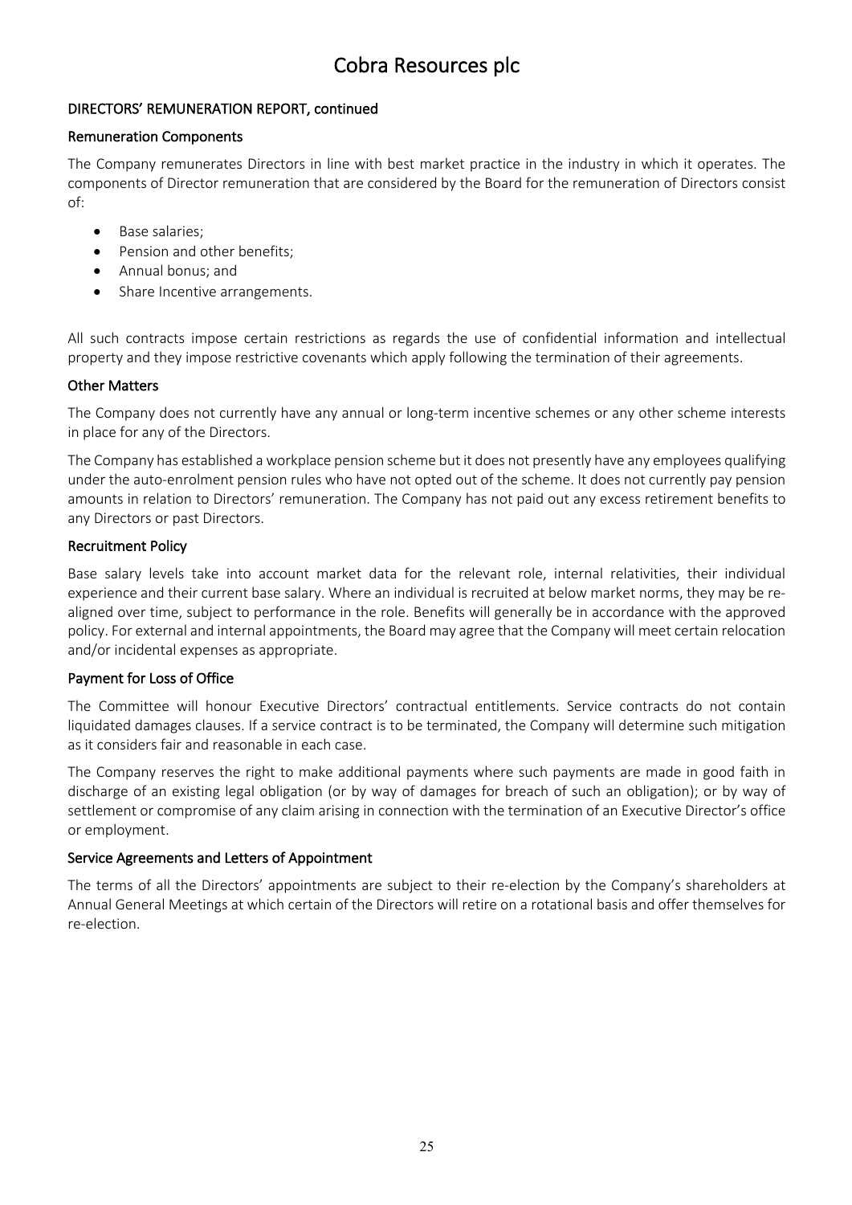## DIRECTORS' REMUNERATION REPORT, continued

### Remuneration Components

The Company remunerates Directors in line with best market practice in the industry in which it operates. The components of Director remuneration that are considered by the Board for the remuneration of Directors consist of:

- Base salaries;
- Pension and other benefits;
- Annual bonus; and
- Share Incentive arrangements.

All such contracts impose certain restrictions as regards the use of confidential information and intellectual property and they impose restrictive covenants which apply following the termination of their agreements.

### Other Matters

The Company does not currently have any annual or long-term incentive schemes or any other scheme interests in place for any of the Directors.

The Company has established a workplace pension scheme but it does not presently have any employees qualifying under the auto-enrolment pension rules who have not opted out of the scheme. It does not currently pay pension amounts in relation to Directors' remuneration. The Company has not paid out any excess retirement benefits to any Directors or past Directors.

### Recruitment Policy

Base salary levels take into account market data for the relevant role, internal relativities, their individual experience and their current base salary. Where an individual is recruited at below market norms, they may be re-aligned over time, subject to performance in the role. Benefits will generally be in accordance with the approved policy. For external and internal appointments, the Board may agree that the Company will meet certain relocation and/or incidental expenses as appropriate.

### Payment for Loss of Office

The Committee will honour Executive Directors' contractual entitlements. Service contracts do not contain liquidated damages clauses. If a service contract is to be terminated, the Company will determine such mitigation as it considers fair and reasonable in each case.

The Company reserves the right to make additional payments where such payments are made in good faith in discharge of an existing legal obligation (or by way of damages for breach of such an obligation); or by way of settlement or compromise of any claim arising in connection with the termination of an Executive Director's office or employment.

### Service Agreements and Letters of Appointment

The terms of all the Directors' appointments are subject to their re-election by the Company's shareholders at Annual General Meetings at which certain of the Directors will retire on a rotational basis and offer themselves for re-election.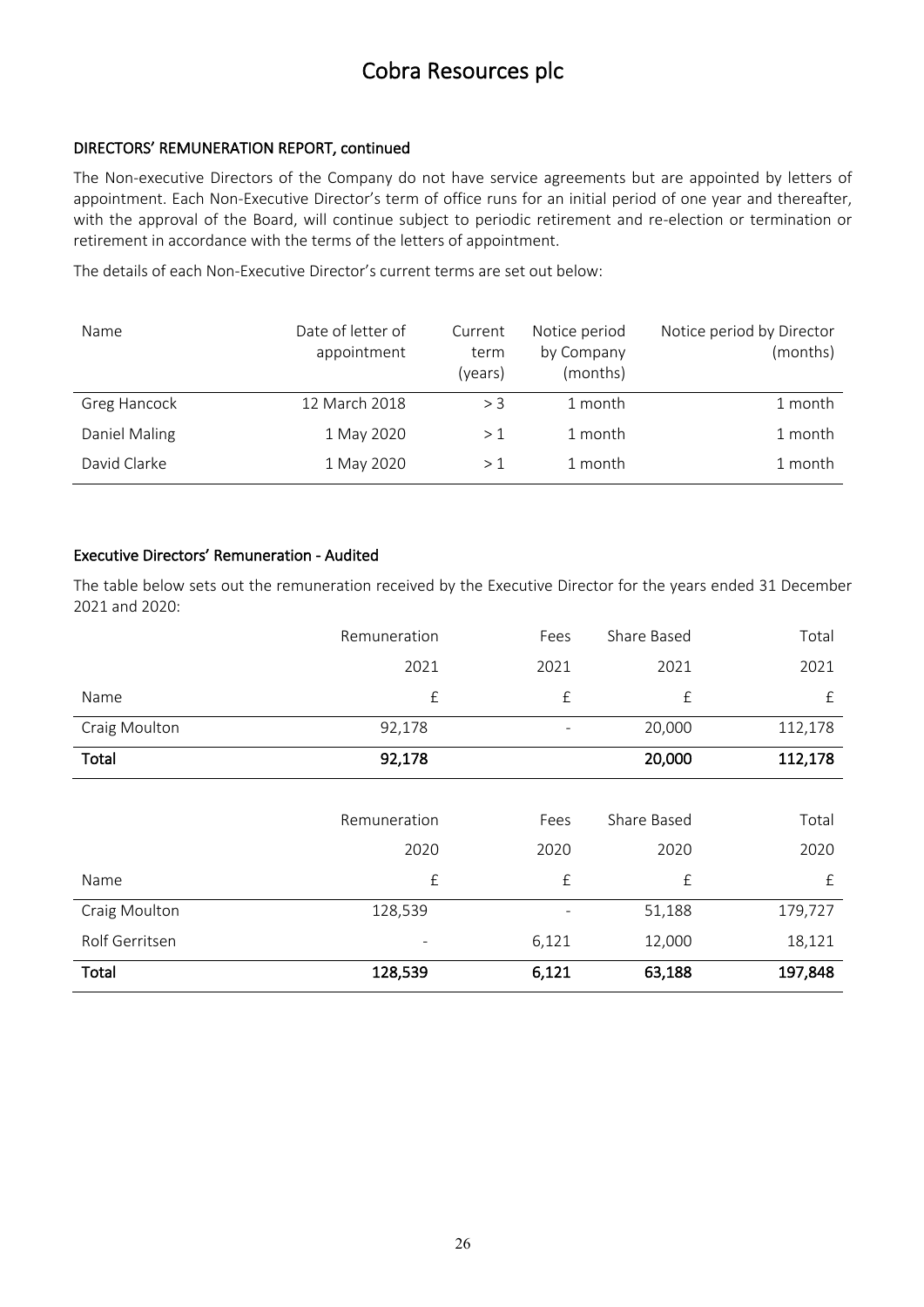#### DIRECTORS' REMUNERATION REPORT, continued

The Non-executive Directors of the Company do not have service agreements but are appointed by letters of appointment. Each Non-Executive Director's term of office runs for an initial period of one year and thereafter, with the approval of the Board, will continue subject to periodic retirement and re-election or termination or retirement in accordance with the terms of the letters of appointment.

The details of each Non-Executive Director's current terms are set out below:

| Name | Date of letter of appointment | Current term (years) | Notice period by Company (months) | Notice period by Director (months) |
|---|---|---|---|---|
| Greg Hancock | 12 March 2018 | > 3 | 1 month | 1 month |
| Daniel Maling | 1 May 2020 | > 1 | 1 month | 1 month |
| David Clarke | 1 May 2020 | > 1 | 1 month | 1 month |

#### Executive Directors' Remuneration - Audited

The table below sets out the remuneration received by the Executive Director for the years ended 31 December 2021 and 2020:

| | Remuneration | Fees | Share Based | Total |
|---|---|---|---|---|
| | 2021 | 2021 | 2021 | 2021 |
| Name | £ | £ | £ | £ |
| Craig Moulton | 92,178 | - | 20,000 | 112,178 |
| **Total** | **92,178** | | **20,000** | **112,178** |

| | Remuneration | Fees | Share Based | Total |
|---|---|---|---|---|
| | 2020 | 2020 | 2020 | 2020 |
| Name | £ | £ | £ | £ |
| Craig Moulton | 128,539 | - | 51,188 | 179,727 |
| Rolf Gerritsen | - | 6,121 | 12,000 | 18,121 |
| **Total** | **128,539** | **6,121** | **63,188** | **197,848** |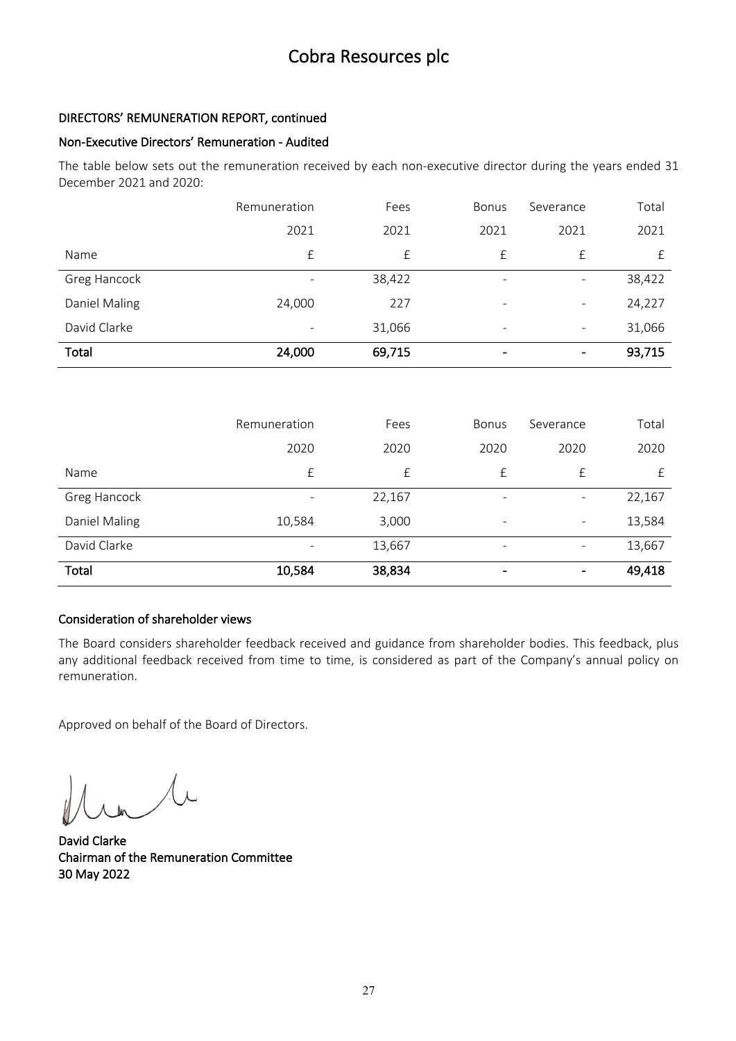#### DIRECTORS' REMUNERATION REPORT, continued

#### Non-Executive Directors' Remuneration - Audited

The table below sets out the remuneration received by each non-executive director during the years ended 31 December 2021 and 2020:

| | Remuneration | Fees | Bonus | Severance | Total |
|---|---|---|---|---|---|
| | 2021 | 2021 | 2021 | 2021 | 2021 |
| Name | £ | £ | £ | £ | £ |
| Greg Hancock | - | 38,422 | - | - | 38,422 |
| Daniel Maling | 24,000 | 227 | - | - | 24,227 |
| David Clarke | - | 31,066 | - | - | 31,066 |
| **Total** | **24,000** | **69,715** | **-** | **-** | **93,715** |

| | Remuneration | Fees | Bonus | Severance | Total |
|---|---|---|---|---|---|
| | 2020 | 2020 | 2020 | 2020 | 2020 |
| Name | £ | £ | £ | £ | £ |
| Greg Hancock | - | 22,167 | - | - | 22,167 |
| Daniel Maling | 10,584 | 3,000 | - | - | 13,584 |
| David Clarke | - | 13,667 | - | - | 13,667 |
| **Total** | **10,584** | **38,834** | **-** | **-** | **49,418** |

#### Consideration of shareholder views

The Board considers shareholder feedback received and guidance from shareholder bodies. This feedback, plus any additional feedback received from time to time, is considered as part of the Company's annual policy on remuneration.

Approved on behalf of the Board of Directors.

**David Clarke**
**Chairman of the Remuneration Committee**
**30 May 2022**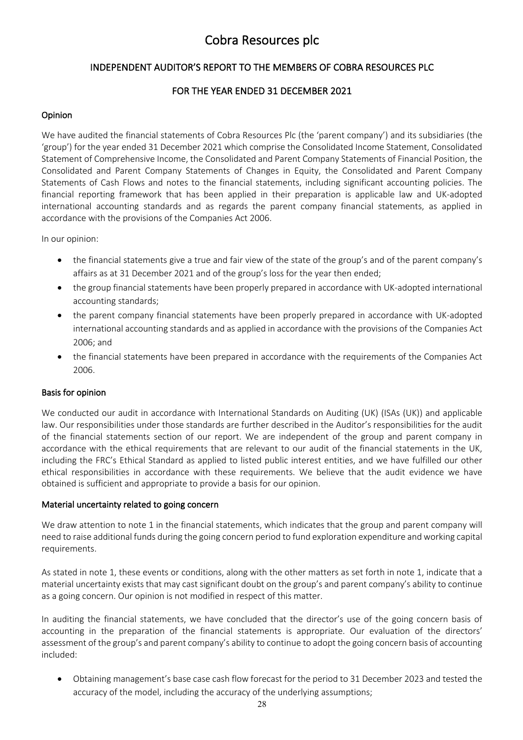# Cobra Resources plc

## INDEPENDENT AUDITOR'S REPORT TO THE MEMBERS OF COBRA RESOURCES PLC

## FOR THE YEAR ENDED 31 DECEMBER 2021

### Opinion

We have audited the financial statements of Cobra Resources Plc (the 'parent company') and its subsidiaries (the 'group') for the year ended 31 December 2021 which comprise the Consolidated Income Statement, Consolidated Statement of Comprehensive Income, the Consolidated and Parent Company Statements of Financial Position, the Consolidated and Parent Company Statements of Changes in Equity, the Consolidated and Parent Company Statements of Cash Flows and notes to the financial statements, including significant accounting policies. The financial reporting framework that has been applied in their preparation is applicable law and UK-adopted international accounting standards and as regards the parent company financial statements, as applied in accordance with the provisions of the Companies Act 2006.

In our opinion:

- the financial statements give a true and fair view of the state of the group's and of the parent company's affairs as at 31 December 2021 and of the group's loss for the year then ended;
- the group financial statements have been properly prepared in accordance with UK-adopted international accounting standards;
- the parent company financial statements have been properly prepared in accordance with UK-adopted international accounting standards and as applied in accordance with the provisions of the Companies Act 2006; and
- the financial statements have been prepared in accordance with the requirements of the Companies Act 2006.

### Basis for opinion

We conducted our audit in accordance with International Standards on Auditing (UK) (ISAs (UK)) and applicable law. Our responsibilities under those standards are further described in the Auditor's responsibilities for the audit of the financial statements section of our report. We are independent of the group and parent company in accordance with the ethical requirements that are relevant to our audit of the financial statements in the UK, including the FRC's Ethical Standard as applied to listed public interest entities, and we have fulfilled our other ethical responsibilities in accordance with these requirements. We believe that the audit evidence we have obtained is sufficient and appropriate to provide a basis for our opinion.

### Material uncertainty related to going concern

We draw attention to note 1 in the financial statements, which indicates that the group and parent company will need to raise additional funds during the going concern period to fund exploration expenditure and working capital requirements.

As stated in note 1, these events or conditions, along with the other matters as set forth in note 1, indicate that a material uncertainty exists that may cast significant doubt on the group's and parent company's ability to continue as a going concern. Our opinion is not modified in respect of this matter.

In auditing the financial statements, we have concluded that the director's use of the going concern basis of accounting in the preparation of the financial statements is appropriate. Our evaluation of the directors' assessment of the group's and parent company's ability to continue to adopt the going concern basis of accounting included:

- Obtaining management's base case cash flow forecast for the period to 31 December 2023 and tested the accuracy of the model, including the accuracy of the underlying assumptions;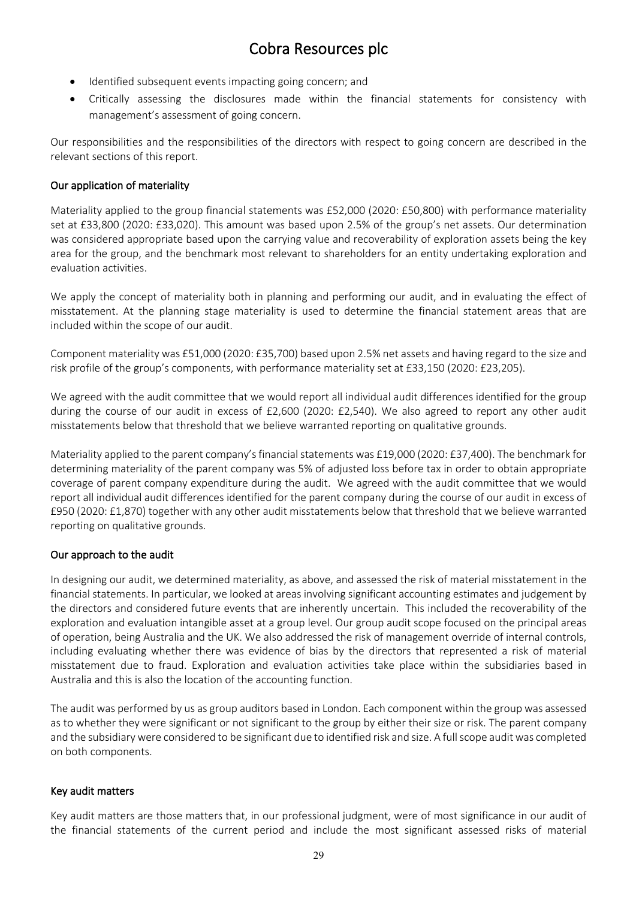- Identified subsequent events impacting going concern; and
- Critically assessing the disclosures made within the financial statements for consistency with management's assessment of going concern.

Our responsibilities and the responsibilities of the directors with respect to going concern are described in the relevant sections of this report.

### Our application of materiality

Materiality applied to the group financial statements was £52,000 (2020: £50,800) with performance materiality set at £33,800 (2020: £33,020). This amount was based upon 2.5% of the group's net assets. Our determination was considered appropriate based upon the carrying value and recoverability of exploration assets being the key area for the group, and the benchmark most relevant to shareholders for an entity undertaking exploration and evaluation activities.

We apply the concept of materiality both in planning and performing our audit, and in evaluating the effect of misstatement. At the planning stage materiality is used to determine the financial statement areas that are included within the scope of our audit.

Component materiality was £51,000 (2020: £35,700) based upon 2.5% net assets and having regard to the size and risk profile of the group's components, with performance materiality set at £33,150 (2020: £23,205).

We agreed with the audit committee that we would report all individual audit differences identified for the group during the course of our audit in excess of £2,600 (2020: £2,540). We also agreed to report any other audit misstatements below that threshold that we believe warranted reporting on qualitative grounds.

Materiality applied to the parent company's financial statements was £19,000 (2020: £37,400). The benchmark for determining materiality of the parent company was 5% of adjusted loss before tax in order to obtain appropriate coverage of parent company expenditure during the audit. We agreed with the audit committee that we would report all individual audit differences identified for the parent company during the course of our audit in excess of £950 (2020: £1,870) together with any other audit misstatements below that threshold that we believe warranted reporting on qualitative grounds.

### Our approach to the audit

In designing our audit, we determined materiality, as above, and assessed the risk of material misstatement in the financial statements. In particular, we looked at areas involving significant accounting estimates and judgement by the directors and considered future events that are inherently uncertain. This included the recoverability of the exploration and evaluation intangible asset at a group level. Our group audit scope focused on the principal areas of operation, being Australia and the UK. We also addressed the risk of management override of internal controls, including evaluating whether there was evidence of bias by the directors that represented a risk of material misstatement due to fraud. Exploration and evaluation activities take place within the subsidiaries based in Australia and this is also the location of the accounting function.

The audit was performed by us as group auditors based in London. Each component within the group was assessed as to whether they were significant or not significant to the group by either their size or risk. The parent company and the subsidiary were considered to be significant due to identified risk and size. A full scope audit was completed on both components.

### Key audit matters

Key audit matters are those matters that, in our professional judgment, were of most significance in our audit of the financial statements of the current period and include the most significant assessed risks of material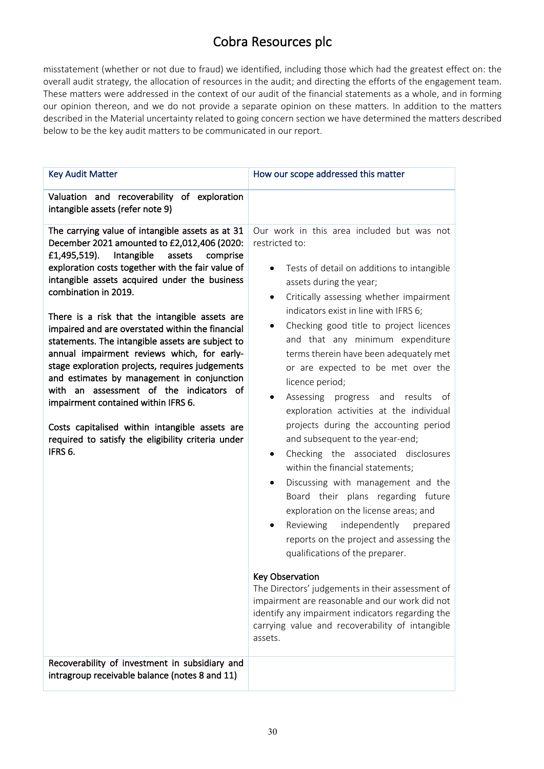misstatement (whether or not due to fraud) we identified, including those which had the greatest effect on: the overall audit strategy, the allocation of resources in the audit; and directing the efforts of the engagement team. These matters were addressed in the context of our audit of the financial statements as a whole, and in forming our opinion thereon, and we do not provide a separate opinion on these matters. In addition to the matters described in the Material uncertainty related to going concern section we have determined the matters described below to be the key audit matters to be communicated in our report.

| Key Audit Matter | How our scope addressed this matter |
|---|---|
| **Valuation and recoverability of exploration intangible assets (refer note 9)** | |
| **The carrying value of intangible assets as at 31 December 2021 amounted to £2,012,406 (2020: £1,495,519). Intangible assets comprise exploration costs together with the fair value of intangible assets acquired under the business combination in 2019.**<br><br>**There is a risk that the intangible assets are impaired and are overstated within the financial statements. The intangible assets are subject to annual impairment reviews which, for early-stage exploration projects, requires judgements and estimates by management in conjunction with an assessment of the indicators of impairment contained within IFRS 6.**<br><br>**Costs capitalised within intangible assets are required to satisfy the eligibility criteria under IFRS 6.** | Our work in this area included but was not restricted to:<br><br>• Tests of detail on additions to intangible assets during the year;<br>• Critically assessing whether impairment indicators exist in line with IFRS 6;<br>• Checking good title to project licences and that any minimum expenditure terms therein have been adequately met or are expected to be met over the licence period;<br>• Assessing progress and results of exploration activities at the individual projects during the accounting period and subsequent to the year-end;<br>• Checking the associated disclosures within the financial statements;<br>• Discussing with management and the Board their plans regarding future exploration on the license areas; and<br>• Reviewing independently prepared reports on the project and assessing the qualifications of the preparer.<br><br>**Key Observation**<br>The Directors' judgements in their assessment of impairment are reasonable and our work did not identify any impairment indicators regarding the carrying value and recoverability of intangible assets. |
| **Recoverability of investment in subsidiary and intragroup receivable balance (notes 8 and 11)** | |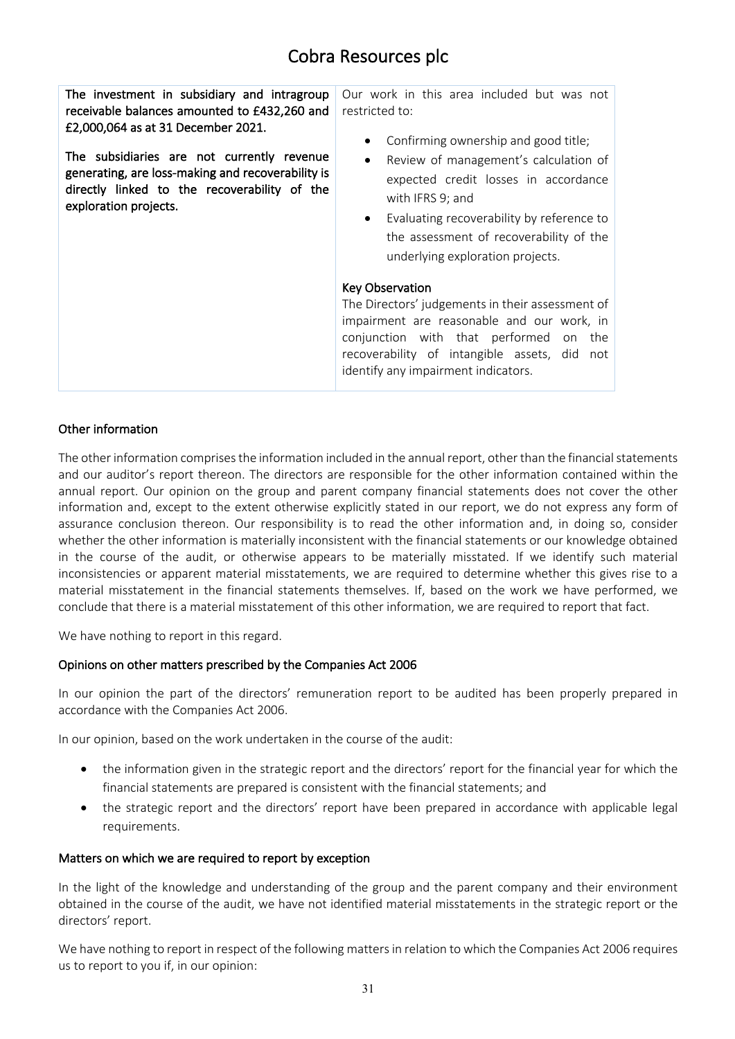| The investment in subsidiary and intragroup receivable balances amounted to £432,260 and £2,000,064 as at 31 December 2021.<br><br>The subsidiaries are not currently revenue generating, are loss-making and recoverability is directly linked to the recoverability of the exploration projects. | Our work in this area included but was not restricted to:<br><br>• Confirming ownership and good title;<br>• Review of management's calculation of expected credit losses in accordance with IFRS 9; and<br>• Evaluating recoverability by reference to the assessment of recoverability of the underlying exploration projects.<br><br>**Key Observation**<br>The Directors' judgements in their assessment of impairment are reasonable and our work, in conjunction with that performed on the recoverability of intangible assets, did not identify any impairment indicators. |
|---|---|

### Other information

The other information comprises the information included in the annual report, other than the financial statements and our auditor's report thereon. The directors are responsible for the other information contained within the annual report. Our opinion on the group and parent company financial statements does not cover the other information and, except to the extent otherwise explicitly stated in our report, we do not express any form of assurance conclusion thereon. Our responsibility is to read the other information and, in doing so, consider whether the other information is materially inconsistent with the financial statements or our knowledge obtained in the course of the audit, or otherwise appears to be materially misstated. If we identify such material inconsistencies or apparent material misstatements, we are required to determine whether this gives rise to a material misstatement in the financial statements themselves. If, based on the work we have performed, we conclude that there is a material misstatement of this other information, we are required to report that fact.

We have nothing to report in this regard.

### Opinions on other matters prescribed by the Companies Act 2006

In our opinion the part of the directors' remuneration report to be audited has been properly prepared in accordance with the Companies Act 2006.

In our opinion, based on the work undertaken in the course of the audit:

- the information given in the strategic report and the directors' report for the financial year for which the financial statements are prepared is consistent with the financial statements; and
- the strategic report and the directors' report have been prepared in accordance with applicable legal requirements.

### Matters on which we are required to report by exception

In the light of the knowledge and understanding of the group and the parent company and their environment obtained in the course of the audit, we have not identified material misstatements in the strategic report or the directors' report.

We have nothing to report in respect of the following matters in relation to which the Companies Act 2006 requires us to report to you if, in our opinion: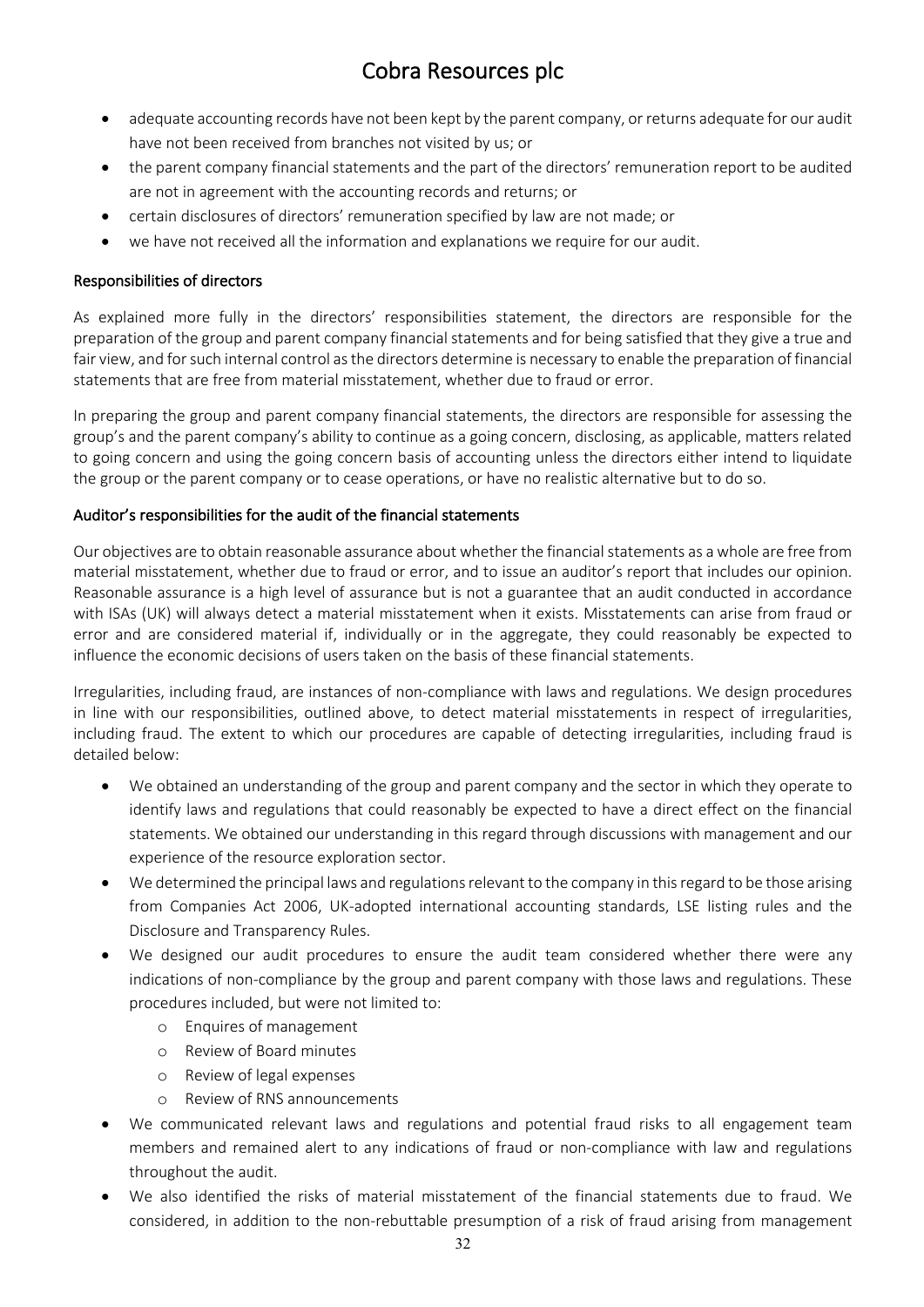- adequate accounting records have not been kept by the parent company, or returns adequate for our audit have not been received from branches not visited by us; or
- the parent company financial statements and the part of the directors' remuneration report to be audited are not in agreement with the accounting records and returns; or
- certain disclosures of directors' remuneration specified by law are not made; or
- we have not received all the information and explanations we require for our audit.

## Responsibilities of directors

As explained more fully in the directors' responsibilities statement, the directors are responsible for the preparation of the group and parent company financial statements and for being satisfied that they give a true and fair view, and for such internal control as the directors determine is necessary to enable the preparation of financial statements that are free from material misstatement, whether due to fraud or error.

In preparing the group and parent company financial statements, the directors are responsible for assessing the group's and the parent company's ability to continue as a going concern, disclosing, as applicable, matters related to going concern and using the going concern basis of accounting unless the directors either intend to liquidate the group or the parent company or to cease operations, or have no realistic alternative but to do so.

## Auditor's responsibilities for the audit of the financial statements

Our objectives are to obtain reasonable assurance about whether the financial statements as a whole are free from material misstatement, whether due to fraud or error, and to issue an auditor's report that includes our opinion. Reasonable assurance is a high level of assurance but is not a guarantee that an audit conducted in accordance with ISAs (UK) will always detect a material misstatement when it exists. Misstatements can arise from fraud or error and are considered material if, individually or in the aggregate, they could reasonably be expected to influence the economic decisions of users taken on the basis of these financial statements.

Irregularities, including fraud, are instances of non-compliance with laws and regulations. We design procedures in line with our responsibilities, outlined above, to detect material misstatements in respect of irregularities, including fraud. The extent to which our procedures are capable of detecting irregularities, including fraud is detailed below:

- We obtained an understanding of the group and parent company and the sector in which they operate to identify laws and regulations that could reasonably be expected to have a direct effect on the financial statements. We obtained our understanding in this regard through discussions with management and our experience of the resource exploration sector.
- We determined the principal laws and regulations relevant to the company in this regard to be those arising from Companies Act 2006, UK-adopted international accounting standards, LSE listing rules and the Disclosure and Transparency Rules.
- We designed our audit procedures to ensure the audit team considered whether there were any indications of non-compliance by the group and parent company with those laws and regulations. These procedures included, but were not limited to:
  - Enquires of management
  - Review of Board minutes
  - Review of legal expenses
  - Review of RNS announcements
- We communicated relevant laws and regulations and potential fraud risks to all engagement team members and remained alert to any indications of fraud or non-compliance with law and regulations throughout the audit.
- We also identified the risks of material misstatement of the financial statements due to fraud. We considered, in addition to the non-rebuttable presumption of a risk of fraud arising from management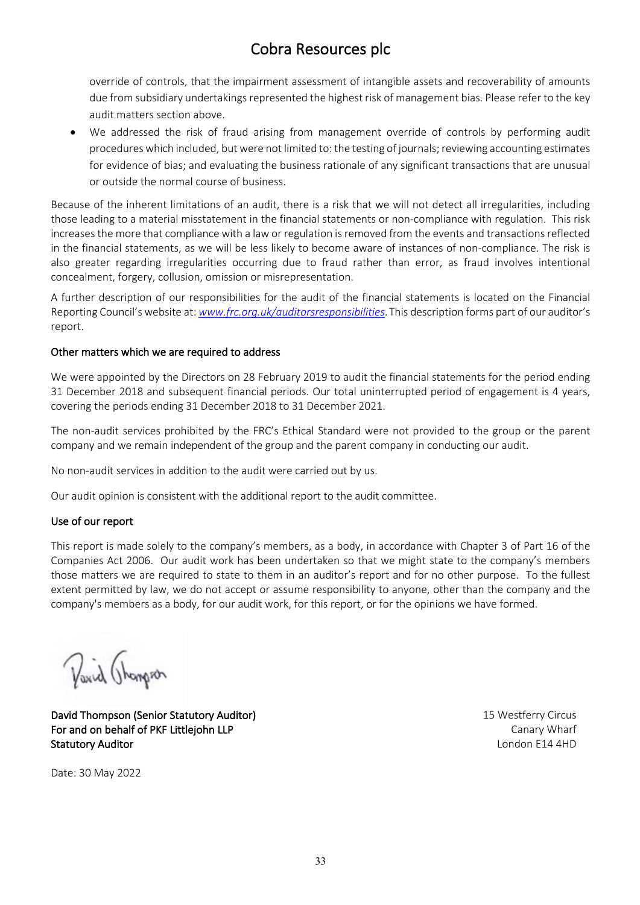override of controls, that the impairment assessment of intangible assets and recoverability of amounts due from subsidiary undertakings represented the highest risk of management bias. Please refer to the key audit matters section above.

- We addressed the risk of fraud arising from management override of controls by performing audit procedures which included, but were not limited to: the testing of journals; reviewing accounting estimates for evidence of bias; and evaluating the business rationale of any significant transactions that are unusual or outside the normal course of business.

Because of the inherent limitations of an audit, there is a risk that we will not detect all irregularities, including those leading to a material misstatement in the financial statements or non-compliance with regulation. This risk increases the more that compliance with a law or regulation is removed from the events and transactions reflected in the financial statements, as we will be less likely to become aware of instances of non-compliance. The risk is also greater regarding irregularities occurring due to fraud rather than error, as fraud involves intentional concealment, forgery, collusion, omission or misrepresentation.

A further description of our responsibilities for the audit of the financial statements is located on the Financial Reporting Council's website at: *www.frc.org.uk/auditorsresponsibilities*. This description forms part of our auditor's report.

## Other matters which we are required to address

We were appointed by the Directors on 28 February 2019 to audit the financial statements for the period ending 31 December 2018 and subsequent financial periods. Our total uninterrupted period of engagement is 4 years, covering the periods ending 31 December 2018 to 31 December 2021.

The non-audit services prohibited by the FRC's Ethical Standard were not provided to the group or the parent company and we remain independent of the group and the parent company in conducting our audit.

No non-audit services in addition to the audit were carried out by us.

Our audit opinion is consistent with the additional report to the audit committee.

## Use of our report

This report is made solely to the company's members, as a body, in accordance with Chapter 3 of Part 16 of the Companies Act 2006. Our audit work has been undertaken so that we might state to the company's members those matters we are required to state to them in an auditor's report and for no other purpose. To the fullest extent permitted by law, we do not accept or assume responsibility to anyone, other than the company and the company's members as a body, for our audit work, for this report, or for the opinions we have formed.

David Thompson

**David Thompson (Senior Statutory Auditor)**
**For and on behalf of PKF Littlejohn LLP**
**Statutory Auditor**

15 Westferry Circus
Canary Wharf
London E14 4HD

Date: 30 May 2022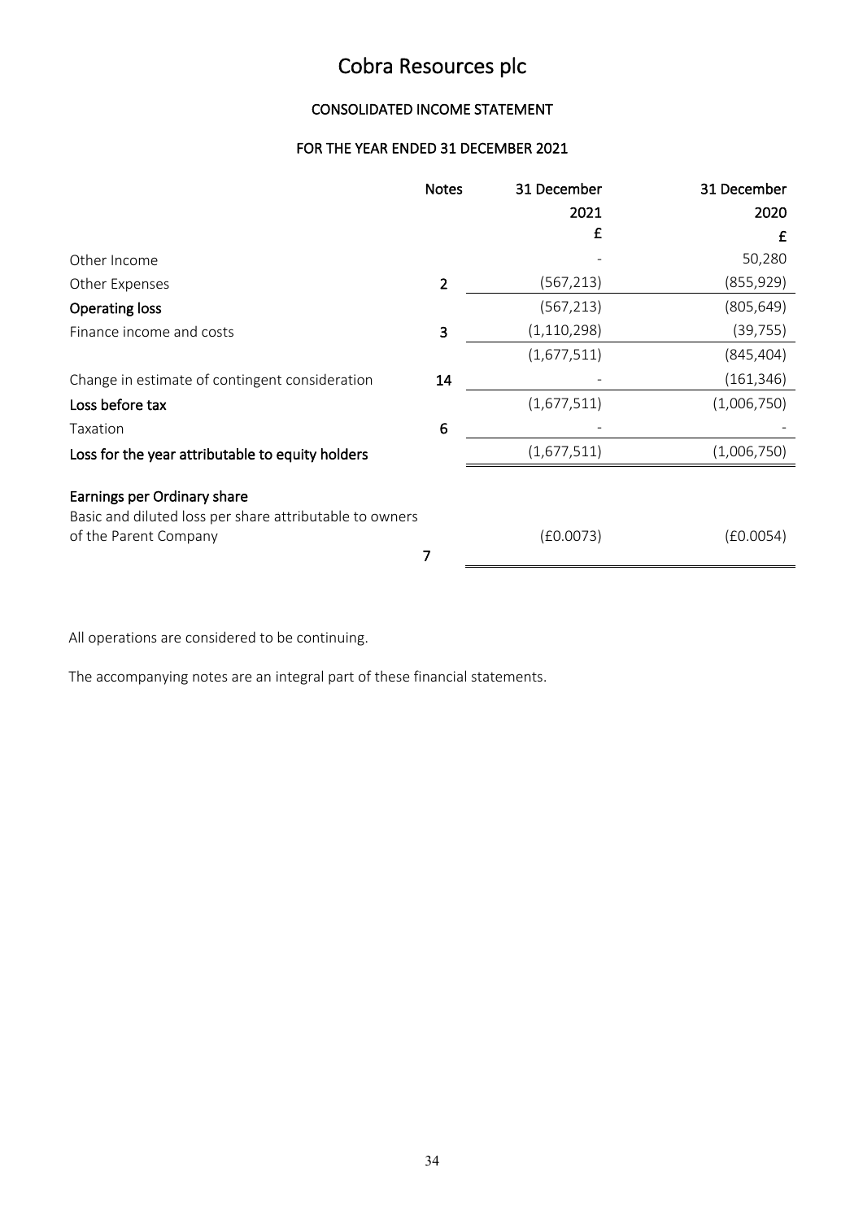# Cobra Resources plc

## CONSOLIDATED INCOME STATEMENT

### FOR THE YEAR ENDED 31 DECEMBER 2021

| | Notes | 31 December 2021 £ | 31 December 2020 £ |
|---|---|---|---|
| Other Income | | - | 50,280 |
| Other Expenses | 2 | (567,213) | (855,929) |
| **Operating loss** | | (567,213) | (805,649) |
| Finance income and costs | 3 | (1,110,298) | (39,755) |
| | | (1,677,511) | (845,404) |
| Change in estimate of contingent consideration | 14 | - | (161,346) |
| **Loss before tax** | | (1,677,511) | (1,006,750) |
| Taxation | 6 | - | - |
| **Loss for the year attributable to equity holders** | | (1,677,511) | (1,006,750) |
| **Earnings per Ordinary share** | | | |
| Basic and diluted loss per share attributable to owners of the Parent Company | 7 | (£0.0073) | (£0.0054) |

All operations are considered to be continuing.

The accompanying notes are an integral part of these financial statements.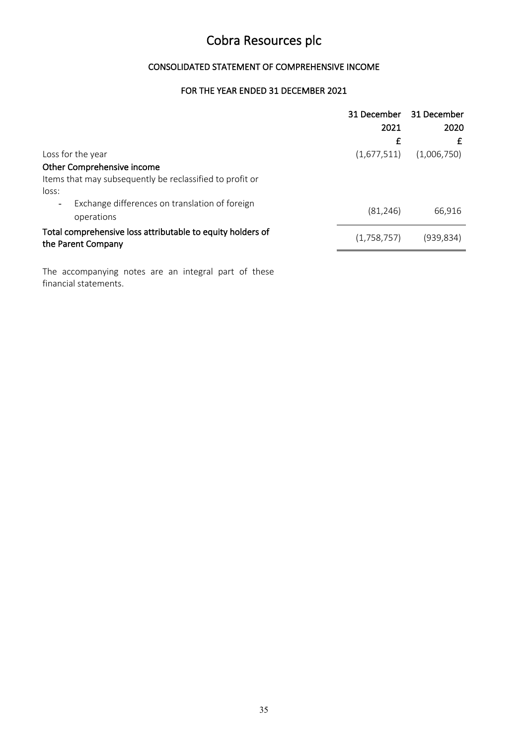# Cobra Resources plc

## CONSOLIDATED STATEMENT OF COMPREHENSIVE INCOME

## FOR THE YEAR ENDED 31 DECEMBER 2021

| | 31 December 2021 | 31 December 2020 |
|---|---|---|
| | £ | £ |
| Loss for the year | (1,677,511) | (1,006,750) |
| **Other Comprehensive income** | | |
| Items that may subsequently be reclassified to profit or loss: | | |
| - Exchange differences on translation of foreign operations | (81,246) | 66,916 |
| **Total comprehensive loss attributable to equity holders of the Parent Company** | (1,758,757) | (939,834) |

The accompanying notes are an integral part of these financial statements.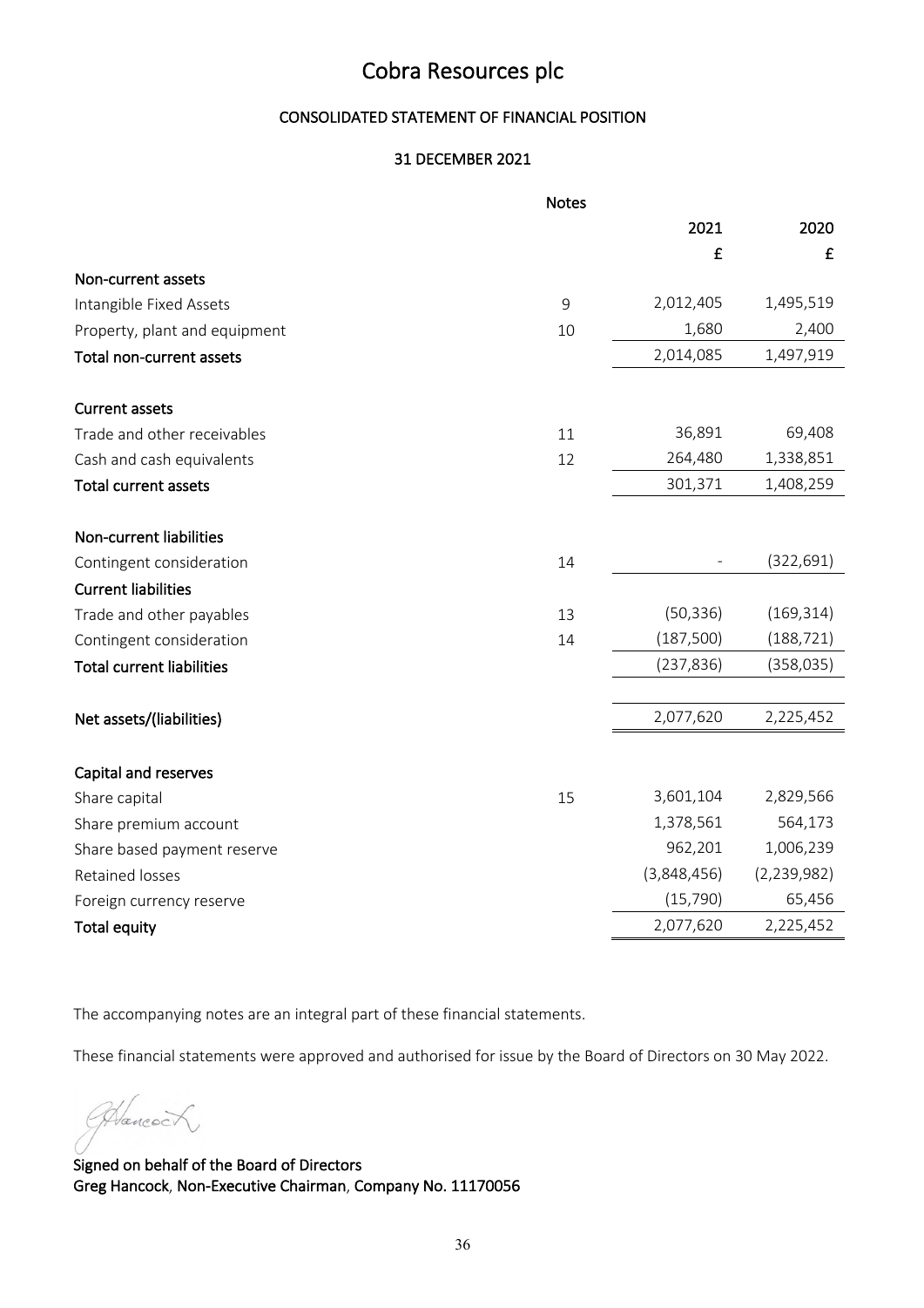# Cobra Resources plc

## CONSOLIDATED STATEMENT OF FINANCIAL POSITION

### 31 DECEMBER 2021

| | Notes | 2021 | 2020 |
|---|---|---|---|
| | | £ | £ |
| **Non-current assets** | | | |
| Intangible Fixed Assets | 9 | 2,012,405 | 1,495,519 |
| Property, plant and equipment | 10 | 1,680 | 2,400 |
| **Total non-current assets** | | 2,014,085 | 1,497,919 |
| | | | |
| **Current assets** | | | |
| Trade and other receivables | 11 | 36,891 | 69,408 |
| Cash and cash equivalents | 12 | 264,480 | 1,338,851 |
| **Total current assets** | | 301,371 | 1,408,259 |
| | | | |
| **Non-current liabilities** | | | |
| Contingent consideration | 14 | - | (322,691) |
| **Current liabilities** | | | |
| Trade and other payables | 13 | (50,336) | (169,314) |
| Contingent consideration | 14 | (187,500) | (188,721) |
| **Total current liabilities** | | (237,836) | (358,035) |
| | | | |
| **Net assets/(liabilities)** | | 2,077,620 | 2,225,452 |
| | | | |
| **Capital and reserves** | | | |
| Share capital | 15 | 3,601,104 | 2,829,566 |
| Share premium account | | 1,378,561 | 564,173 |
| Share based payment reserve | | 962,201 | 1,006,239 |
| Retained losses | | (3,848,456) | (2,239,982) |
| Foreign currency reserve | | (15,790) | 65,456 |
| **Total equity** | | 2,077,620 | 2,225,452 |

The accompanying notes are an integral part of these financial statements.

These financial statements were approved and authorised for issue by the Board of Directors on 30 May 2022.

Signed on behalf of the Board of Directors
Greg Hancock, Non-Executive Chairman, Company No. 11170056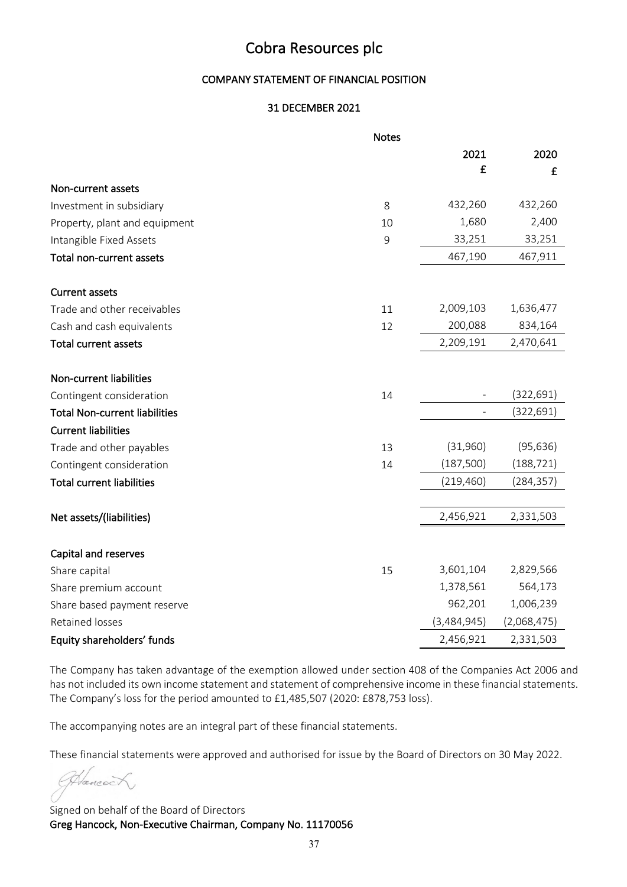# Cobra Resources plc

## COMPANY STATEMENT OF FINANCIAL POSITION

### 31 DECEMBER 2021

| | Notes | 2021 £ | 2020 £ |
|---|---|---|---|
| **Non-current assets** | | | |
| Investment in subsidiary | 8 | 432,260 | 432,260 |
| Property, plant and equipment | 10 | 1,680 | 2,400 |
| Intangible Fixed Assets | 9 | 33,251 | 33,251 |
| **Total non-current assets** | | 467,190 | 467,911 |
| | | | |
| **Current assets** | | | |
| Trade and other receivables | 11 | 2,009,103 | 1,636,477 |
| Cash and cash equivalents | 12 | 200,088 | 834,164 |
| **Total current assets** | | 2,209,191 | 2,470,641 |
| | | | |
| **Non-current liabilities** | | | |
| Contingent consideration | 14 | - | (322,691) |
| **Total Non-current liabilities** | | - | (322,691) |
| **Current liabilities** | | | |
| Trade and other payables | 13 | (31,960) | (95,636) |
| Contingent consideration | 14 | (187,500) | (188,721) |
| **Total current liabilities** | | (219,460) | (284,357) |
| | | | |
| **Net assets/(liabilities)** | | 2,456,921 | 2,331,503 |
| | | | |
| **Capital and reserves** | | | |
| Share capital | 15 | 3,601,104 | 2,829,566 |
| Share premium account | | 1,378,561 | 564,173 |
| Share based payment reserve | | 962,201 | 1,006,239 |
| Retained losses | | (3,484,945) | (2,068,475) |
| **Equity shareholders' funds** | | 2,456,921 | 2,331,503 |

The Company has taken advantage of the exemption allowed under section 408 of the Companies Act 2006 and has not included its own income statement and statement of comprehensive income in these financial statements. The Company's loss for the period amounted to £1,485,507 (2020: £878,753 loss).

The accompanying notes are an integral part of these financial statements.

These financial statements were approved and authorised for issue by the Board of Directors on 30 May 2022.

Signed on behalf of the Board of Directors
**Greg Hancock, Non-Executive Chairman, Company No. 11170056**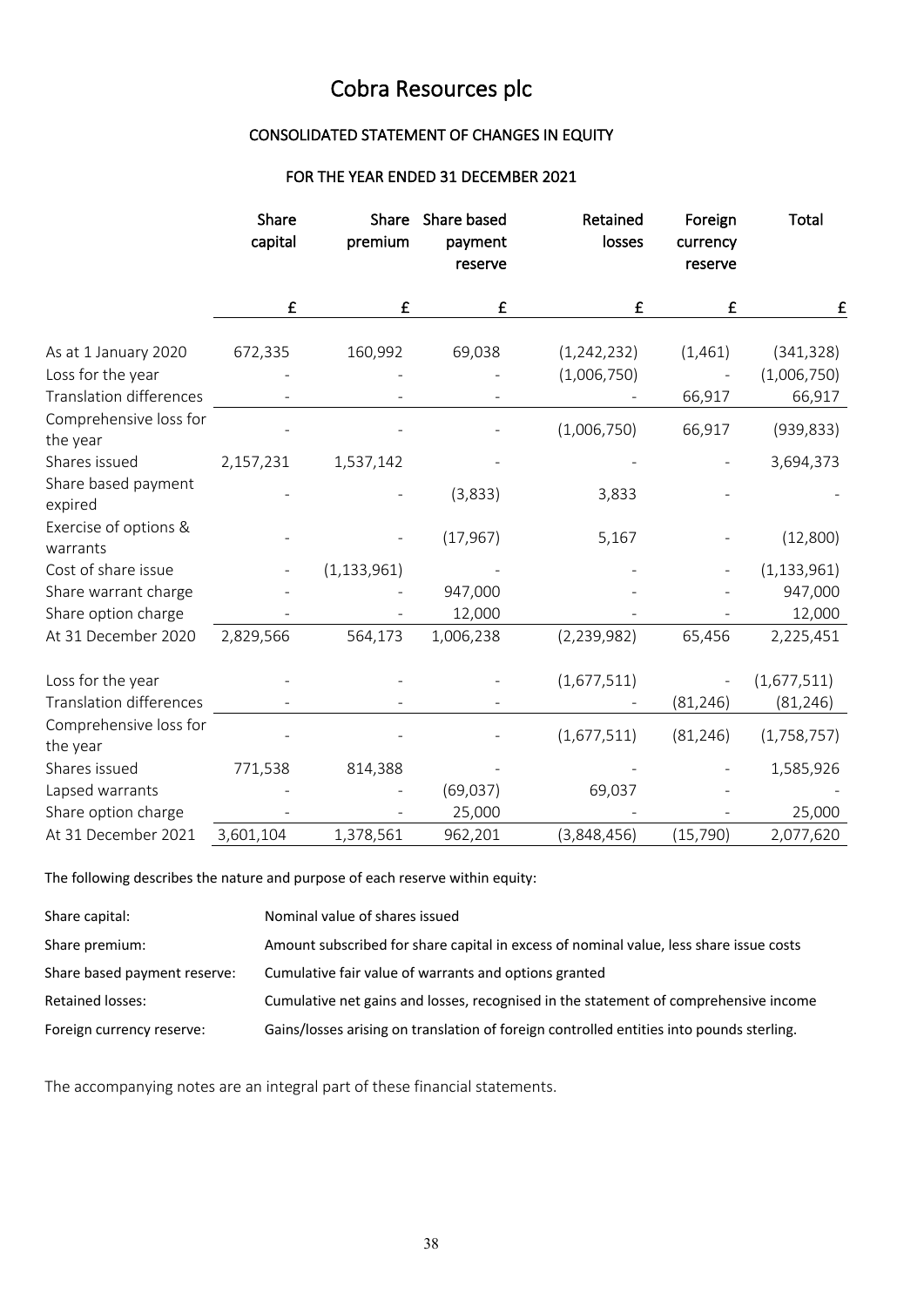# Cobra Resources plc

## CONSOLIDATED STATEMENT OF CHANGES IN EQUITY

### FOR THE YEAR ENDED 31 DECEMBER 2021

| | Share capital | Share premium | Share based payment reserve | Retained losses | Foreign currency reserve | Total |
|---|---|---|---|---|---|---|
| | £ | £ | £ | £ | £ | £ |
| As at 1 January 2020 | 672,335 | 160,992 | 69,038 | (1,242,232) | (1,461) | (341,328) |
| Loss for the year | - | - | - | (1,006,750) | - | (1,006,750) |
| Translation differences | - | - | - | - | 66,917 | 66,917 |
| Comprehensive loss for the year | - | - | - | (1,006,750) | 66,917 | (939,833) |
| Shares issued | 2,157,231 | 1,537,142 | - | - | - | 3,694,373 |
| Share based payment expired | - | - | (3,833) | 3,833 | - | - |
| Exercise of options & warrants | - | - | (17,967) | 5,167 | - | (12,800) |
| Cost of share issue | - | (1,133,961) | - | - | - | (1,133,961) |
| Share warrant charge | - | - | 947,000 | - | - | 947,000 |
| Share option charge | - | - | 12,000 | - | - | 12,000 |
| At 31 December 2020 | 2,829,566 | 564,173 | 1,006,238 | (2,239,982) | 65,456 | 2,225,451 |
| Loss for the year | - | - | - | (1,677,511) | - | (1,677,511) |
| Translation differences | - | - | - | - | (81,246) | (81,246) |
| Comprehensive loss for the year | - | - | - | (1,677,511) | (81,246) | (1,758,757) |
| Shares issued | 771,538 | 814,388 | - | - | - | 1,585,926 |
| Lapsed warrants | - | - | (69,037) | 69,037 | - | - |
| Share option charge | - | - | 25,000 | - | - | 25,000 |
| At 31 December 2021 | 3,601,104 | 1,378,561 | 962,201 | (3,848,456) | (15,790) | 2,077,620 |

The following describes the nature and purpose of each reserve within equity:

| | |
|---|---|
| Share capital: | Nominal value of shares issued |
| Share premium: | Amount subscribed for share capital in excess of nominal value, less share issue costs |
| Share based payment reserve: | Cumulative fair value of warrants and options granted |
| Retained losses: | Cumulative net gains and losses, recognised in the statement of comprehensive income |
| Foreign currency reserve: | Gains/losses arising on translation of foreign controlled entities into pounds sterling. |

The accompanying notes are an integral part of these financial statements.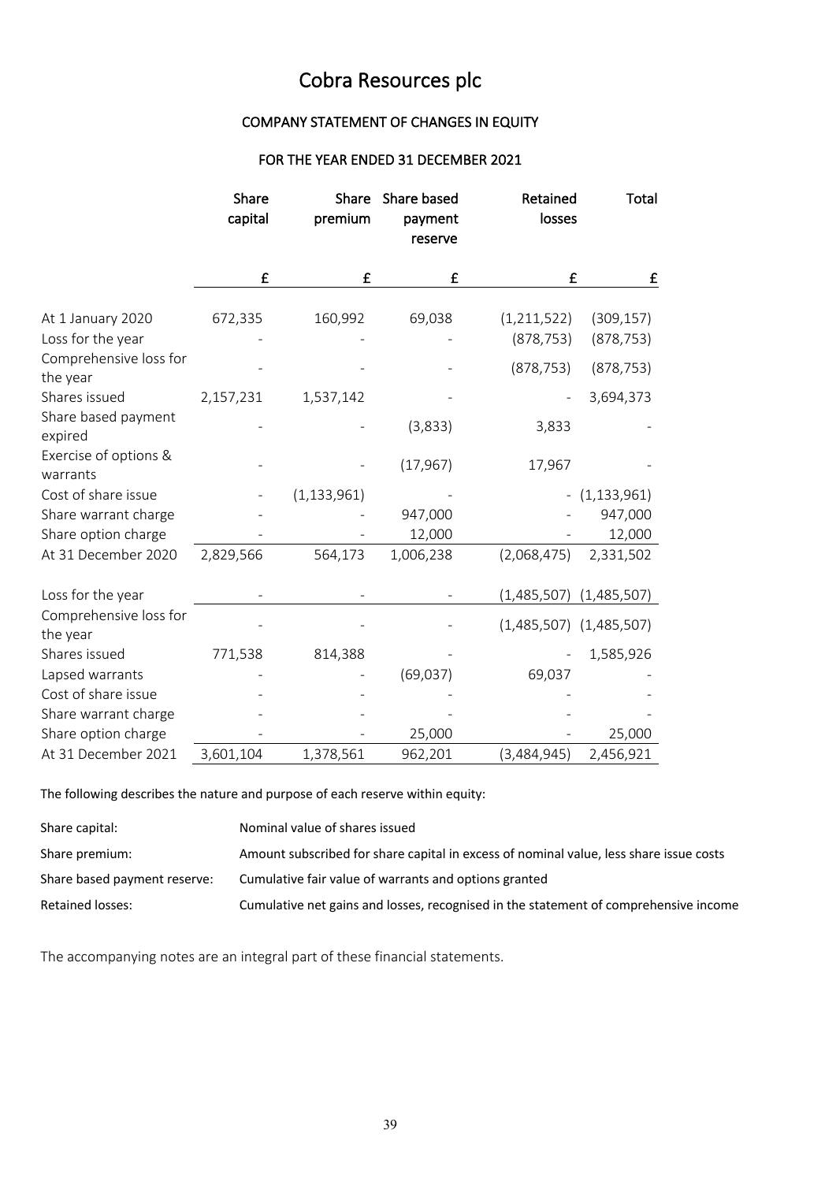# Cobra Resources plc

## COMPANY STATEMENT OF CHANGES IN EQUITY

### FOR THE YEAR ENDED 31 DECEMBER 2021

| | Share capital | Share premium | Share based payment reserve | Retained losses | Total |
|---|---|---|---|---|---|
| | £ | £ | £ | £ | £ |
| At 1 January 2020 | 672,335 | 160,992 | 69,038 | (1,211,522) | (309,157) |
| Loss for the year | - | - | - | (878,753) | (878,753) |
| Comprehensive loss for the year | - | - | - | (878,753) | (878,753) |
| Shares issued | 2,157,231 | 1,537,142 | - | - | 3,694,373 |
| Share based payment expired | - | - | (3,833) | 3,833 | - |
| Exercise of options & warrants | - | - | (17,967) | 17,967 | - |
| Cost of share issue | - | (1,133,961) | - | - | (1,133,961) |
| Share warrant charge | - | - | 947,000 | - | 947,000 |
| Share option charge | - | - | 12,000 | - | 12,000 |
| At 31 December 2020 | 2,829,566 | 564,173 | 1,006,238 | (2,068,475) | 2,331,502 |
| | | | | | |
| Loss for the year | - | - | - | (1,485,507) | (1,485,507) |
| Comprehensive loss for the year | - | - | - | (1,485,507) | (1,485,507) |
| Shares issued | 771,538 | 814,388 | - | - | 1,585,926 |
| Lapsed warrants | - | - | (69,037) | 69,037 | - |
| Cost of share issue | - | - | - | - | - |
| Share warrant charge | - | - | - | - | - |
| Share option charge | - | - | 25,000 | - | 25,000 |
| At 31 December 2021 | 3,601,104 | 1,378,561 | 962,201 | (3,484,945) | 2,456,921 |

The following describes the nature and purpose of each reserve within equity:

| | |
|---|---|
| Share capital: | Nominal value of shares issued |
| Share premium: | Amount subscribed for share capital in excess of nominal value, less share issue costs |
| Share based payment reserve: | Cumulative fair value of warrants and options granted |
| Retained losses: | Cumulative net gains and losses, recognised in the statement of comprehensive income |

The accompanying notes are an integral part of these financial statements.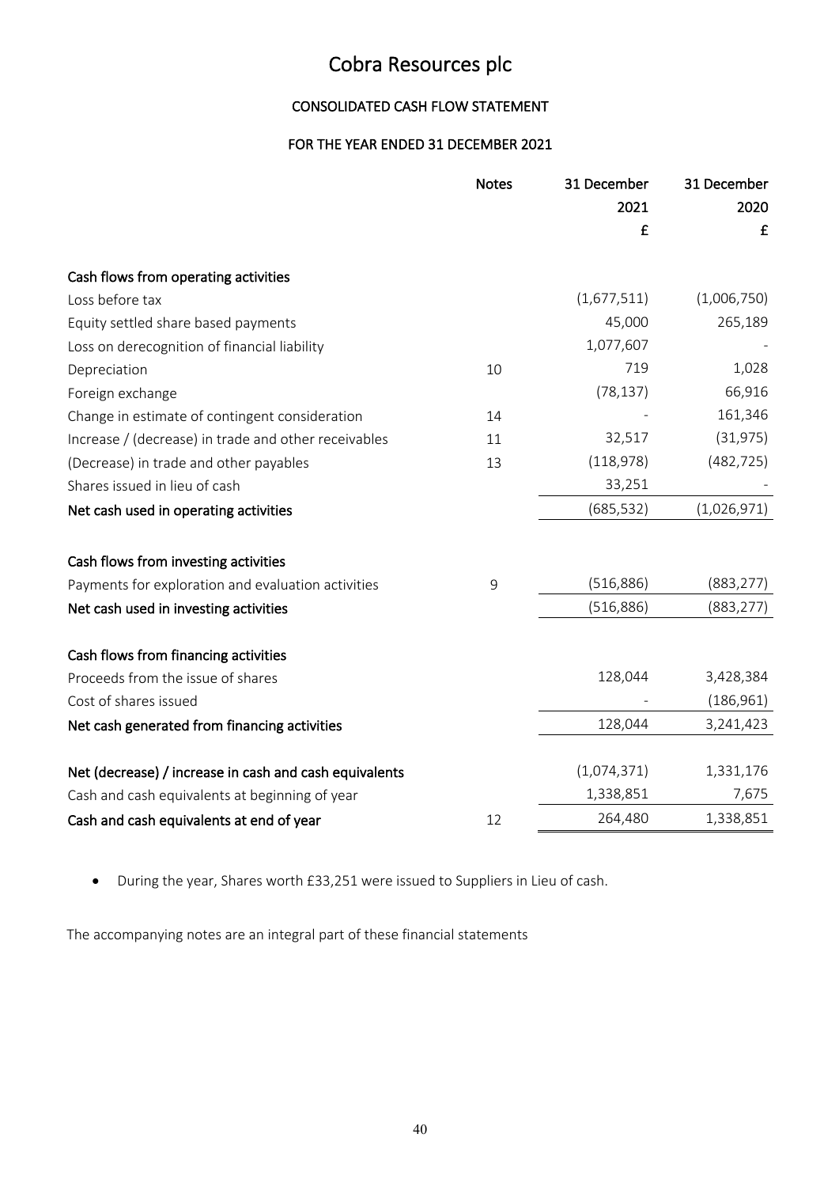# Cobra Resources plc

## CONSOLIDATED CASH FLOW STATEMENT

### FOR THE YEAR ENDED 31 DECEMBER 2021

| | Notes | 31 December 2021 £ | 31 December 2020 £ |
|---|---|---|---|
| **Cash flows from operating activities** | | | |
| Loss before tax | | (1,677,511) | (1,006,750) |
| Equity settled share based payments | | 45,000 | 265,189 |
| Loss on derecognition of financial liability | | 1,077,607 | - |
| Depreciation | 10 | 719 | 1,028 |
| Foreign exchange | | (78,137) | 66,916 |
| Change in estimate of contingent consideration | 14 | - | 161,346 |
| Increase / (decrease) in trade and other receivables | 11 | 32,517 | (31,975) |
| (Decrease) in trade and other payables | 13 | (118,978) | (482,725) |
| Shares issued in lieu of cash | | 33,251 | - |
| **Net cash used in operating activities** | | (685,532) | (1,026,971) |
| | | | |
| **Cash flows from investing activities** | | | |
| Payments for exploration and evaluation activities | 9 | (516,886) | (883,277) |
| **Net cash used in investing activities** | | (516,886) | (883,277) |
| | | | |
| **Cash flows from financing activities** | | | |
| Proceeds from the issue of shares | | 128,044 | 3,428,384 |
| Cost of shares issued | | - | (186,961) |
| **Net cash generated from financing activities** | | 128,044 | 3,241,423 |
| | | | |
| **Net (decrease) / increase in cash and cash equivalents** | | (1,074,371) | 1,331,176 |
| Cash and cash equivalents at beginning of year | | 1,338,851 | 7,675 |
| **Cash and cash equivalents at end of year** | 12 | 264,480 | 1,338,851 |

- During the year, Shares worth £33,251 were issued to Suppliers in Lieu of cash.

The accompanying notes are an integral part of these financial statements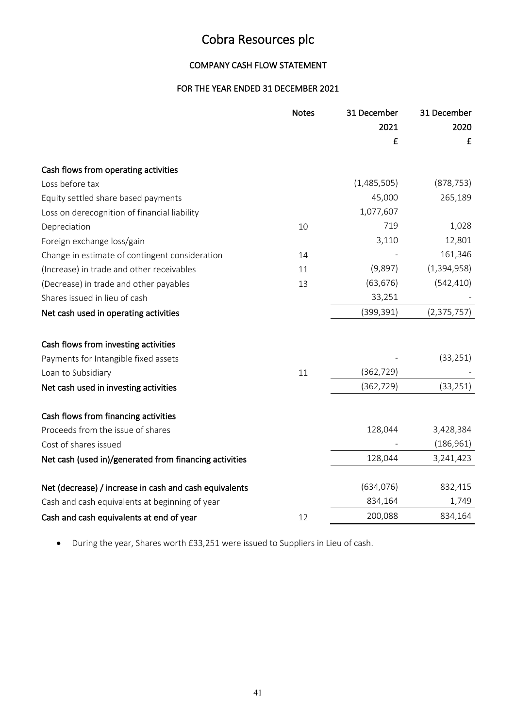# Cobra Resources plc

## COMPANY CASH FLOW STATEMENT

## FOR THE YEAR ENDED 31 DECEMBER 2021

| | Notes | 31 December 2021 £ | 31 December 2020 £ |
|---|---|---|---|
| **Cash flows from operating activities** | | | |
| Loss before tax | | (1,485,505) | (878,753) |
| Equity settled share based payments | | 45,000 | 265,189 |
| Loss on derecognition of financial liability | | 1,077,607 | |
| Depreciation | 10 | 719 | 1,028 |
| Foreign exchange loss/gain | | 3,110 | 12,801 |
| Change in estimate of contingent consideration | 14 | - | 161,346 |
| (Increase) in trade and other receivables | 11 | (9,897) | (1,394,958) |
| (Decrease) in trade and other payables | 13 | (63,676) | (542,410) |
| Shares issued in lieu of cash | | 33,251 | - |
| **Net cash used in operating activities** | | (399,391) | (2,375,757) |
| | | | |
| **Cash flows from investing activities** | | | |
| Payments for Intangible fixed assets | | - | (33,251) |
| Loan to Subsidiary | 11 | (362,729) | - |
| **Net cash used in investing activities** | | (362,729) | (33,251) |
| | | | |
| **Cash flows from financing activities** | | | |
| Proceeds from the issue of shares | | 128,044 | 3,428,384 |
| Cost of shares issued | | - | (186,961) |
| **Net cash (used in)/generated from financing activities** | | 128,044 | 3,241,423 |
| | | | |
| **Net (decrease) / increase in cash and cash equivalents** | | (634,076) | 832,415 |
| Cash and cash equivalents at beginning of year | | 834,164 | 1,749 |
| **Cash and cash equivalents at end of year** | 12 | 200,088 | 834,164 |

- During the year, Shares worth £33,251 were issued to Suppliers in Lieu of cash.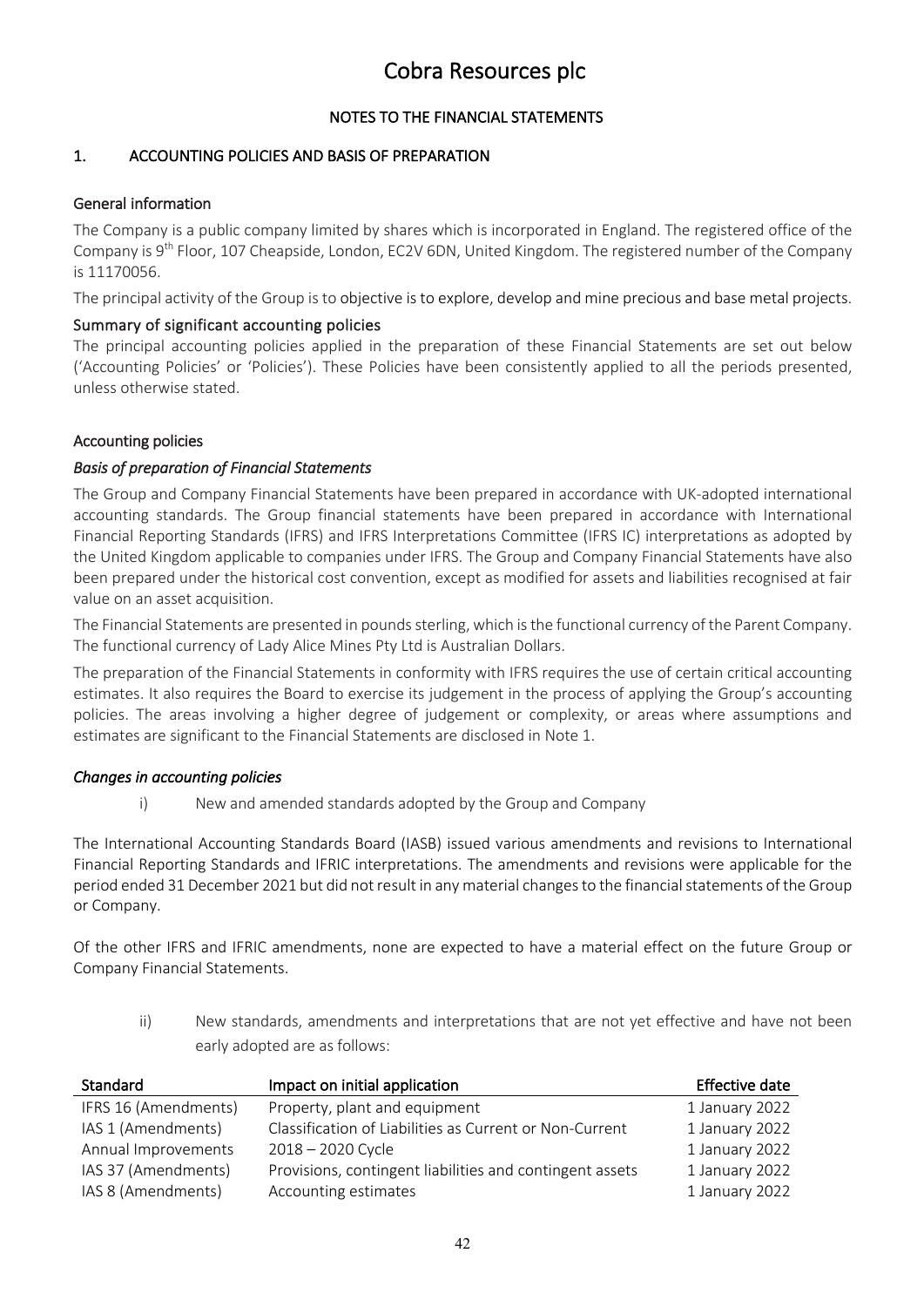# Cobra Resources plc

## NOTES TO THE FINANCIAL STATEMENTS

### 1. ACCOUNTING POLICIES AND BASIS OF PREPARATION

#### General information

The Company is a public company limited by shares which is incorporated in England. The registered office of the Company is 9th Floor, 107 Cheapside, London, EC2V 6DN, United Kingdom. The registered number of the Company is 11170056.

The principal activity of the Group is to objective is to explore, develop and mine precious and base metal projects.

#### Summary of significant accounting policies

The principal accounting policies applied in the preparation of these Financial Statements are set out below ('Accounting Policies' or 'Policies'). These Policies have been consistently applied to all the periods presented, unless otherwise stated.

#### Accounting policies

*Basis of preparation of Financial Statements*

The Group and Company Financial Statements have been prepared in accordance with UK-adopted international accounting standards. The Group financial statements have been prepared in accordance with International Financial Reporting Standards (IFRS) and IFRS Interpretations Committee (IFRS IC) interpretations as adopted by the United Kingdom applicable to companies under IFRS. The Group and Company Financial Statements have also been prepared under the historical cost convention, except as modified for assets and liabilities recognised at fair value on an asset acquisition.

The Financial Statements are presented in pounds sterling, which is the functional currency of the Parent Company. The functional currency of Lady Alice Mines Pty Ltd is Australian Dollars.

The preparation of the Financial Statements in conformity with IFRS requires the use of certain critical accounting estimates. It also requires the Board to exercise its judgement in the process of applying the Group's accounting policies. The areas involving a higher degree of judgement or complexity, or areas where assumptions and estimates are significant to the Financial Statements are disclosed in Note 1.

*Changes in accounting policies*

i) New and amended standards adopted by the Group and Company

The International Accounting Standards Board (IASB) issued various amendments and revisions to International Financial Reporting Standards and IFRIC interpretations. The amendments and revisions were applicable for the period ended 31 December 2021 but did not result in any material changes to the financial statements of the Group or Company.

Of the other IFRS and IFRIC amendments, none are expected to have a material effect on the future Group or Company Financial Statements.

ii) New standards, amendments and interpretations that are not yet effective and have not been early adopted are as follows:

| Standard | Impact on initial application | Effective date |
|---|---|---|
| IFRS 16 (Amendments) | Property, plant and equipment | 1 January 2022 |
| IAS 1 (Amendments) | Classification of Liabilities as Current or Non-Current | 1 January 2022 |
| Annual Improvements | 2018 – 2020 Cycle | 1 January 2022 |
| IAS 37 (Amendments) | Provisions, contingent liabilities and contingent assets | 1 January 2022 |
| IAS 8 (Amendments) | Accounting estimates | 1 January 2022 |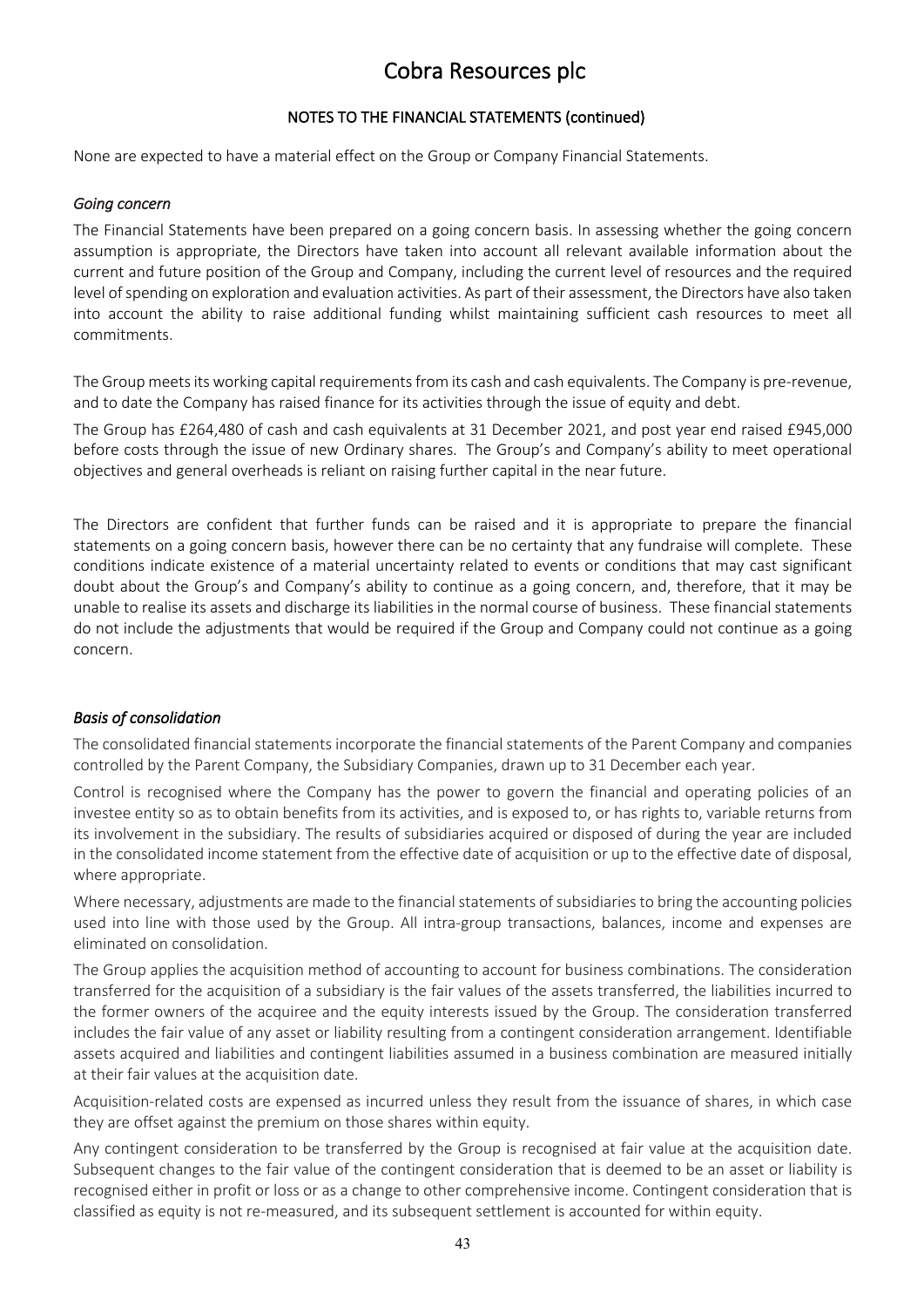None are expected to have a material effect on the Group or Company Financial Statements.

### *Going concern*

The Financial Statements have been prepared on a going concern basis. In assessing whether the going concern assumption is appropriate, the Directors have taken into account all relevant available information about the current and future position of the Group and Company, including the current level of resources and the required level of spending on exploration and evaluation activities. As part of their assessment, the Directors have also taken into account the ability to raise additional funding whilst maintaining sufficient cash resources to meet all commitments.

The Group meets its working capital requirements from its cash and cash equivalents. The Company is pre-revenue, and to date the Company has raised finance for its activities through the issue of equity and debt.

The Group has £264,480 of cash and cash equivalents at 31 December 2021, and post year end raised £945,000 before costs through the issue of new Ordinary shares. The Group's and Company's ability to meet operational objectives and general overheads is reliant on raising further capital in the near future.

The Directors are confident that further funds can be raised and it is appropriate to prepare the financial statements on a going concern basis, however there can be no certainty that any fundraise will complete. These conditions indicate existence of a material uncertainty related to events or conditions that may cast significant doubt about the Group's and Company's ability to continue as a going concern, and, therefore, that it may be unable to realise its assets and discharge its liabilities in the normal course of business. These financial statements do not include the adjustments that would be required if the Group and Company could not continue as a going concern.

### *Basis of consolidation*

The consolidated financial statements incorporate the financial statements of the Parent Company and companies controlled by the Parent Company, the Subsidiary Companies, drawn up to 31 December each year.

Control is recognised where the Company has the power to govern the financial and operating policies of an investee entity so as to obtain benefits from its activities, and is exposed to, or has rights to, variable returns from its involvement in the subsidiary. The results of subsidiaries acquired or disposed of during the year are included in the consolidated income statement from the effective date of acquisition or up to the effective date of disposal, where appropriate.

Where necessary, adjustments are made to the financial statements of subsidiaries to bring the accounting policies used into line with those used by the Group. All intra-group transactions, balances, income and expenses are eliminated on consolidation.

The Group applies the acquisition method of accounting to account for business combinations. The consideration transferred for the acquisition of a subsidiary is the fair values of the assets transferred, the liabilities incurred to the former owners of the acquiree and the equity interests issued by the Group. The consideration transferred includes the fair value of any asset or liability resulting from a contingent consideration arrangement. Identifiable assets acquired and liabilities and contingent liabilities assumed in a business combination are measured initially at their fair values at the acquisition date.

Acquisition-related costs are expensed as incurred unless they result from the issuance of shares, in which case they are offset against the premium on those shares within equity.

Any contingent consideration to be transferred by the Group is recognised at fair value at the acquisition date. Subsequent changes to the fair value of the contingent consideration that is deemed to be an asset or liability is recognised either in profit or loss or as a change to other comprehensive income. Contingent consideration that is classified as equity is not re-measured, and its subsequent settlement is accounted for within equity.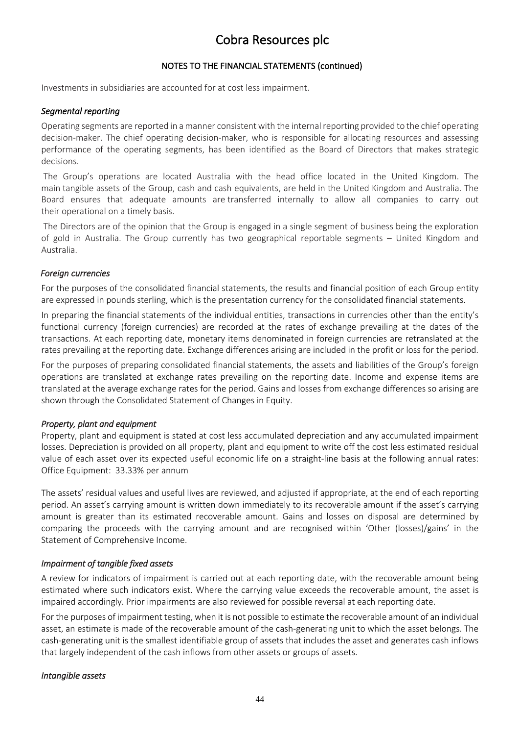# Cobra Resources plc

## NOTES TO THE FINANCIAL STATEMENTS (continued)

Investments in subsidiaries are accounted for at cost less impairment.

### *Segmental reporting*

Operating segments are reported in a manner consistent with the internal reporting provided to the chief operating decision-maker. The chief operating decision-maker, who is responsible for allocating resources and assessing performance of the operating segments, has been identified as the Board of Directors that makes strategic decisions.

The Group's operations are located Australia with the head office located in the United Kingdom. The main tangible assets of the Group, cash and cash equivalents, are held in the United Kingdom and Australia. The Board ensures that adequate amounts are transferred internally to allow all companies to carry out their operational on a timely basis.

The Directors are of the opinion that the Group is engaged in a single segment of business being the exploration of gold in Australia. The Group currently has two geographical reportable segments – United Kingdom and Australia.

### *Foreign currencies*

For the purposes of the consolidated financial statements, the results and financial position of each Group entity are expressed in pounds sterling, which is the presentation currency for the consolidated financial statements.

In preparing the financial statements of the individual entities, transactions in currencies other than the entity's functional currency (foreign currencies) are recorded at the rates of exchange prevailing at the dates of the transactions. At each reporting date, monetary items denominated in foreign currencies are retranslated at the rates prevailing at the reporting date. Exchange differences arising are included in the profit or loss for the period.

For the purposes of preparing consolidated financial statements, the assets and liabilities of the Group's foreign operations are translated at exchange rates prevailing on the reporting date. Income and expense items are translated at the average exchange rates for the period. Gains and losses from exchange differences so arising are shown through the Consolidated Statement of Changes in Equity.

### *Property, plant and equipment*

Property, plant and equipment is stated at cost less accumulated depreciation and any accumulated impairment losses. Depreciation is provided on all property, plant and equipment to write off the cost less estimated residual value of each asset over its expected useful economic life on a straight-line basis at the following annual rates:
Office Equipment: 33.33% per annum

The assets' residual values and useful lives are reviewed, and adjusted if appropriate, at the end of each reporting period. An asset's carrying amount is written down immediately to its recoverable amount if the asset's carrying amount is greater than its estimated recoverable amount. Gains and losses on disposal are determined by comparing the proceeds with the carrying amount and are recognised within 'Other (losses)/gains' in the Statement of Comprehensive Income.

### *Impairment of tangible fixed assets*

A review for indicators of impairment is carried out at each reporting date, with the recoverable amount being estimated where such indicators exist. Where the carrying value exceeds the recoverable amount, the asset is impaired accordingly. Prior impairments are also reviewed for possible reversal at each reporting date.

For the purposes of impairment testing, when it is not possible to estimate the recoverable amount of an individual asset, an estimate is made of the recoverable amount of the cash-generating unit to which the asset belongs. The cash-generating unit is the smallest identifiable group of assets that includes the asset and generates cash inflows that largely independent of the cash inflows from other assets or groups of assets.

### *Intangible assets*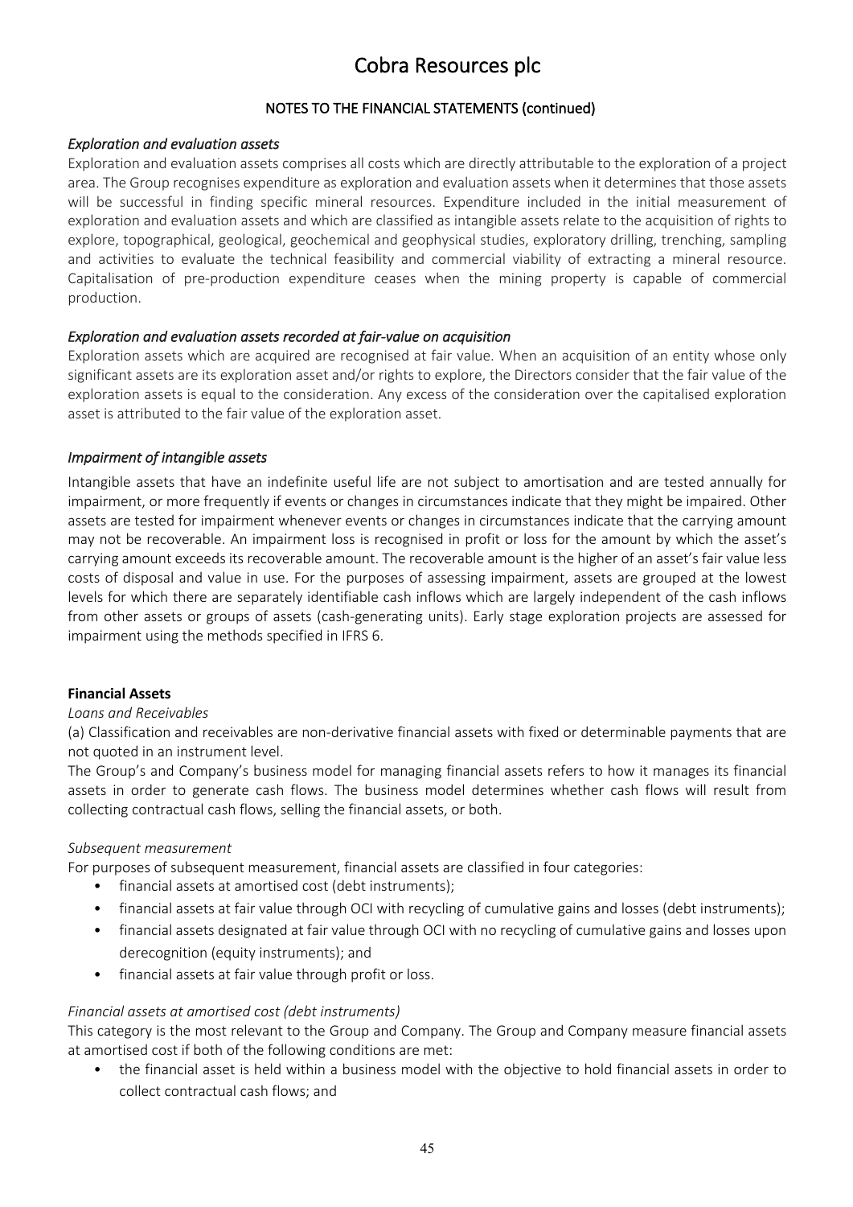## NOTES TO THE FINANCIAL STATEMENTS (continued)

### *Exploration and evaluation assets*

Exploration and evaluation assets comprises all costs which are directly attributable to the exploration of a project area. The Group recognises expenditure as exploration and evaluation assets when it determines that those assets will be successful in finding specific mineral resources. Expenditure included in the initial measurement of exploration and evaluation assets and which are classified as intangible assets relate to the acquisition of rights to explore, topographical, geological, geochemical and geophysical studies, exploratory drilling, trenching, sampling and activities to evaluate the technical feasibility and commercial viability of extracting a mineral resource. Capitalisation of pre-production expenditure ceases when the mining property is capable of commercial production.

### *Exploration and evaluation assets recorded at fair-value on acquisition*

Exploration assets which are acquired are recognised at fair value. When an acquisition of an entity whose only significant assets are its exploration asset and/or rights to explore, the Directors consider that the fair value of the exploration assets is equal to the consideration. Any excess of the consideration over the capitalised exploration asset is attributed to the fair value of the exploration asset.

### *Impairment of intangible assets*

Intangible assets that have an indefinite useful life are not subject to amortisation and are tested annually for impairment, or more frequently if events or changes in circumstances indicate that they might be impaired. Other assets are tested for impairment whenever events or changes in circumstances indicate that the carrying amount may not be recoverable. An impairment loss is recognised in profit or loss for the amount by which the asset's carrying amount exceeds its recoverable amount. The recoverable amount is the higher of an asset's fair value less costs of disposal and value in use. For the purposes of assessing impairment, assets are grouped at the lowest levels for which there are separately identifiable cash inflows which are largely independent of the cash inflows from other assets or groups of assets (cash-generating units). Early stage exploration projects are assessed for impairment using the methods specified in IFRS 6.

### **Financial Assets**

*Loans and Receivables*

(a) Classification and receivables are non-derivative financial assets with fixed or determinable payments that are not quoted in an instrument level.

The Group's and Company's business model for managing financial assets refers to how it manages its financial assets in order to generate cash flows. The business model determines whether cash flows will result from collecting contractual cash flows, selling the financial assets, or both.

*Subsequent measurement*

For purposes of subsequent measurement, financial assets are classified in four categories:

- financial assets at amortised cost (debt instruments);
- financial assets at fair value through OCI with recycling of cumulative gains and losses (debt instruments);
- financial assets designated at fair value through OCI with no recycling of cumulative gains and losses upon derecognition (equity instruments); and
- financial assets at fair value through profit or loss.

*Financial assets at amortised cost (debt instruments)*

This category is the most relevant to the Group and Company. The Group and Company measure financial assets at amortised cost if both of the following conditions are met:

- the financial asset is held within a business model with the objective to hold financial assets in order to collect contractual cash flows; and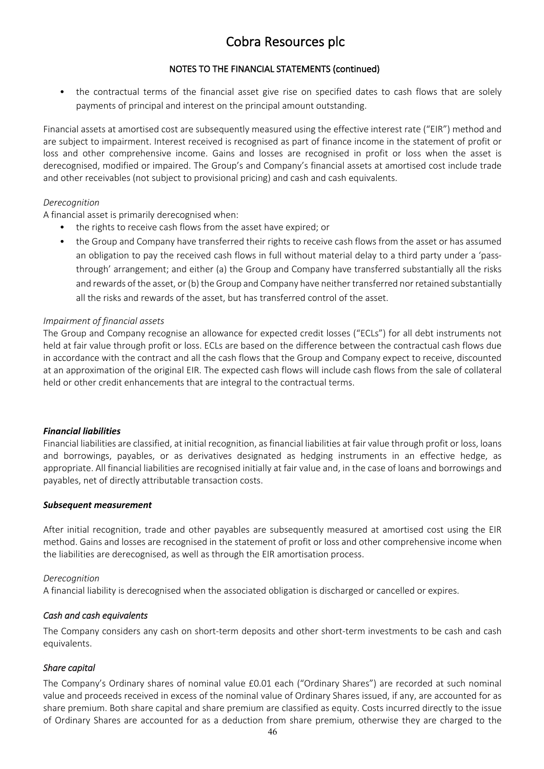- the contractual terms of the financial asset give rise on specified dates to cash flows that are solely payments of principal and interest on the principal amount outstanding.

Financial assets at amortised cost are subsequently measured using the effective interest rate ("EIR") method and are subject to impairment. Interest received is recognised as part of finance income in the statement of profit or loss and other comprehensive income. Gains and losses are recognised in profit or loss when the asset is derecognised, modified or impaired. The Group's and Company's financial assets at amortised cost include trade and other receivables (not subject to provisional pricing) and cash and cash equivalents.

*Derecognition*

A financial asset is primarily derecognised when:

- the rights to receive cash flows from the asset have expired; or
- the Group and Company have transferred their rights to receive cash flows from the asset or has assumed an obligation to pay the received cash flows in full without material delay to a third party under a 'pass-through' arrangement; and either (a) the Group and Company have transferred substantially all the risks and rewards of the asset, or (b) the Group and Company have neither transferred nor retained substantially all the risks and rewards of the asset, but has transferred control of the asset.

*Impairment of financial assets*

The Group and Company recognise an allowance for expected credit losses ("ECLs") for all debt instruments not held at fair value through profit or loss. ECLs are based on the difference between the contractual cash flows due in accordance with the contract and all the cash flows that the Group and Company expect to receive, discounted at an approximation of the original EIR. The expected cash flows will include cash flows from the sale of collateral held or other credit enhancements that are integral to the contractual terms.

***Financial liabilities***

Financial liabilities are classified, at initial recognition, as financial liabilities at fair value through profit or loss, loans and borrowings, payables, or as derivatives designated as hedging instruments in an effective hedge, as appropriate. All financial liabilities are recognised initially at fair value and, in the case of loans and borrowings and payables, net of directly attributable transaction costs.

***Subsequent measurement***

After initial recognition, trade and other payables are subsequently measured at amortised cost using the EIR method. Gains and losses are recognised in the statement of profit or loss and other comprehensive income when the liabilities are derecognised, as well as through the EIR amortisation process.

*Derecognition*

A financial liability is derecognised when the associated obligation is discharged or cancelled or expires.

*Cash and cash equivalents*

The Company considers any cash on short-term deposits and other short-term investments to be cash and cash equivalents.

*Share capital*

The Company's Ordinary shares of nominal value £0.01 each ("Ordinary Shares") are recorded at such nominal value and proceeds received in excess of the nominal value of Ordinary Shares issued, if any, are accounted for as share premium. Both share capital and share premium are classified as equity. Costs incurred directly to the issue of Ordinary Shares are accounted for as a deduction from share premium, otherwise they are charged to the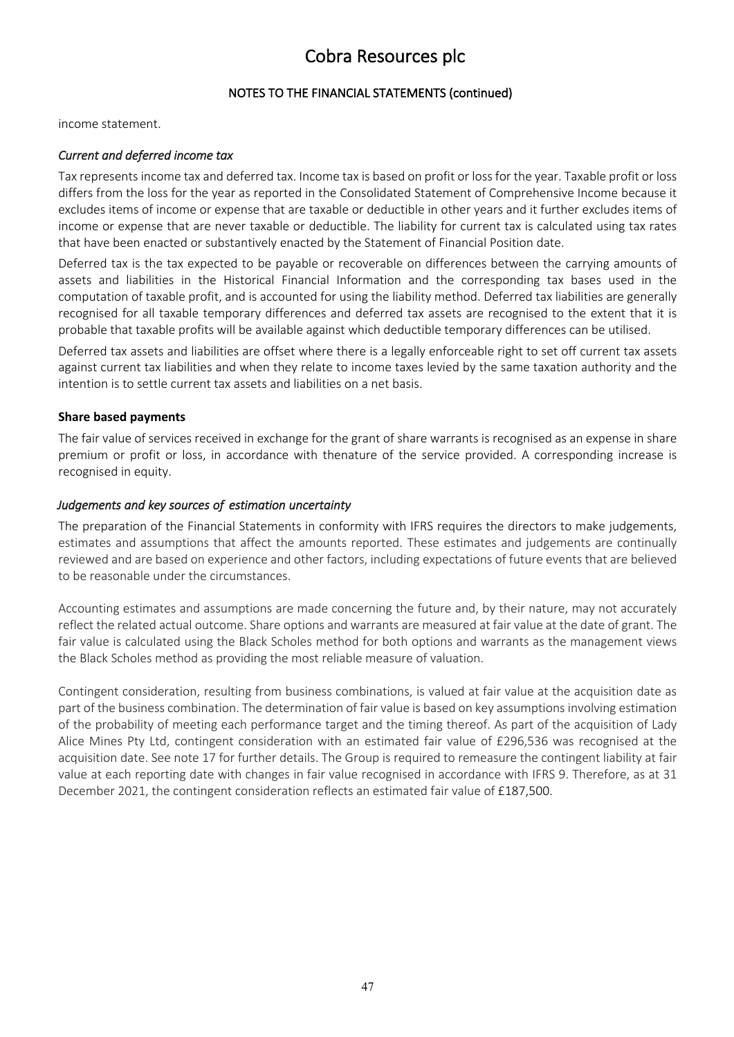income statement.

*Current and deferred income tax*

Tax represents income tax and deferred tax. Income tax is based on profit or loss for the year. Taxable profit or loss differs from the loss for the year as reported in the Consolidated Statement of Comprehensive Income because it excludes items of income or expense that are taxable or deductible in other years and it further excludes items of income or expense that are never taxable or deductible. The liability for current tax is calculated using tax rates that have been enacted or substantively enacted by the Statement of Financial Position date.

Deferred tax is the tax expected to be payable or recoverable on differences between the carrying amounts of assets and liabilities in the Historical Financial Information and the corresponding tax bases used in the computation of taxable profit, and is accounted for using the liability method. Deferred tax liabilities are generally recognised for all taxable temporary differences and deferred tax assets are recognised to the extent that it is probable that taxable profits will be available against which deductible temporary differences can be utilised.

Deferred tax assets and liabilities are offset where there is a legally enforceable right to set off current tax assets against current tax liabilities and when they relate to income taxes levied by the same taxation authority and the intention is to settle current tax assets and liabilities on a net basis.

**Share based payments**

The fair value of services received in exchange for the grant of share warrants is recognised as an expense in share premium or profit or loss, in accordance with thenature of the service provided. A corresponding increase is recognised in equity.

*Judgements and key sources of estimation uncertainty*

The preparation of the Financial Statements in conformity with IFRS requires the directors to make judgements, estimates and assumptions that affect the amounts reported. These estimates and judgements are continually reviewed and are based on experience and other factors, including expectations of future events that are believed to be reasonable under the circumstances.

Accounting estimates and assumptions are made concerning the future and, by their nature, may not accurately reflect the related actual outcome. Share options and warrants are measured at fair value at the date of grant. The fair value is calculated using the Black Scholes method for both options and warrants as the management views the Black Scholes method as providing the most reliable measure of valuation.

Contingent consideration, resulting from business combinations, is valued at fair value at the acquisition date as part of the business combination. The determination of fair value is based on key assumptions involving estimation of the probability of meeting each performance target and the timing thereof. As part of the acquisition of Lady Alice Mines Pty Ltd, contingent consideration with an estimated fair value of £296,536 was recognised at the acquisition date. See note 17 for further details. The Group is required to remeasure the contingent liability at fair value at each reporting date with changes in fair value recognised in accordance with IFRS 9. Therefore, as at 31 December 2021, the contingent consideration reflects an estimated fair value of £187,500.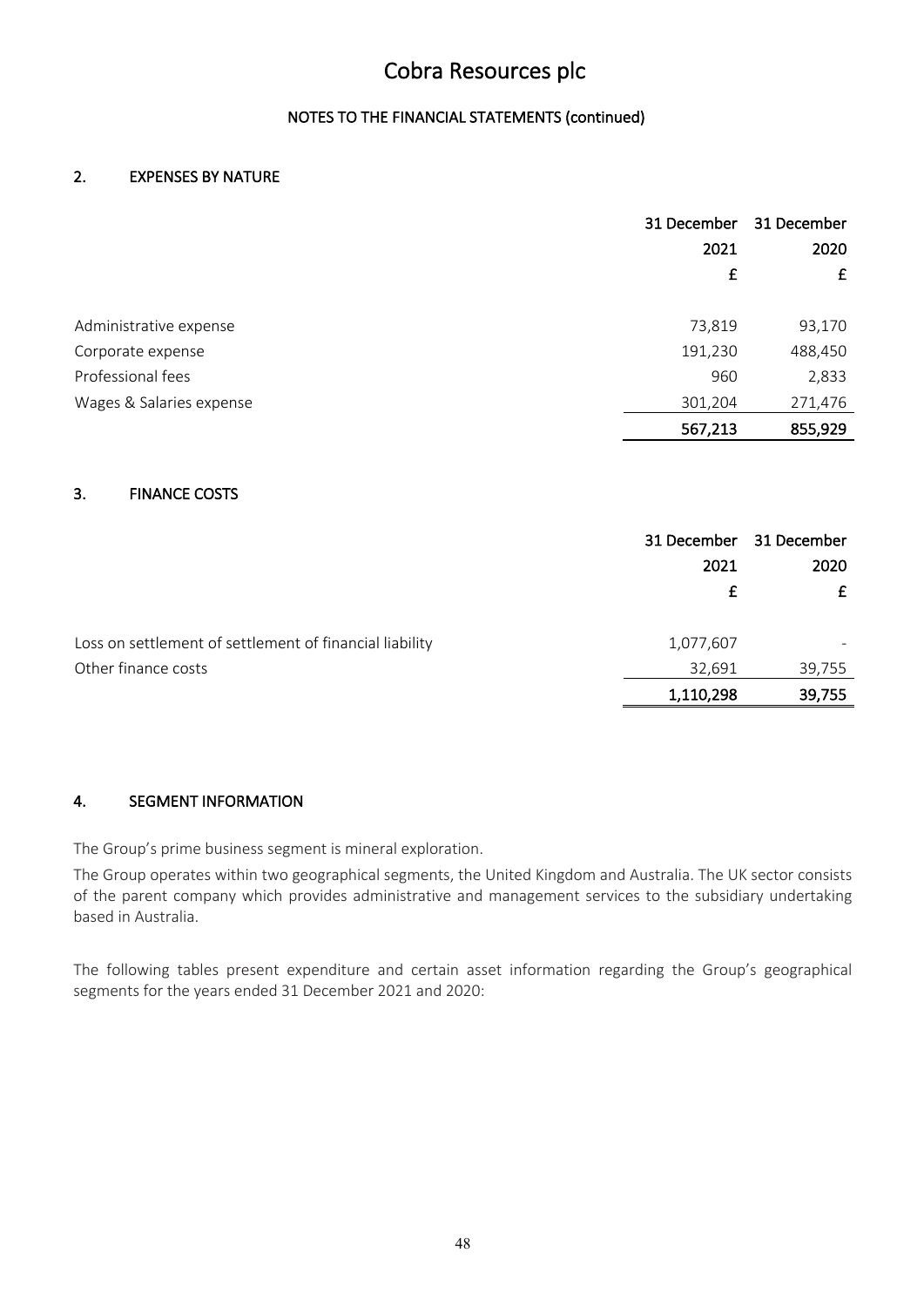# Cobra Resources plc

## NOTES TO THE FINANCIAL STATEMENTS (continued)

### 2. EXPENSES BY NATURE

| | 31 December 2021 £ | 31 December 2020 £ |
|---|---|---|
| Administrative expense | 73,819 | 93,170 |
| Corporate expense | 191,230 | 488,450 |
| Professional fees | 960 | 2,833 |
| Wages & Salaries expense | 301,204 | 271,476 |
| | **567,213** | **855,929** |

### 3. FINANCE COSTS

| | 31 December 2021 £ | 31 December 2020 £ |
|---|---|---|
| Loss on settlement of settlement of financial liability | 1,077,607 | - |
| Other finance costs | 32,691 | 39,755 |
| | **1,110,298** | **39,755** |

### 4. SEGMENT INFORMATION

The Group's prime business segment is mineral exploration.

The Group operates within two geographical segments, the United Kingdom and Australia. The UK sector consists of the parent company which provides administrative and management services to the subsidiary undertaking based in Australia.

The following tables present expenditure and certain asset information regarding the Group's geographical segments for the years ended 31 December 2021 and 2020: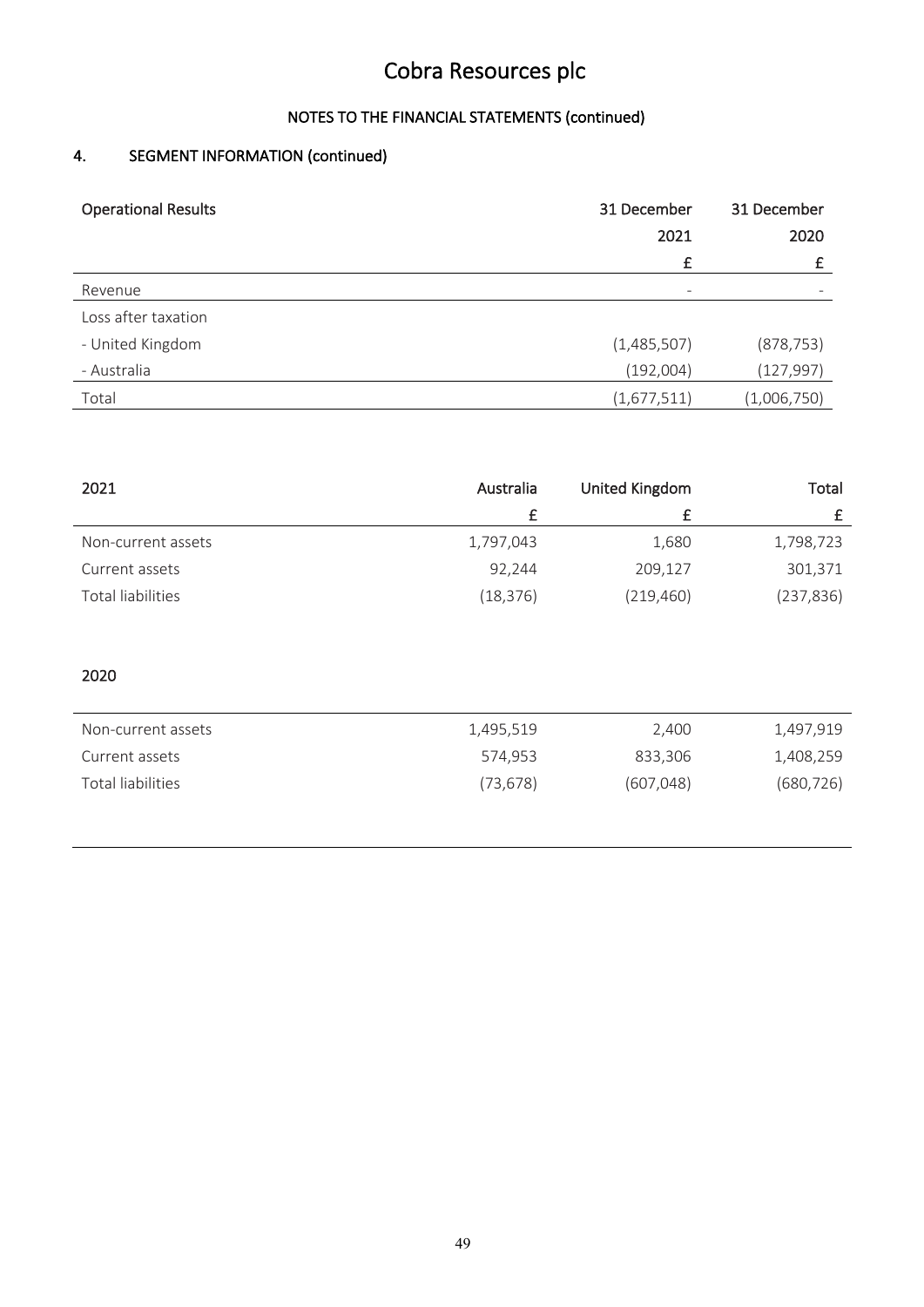# Cobra Resources plc

## NOTES TO THE FINANCIAL STATEMENTS (continued)

### 4. SEGMENT INFORMATION (continued)

| Operational Results | 31 December 2021 | 31 December 2020 |
|---|---|---|
| | £ | £ |
| Revenue | - | - |
| Loss after taxation | | |
| - United Kingdom | (1,485,507) | (878,753) |
| - Australia | (192,004) | (127,997) |
| Total | (1,677,511) | (1,006,750) |

| 2021 | Australia | United Kingdom | Total |
|---|---|---|---|
| | £ | £ | £ |
| Non-current assets | 1,797,043 | 1,680 | 1,798,723 |
| Current assets | 92,244 | 209,127 | 301,371 |
| Total liabilities | (18,376) | (219,460) | (237,836) |

| 2020 | | | |
|---|---|---|---|
| Non-current assets | 1,495,519 | 2,400 | 1,497,919 |
| Current assets | 574,953 | 833,306 | 1,408,259 |
| Total liabilities | (73,678) | (607,048) | (680,726) |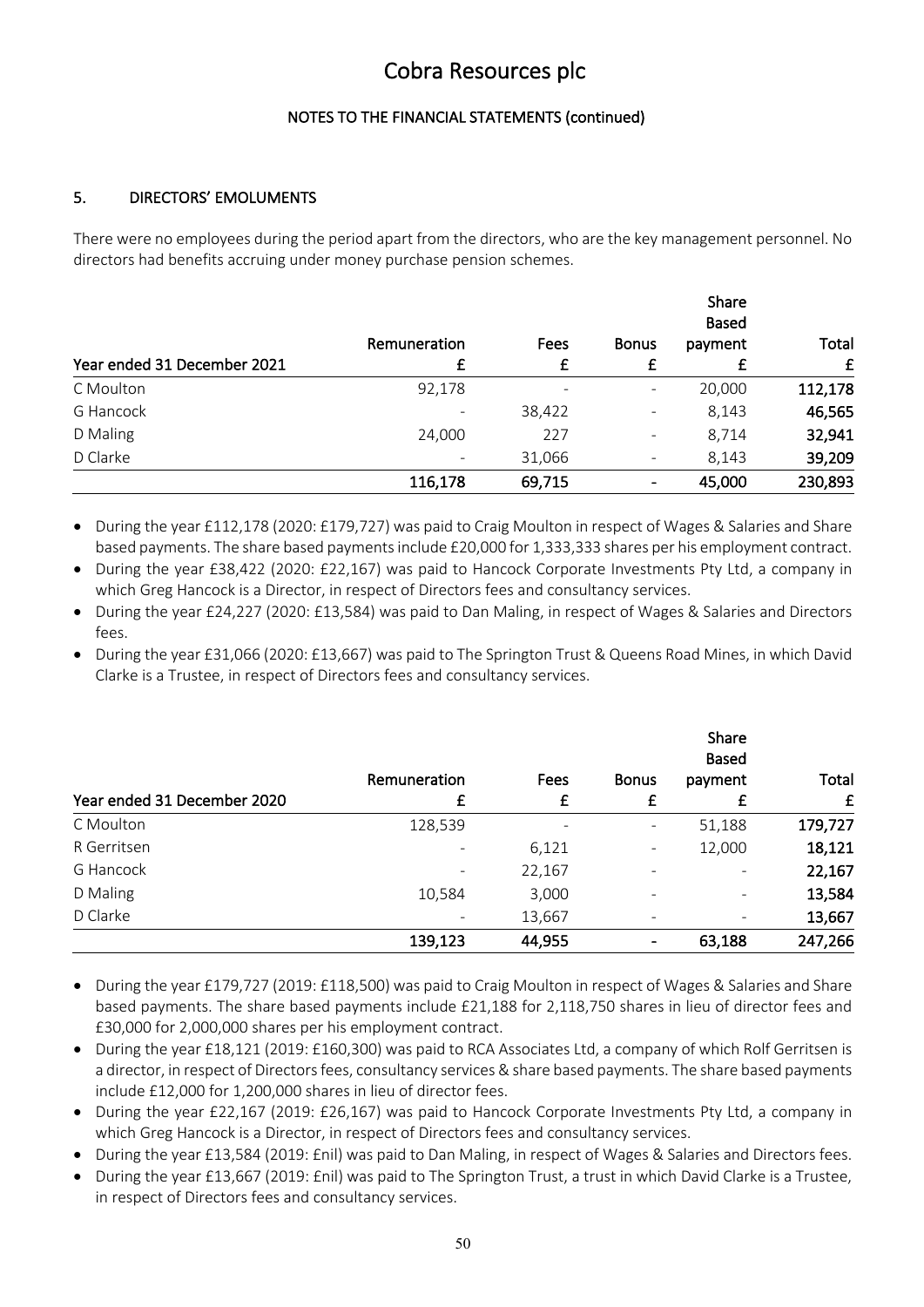# Cobra Resources plc

## NOTES TO THE FINANCIAL STATEMENTS (continued)

### 5. DIRECTORS' EMOLUMENTS

There were no employees during the period apart from the directors, who are the key management personnel. No directors had benefits accruing under money purchase pension schemes.

| Year ended 31 December 2021 | Remuneration £ | Fees £ | Bonus £ | Share Based payment £ | Total £ |
|---|---|---|---|---|---|
| C Moulton | 92,178 | - | - | 20,000 | **112,178** |
| G Hancock | - | 38,422 | - | 8,143 | **46,565** |
| D Maling | 24,000 | 227 | - | 8,714 | **32,941** |
| D Clarke | - | 31,066 | - | 8,143 | **39,209** |
| | **116,178** | **69,715** | **-** | **45,000** | **230,893** |

- During the year £112,178 (2020: £179,727) was paid to Craig Moulton in respect of Wages & Salaries and Share based payments. The share based payments include £20,000 for 1,333,333 shares per his employment contract.
- During the year £38,422 (2020: £22,167) was paid to Hancock Corporate Investments Pty Ltd, a company in which Greg Hancock is a Director, in respect of Directors fees and consultancy services.
- During the year £24,227 (2020: £13,584) was paid to Dan Maling, in respect of Wages & Salaries and Directors fees.
- During the year £31,066 (2020: £13,667) was paid to The Springton Trust & Queens Road Mines, in which David Clarke is a Trustee, in respect of Directors fees and consultancy services.

| Year ended 31 December 2020 | Remuneration £ | Fees £ | Bonus £ | Share Based payment £ | Total £ |
|---|---|---|---|---|---|
| C Moulton | 128,539 | - | - | 51,188 | **179,727** |
| R Gerritsen | - | 6,121 | - | 12,000 | **18,121** |
| G Hancock | - | 22,167 | - | - | **22,167** |
| D Maling | 10,584 | 3,000 | - | - | **13,584** |
| D Clarke | - | 13,667 | - | - | **13,667** |
| | **139,123** | **44,955** | **-** | **63,188** | **247,266** |

- During the year £179,727 (2019: £118,500) was paid to Craig Moulton in respect of Wages & Salaries and Share based payments. The share based payments include £21,188 for 2,118,750 shares in lieu of director fees and £30,000 for 2,000,000 shares per his employment contract.
- During the year £18,121 (2019: £160,300) was paid to RCA Associates Ltd, a company of which Rolf Gerritsen is a director, in respect of Directors fees, consultancy services & share based payments. The share based payments include £12,000 for 1,200,000 shares in lieu of director fees.
- During the year £22,167 (2019: £26,167) was paid to Hancock Corporate Investments Pty Ltd, a company in which Greg Hancock is a Director, in respect of Directors fees and consultancy services.
- During the year £13,584 (2019: £nil) was paid to Dan Maling, in respect of Wages & Salaries and Directors fees.
- During the year £13,667 (2019: £nil) was paid to The Springton Trust, a trust in which David Clarke is a Trustee, in respect of Directors fees and consultancy services.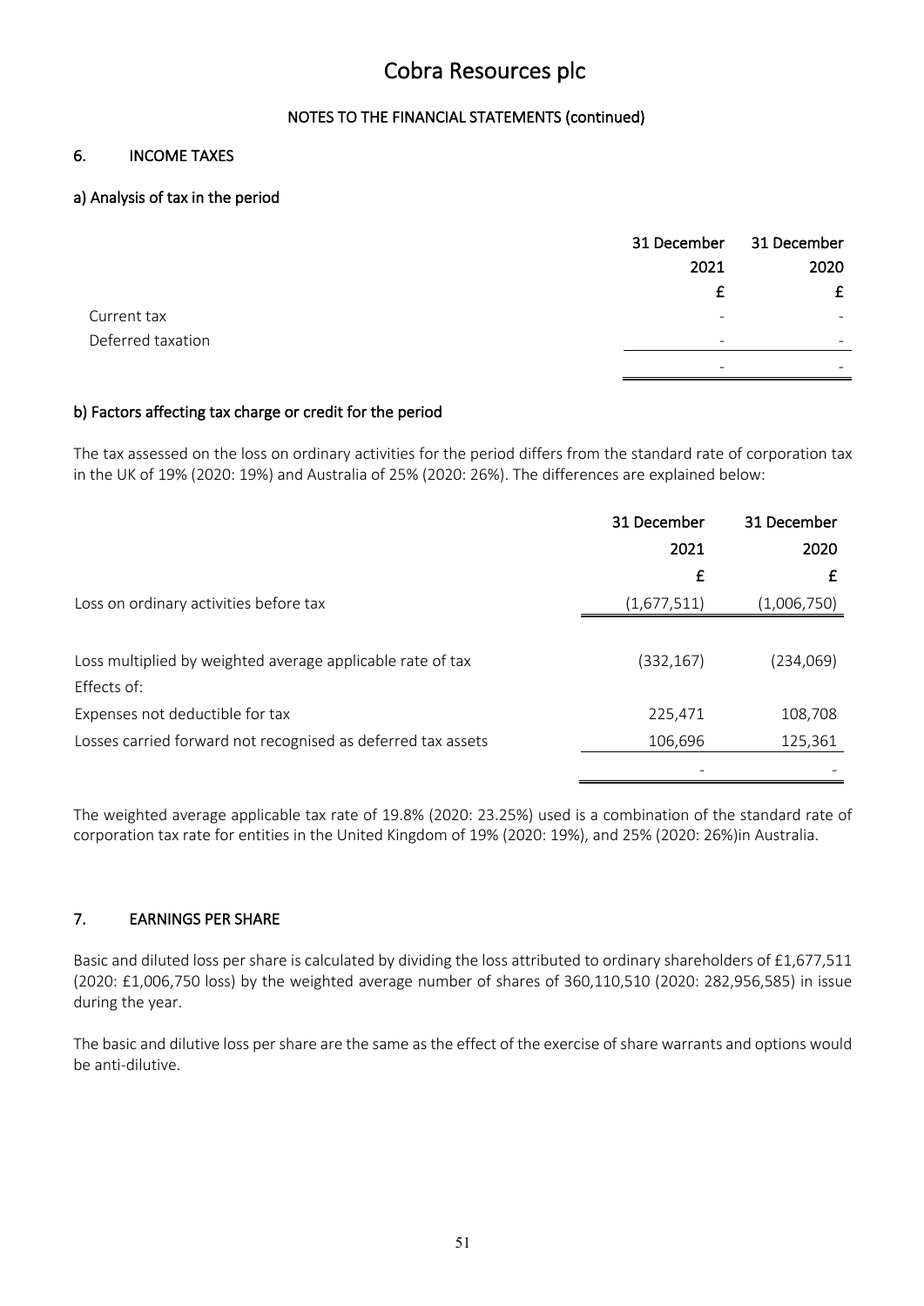# Cobra Resources plc

## NOTES TO THE FINANCIAL STATEMENTS (continued)

### 6. INCOME TAXES

#### a) Analysis of tax in the period

| | 31 December 2021 £ | 31 December 2020 £ |
|---|---|---|
| Current tax | - | - |
| Deferred taxation | - | - |
| | - | - |

#### b) Factors affecting tax charge or credit for the period

The tax assessed on the loss on ordinary activities for the period differs from the standard rate of corporation tax in the UK of 19% (2020: 19%) and Australia of 25% (2020: 26%). The differences are explained below:

| | 31 December 2021 £ | 31 December 2020 £ |
|---|---|---|
| Loss on ordinary activities before tax | (1,677,511) | (1,006,750) |
| | | |
| Loss multiplied by weighted average applicable rate of tax | (332,167) | (234,069) |
| Effects of: | | |
| Expenses not deductible for tax | 225,471 | 108,708 |
| Losses carried forward not recognised as deferred tax assets | 106,696 | 125,361 |
| | - | - |

The weighted average applicable tax rate of 19.8% (2020: 23.25%) used is a combination of the standard rate of corporation tax rate for entities in the United Kingdom of 19% (2020: 19%), and 25% (2020: 26%)in Australia.

### 7. EARNINGS PER SHARE

Basic and diluted loss per share is calculated by dividing the loss attributed to ordinary shareholders of £1,677,511 (2020: £1,006,750 loss) by the weighted average number of shares of 360,110,510 (2020: 282,956,585) in issue during the year.

The basic and dilutive loss per share are the same as the effect of the exercise of share warrants and options would be anti-dilutive.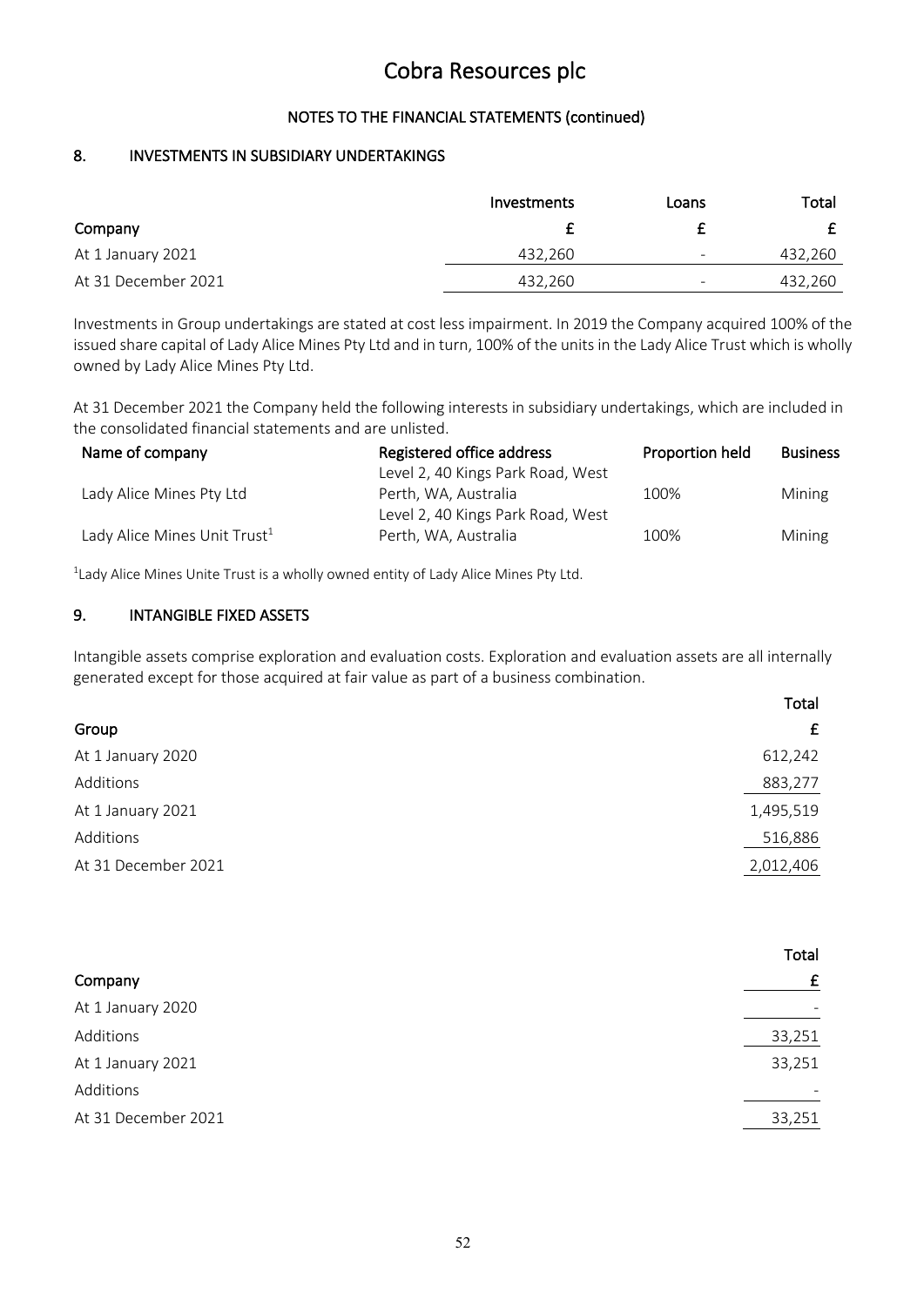# Cobra Resources plc

## NOTES TO THE FINANCIAL STATEMENTS (continued)

### 8. INVESTMENTS IN SUBSIDIARY UNDERTAKINGS

| | Investments | Loans | Total |
|---|---|---|---|
| **Company** | **£** | **£** | **£** |
| At 1 January 2021 | 432,260 | - | 432,260 |
| At 31 December 2021 | 432,260 | - | 432,260 |

Investments in Group undertakings are stated at cost less impairment. In 2019 the Company acquired 100% of the issued share capital of Lady Alice Mines Pty Ltd and in turn, 100% of the units in the Lady Alice Trust which is wholly owned by Lady Alice Mines Pty Ltd.

At 31 December 2021 the Company held the following interests in subsidiary undertakings, which are included in the consolidated financial statements and are unlisted.

| Name of company | Registered office address | Proportion held | Business |
|---|---|---|---|
| Lady Alice Mines Pty Ltd | Level 2, 40 Kings Park Road, West Perth, WA, Australia | 100% | Mining |
| Lady Alice Mines Unit Trust[1] | Level 2, 40 Kings Park Road, West Perth, WA, Australia | 100% | Mining |

[1]Lady Alice Mines Unite Trust is a wholly owned entity of Lady Alice Mines Pty Ltd.

### 9. INTANGIBLE FIXED ASSETS

Intangible assets comprise exploration and evaluation costs. Exploration and evaluation assets are all internally generated except for those acquired at fair value as part of a business combination.

| | Total |
|---|---|
| **Group** | **£** |
| At 1 January 2020 | 612,242 |
| Additions | 883,277 |
| At 1 January 2021 | 1,495,519 |
| Additions | 516,886 |
| At 31 December 2021 | 2,012,406 |

| | Total |
|---|---|
| **Company** | **£** |
| At 1 January 2020 | - |
| Additions | 33,251 |
| At 1 January 2021 | 33,251 |
| Additions | - |
| At 31 December 2021 | 33,251 |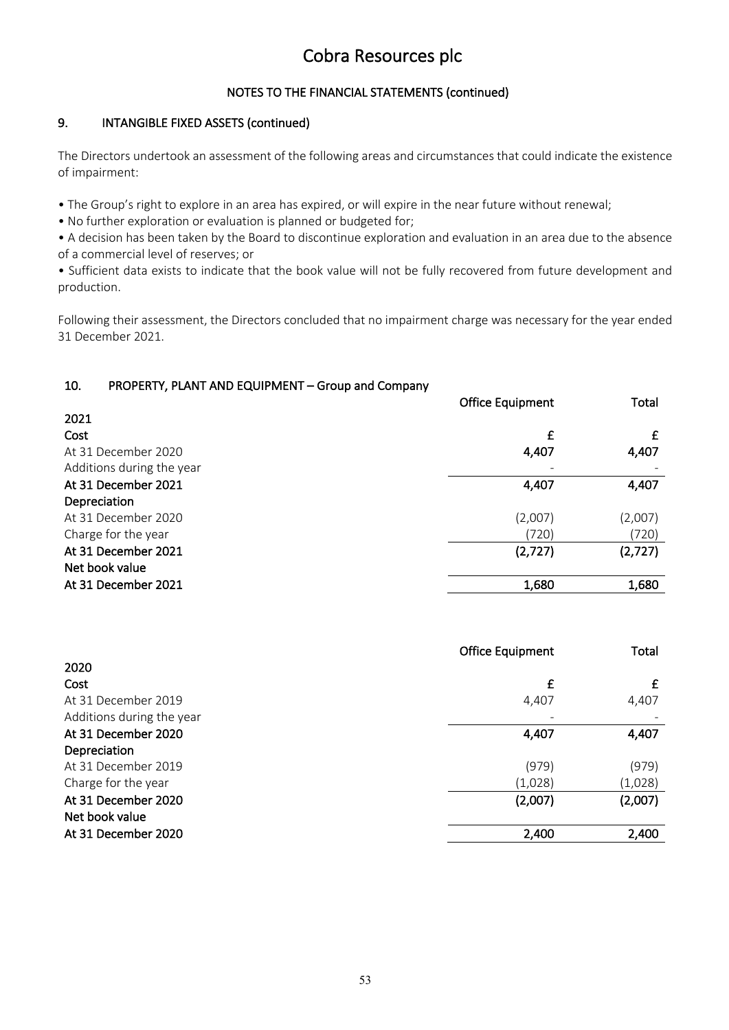# Cobra Resources plc

## NOTES TO THE FINANCIAL STATEMENTS (continued)

## 9. INTANGIBLE FIXED ASSETS (continued)

The Directors undertook an assessment of the following areas and circumstances that could indicate the existence of impairment:

- The Group's right to explore in an area has expired, or will expire in the near future without renewal;
- No further exploration or evaluation is planned or budgeted for;
- A decision has been taken by the Board to discontinue exploration and evaluation in an area due to the absence of a commercial level of reserves; or
- Sufficient data exists to indicate that the book value will not be fully recovered from future development and production.

Following their assessment, the Directors concluded that no impairment charge was necessary for the year ended 31 December 2021.

## 10. PROPERTY, PLANT AND EQUIPMENT – Group and Company

| | Office Equipment | Total |
|---|---|---|
| **2021** | | |
| **Cost** | **£** | **£** |
| At 31 December 2020 | **4,407** | **4,407** |
| Additions during the year | - | - |
| **At 31 December 2021** | **4,407** | **4,407** |
| **Depreciation** | | |
| At 31 December 2020 | (2,007) | (2,007) |
| Charge for the year | (720) | (720) |
| **At 31 December 2021** | **(2,727)** | **(2,727)** |
| **Net book value** | | |
| **At 31 December 2021** | **1,680** | **1,680** |

| | Office Equipment | Total |
|---|---|---|
| **2020** | | |
| **Cost** | **£** | **£** |
| At 31 December 2019 | 4,407 | 4,407 |
| Additions during the year | - | - |
| **At 31 December 2020** | **4,407** | **4,407** |
| **Depreciation** | | |
| At 31 December 2019 | (979) | (979) |
| Charge for the year | (1,028) | (1,028) |
| **At 31 December 2020** | **(2,007)** | **(2,007)** |
| **Net book value** | | |
| **At 31 December 2020** | **2,400** | **2,400** |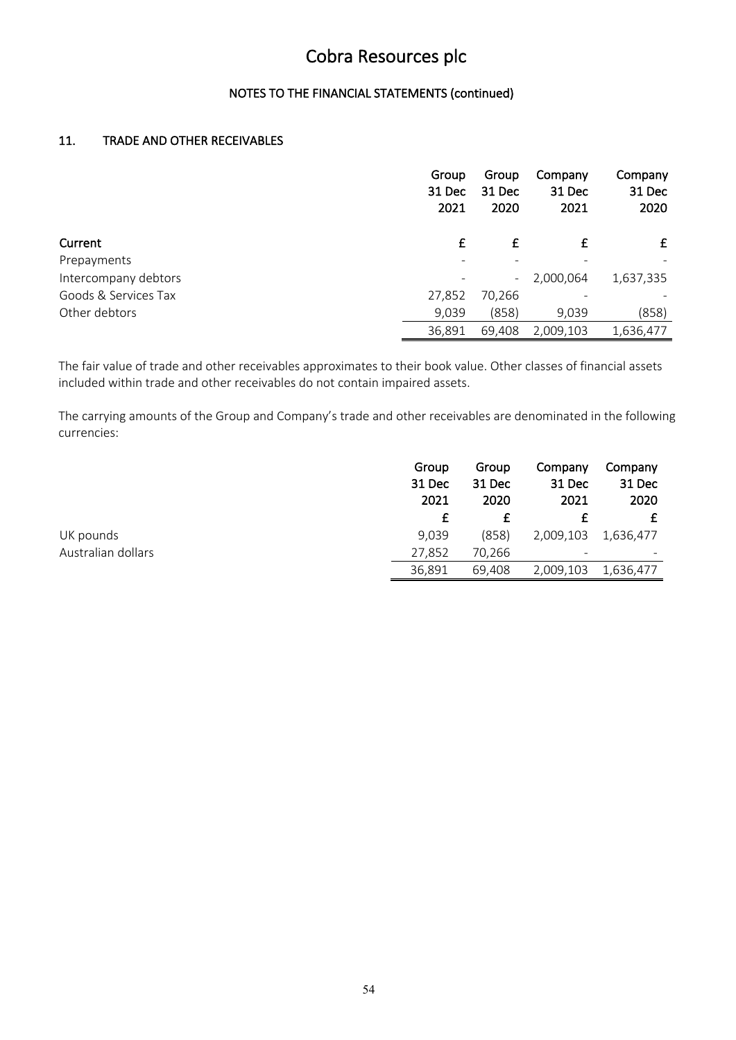# Cobra Resources plc

## NOTES TO THE FINANCIAL STATEMENTS (continued)

### 11. TRADE AND OTHER RECEIVABLES

| | Group 31 Dec 2021 | Group 31 Dec 2020 | Company 31 Dec 2021 | Company 31 Dec 2020 |
|---|---|---|---|---|
| **Current** | £ | £ | £ | £ |
| Prepayments | - | - | - | - |
| Intercompany debtors | - | - | 2,000,064 | 1,637,335 |
| Goods & Services Tax | 27,852 | 70,266 | - | - |
| Other debtors | 9,039 | (858) | 9,039 | (858) |
| | 36,891 | 69,408 | 2,009,103 | 1,636,477 |

The fair value of trade and other receivables approximates to their book value. Other classes of financial assets included within trade and other receivables do not contain impaired assets.

The carrying amounts of the Group and Company's trade and other receivables are denominated in the following currencies:

| | Group 31 Dec 2021 | Group 31 Dec 2020 | Company 31 Dec 2021 | Company 31 Dec 2020 |
|---|---|---|---|---|
| | £ | £ | £ | £ |
| UK pounds | 9,039 | (858) | 2,009,103 | 1,636,477 |
| Australian dollars | 27,852 | 70,266 | - | - |
| | 36,891 | 69,408 | 2,009,103 | 1,636,477 |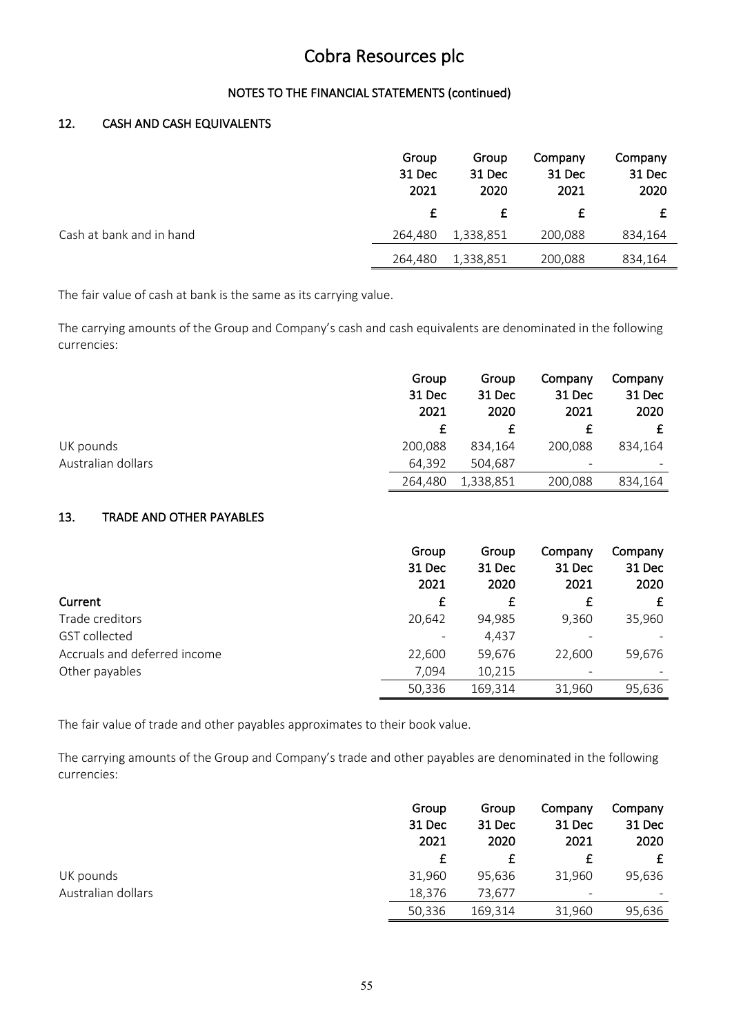# Cobra Resources plc

## NOTES TO THE FINANCIAL STATEMENTS (continued)

### 12. CASH AND CASH EQUIVALENTS

| | Group 31 Dec 2021 | Group 31 Dec 2020 | Company 31 Dec 2021 | Company 31 Dec 2020 |
|---|---|---|---|---|
| | £ | £ | £ | £ |
| Cash at bank and in hand | 264,480 | 1,338,851 | 200,088 | 834,164 |
| | 264,480 | 1,338,851 | 200,088 | 834,164 |

The fair value of cash at bank is the same as its carrying value.

The carrying amounts of the Group and Company's cash and cash equivalents are denominated in the following currencies:

| | Group 31 Dec 2021 | Group 31 Dec 2020 | Company 31 Dec 2021 | Company 31 Dec 2020 |
|---|---|---|---|---|
| | £ | £ | £ | £ |
| UK pounds | 200,088 | 834,164 | 200,088 | 834,164 |
| Australian dollars | 64,392 | 504,687 | - | - |
| | 264,480 | 1,338,851 | 200,088 | 834,164 |

### 13. TRADE AND OTHER PAYABLES

| | Group 31 Dec 2021 | Group 31 Dec 2020 | Company 31 Dec 2021 | Company 31 Dec 2020 |
|---|---|---|---|---|
| **Current** | £ | £ | £ | £ |
| Trade creditors | 20,642 | 94,985 | 9,360 | 35,960 |
| GST collected | - | 4,437 | - | - |
| Accruals and deferred income | 22,600 | 59,676 | 22,600 | 59,676 |
| Other payables | 7,094 | 10,215 | - | - |
| | 50,336 | 169,314 | 31,960 | 95,636 |

The fair value of trade and other payables approximates to their book value.

The carrying amounts of the Group and Company's trade and other payables are denominated in the following currencies:

| | Group 31 Dec 2021 | Group 31 Dec 2020 | Company 31 Dec 2021 | Company 31 Dec 2020 |
|---|---|---|---|---|
| | £ | £ | £ | £ |
| UK pounds | 31,960 | 95,636 | 31,960 | 95,636 |
| Australian dollars | 18,376 | 73,677 | - | - |
| | 50,336 | 169,314 | 31,960 | 95,636 |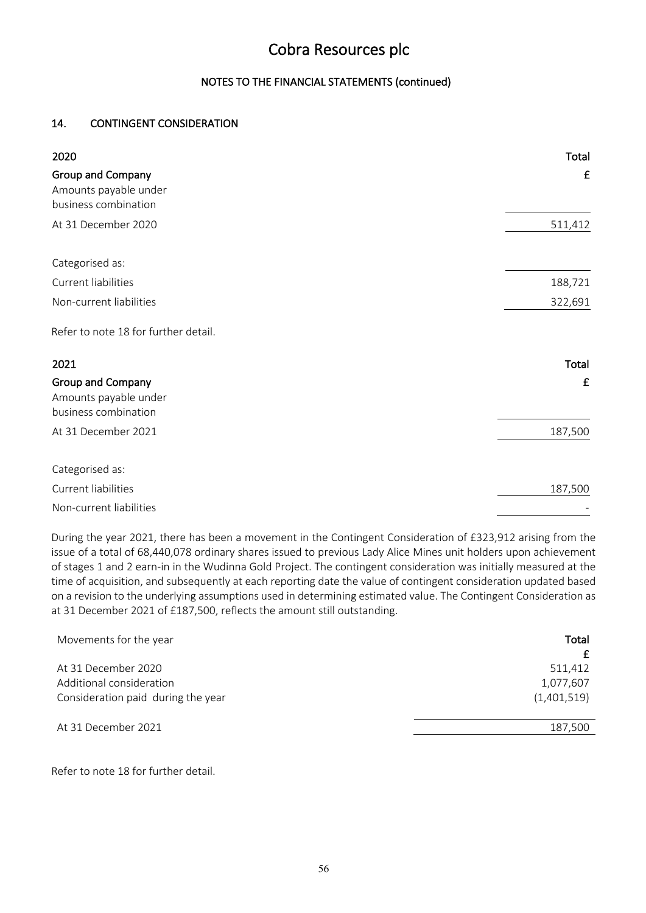## NOTES TO THE FINANCIAL STATEMENTS (continued)

### 14. CONTINGENT CONSIDERATION

| 2020 | Total |
|---|---|
| **Group and Company** | £ |
| Amounts payable under business combination | |
| At 31 December 2020 | 511,412 |
| | |
| Categorised as: | |
| Current liabilities | 188,721 |
| Non-current liabilities | 322,691 |

Refer to note 18 for further detail.

| 2021 | Total |
|---|---|
| **Group and Company** | £ |
| Amounts payable under business combination | |
| At 31 December 2021 | 187,500 |
| | |
| Categorised as: | |
| Current liabilities | 187,500 |
| Non-current liabilities | - |

During the year 2021, there has been a movement in the Contingent Consideration of £323,912 arising from the issue of a total of 68,440,078 ordinary shares issued to previous Lady Alice Mines unit holders upon achievement of stages 1 and 2 earn-in in the Wudinna Gold Project. The contingent consideration was initially measured at the time of acquisition, and subsequently at each reporting date the value of contingent consideration updated based on a revision to the underlying assumptions used in determining estimated value. The Contingent Consideration as at 31 December 2021 of £187,500, reflects the amount still outstanding.

| Movements for the year | Total |
|---|---|
| | £ |
| At 31 December 2020 | 511,412 |
| Additional consideration | 1,077,607 |
| Consideration paid during the year | (1,401,519) |
| At 31 December 2021 | 187,500 |

Refer to note 18 for further detail.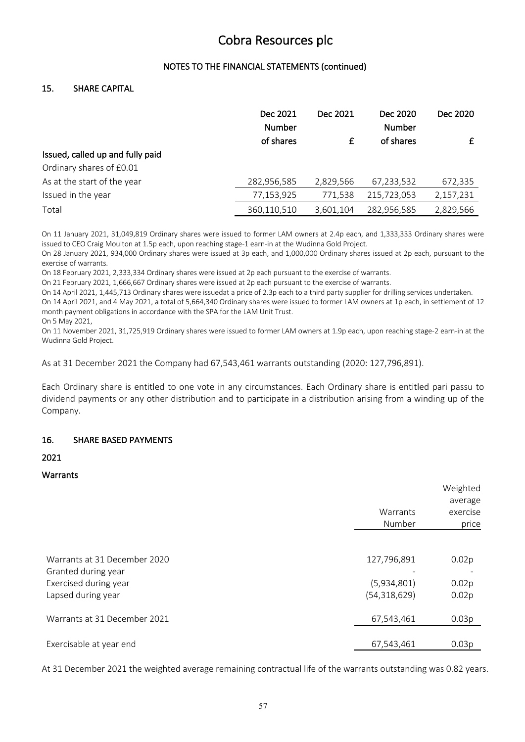# Cobra Resources plc

## NOTES TO THE FINANCIAL STATEMENTS (continued)

### 15. SHARE CAPITAL

| | Dec 2021 Number of shares | Dec 2021 £ | Dec 2020 Number of shares | Dec 2020 £ |
|---|---|---|---|---|
| **Issued, called up and fully paid** | | | | |
| Ordinary shares of £0.01 | | | | |
| As at the start of the year | 282,956,585 | 2,829,566 | 67,233,532 | 672,335 |
| Issued in the year | 77,153,925 | 771,538 | 215,723,053 | 2,157,231 |
| Total | 360,110,510 | 3,601,104 | 282,956,585 | 2,829,566 |

On 11 January 2021, 31,049,819 Ordinary shares were issued to former LAM owners at 2.4p each, and 1,333,333 Ordinary shares were issued to CEO Craig Moulton at 1.5p each, upon reaching stage-1 earn-in at the Wudinna Gold Project.

On 28 January 2021, 934,000 Ordinary shares were issued at 3p each, and 1,000,000 Ordinary shares issued at 2p each, pursuant to the exercise of warrants.

On 18 February 2021, 2,333,334 Ordinary shares were issued at 2p each pursuant to the exercise of warrants.

On 21 February 2021, 1,666,667 Ordinary shares were issued at 2p each pursuant to the exercise of warrants.

On 14 April 2021, 1,445,713 Ordinary shares were issuedat a price of 2.3p each to a third party supplier for drilling services undertaken.

On 14 April 2021, and 4 May 2021, a total of 5,664,340 Ordinary shares were issued to former LAM owners at 1p each, in settlement of 12 month payment obligations in accordance with the SPA for the LAM Unit Trust.

On 5 May 2021,

On 11 November 2021, 31,725,919 Ordinary shares were issued to former LAM owners at 1.9p each, upon reaching stage-2 earn-in at the Wudinna Gold Project.

As at 31 December 2021 the Company had 67,543,461 warrants outstanding (2020: 127,796,891).

Each Ordinary share is entitled to one vote in any circumstances. Each Ordinary share is entitled pari passu to dividend payments or any other distribution and to participate in a distribution arising from a winding up of the Company.

### 16. SHARE BASED PAYMENTS

#### 2021

#### Warrants

| | Warrants Number | Weighted average exercise price |
|---|---|---|
| Warrants at 31 December 2020 | 127,796,891 | 0.02p |
| Granted during year | - | - |
| Exercised during year | (5,934,801) | 0.02p |
| Lapsed during year | (54,318,629) | 0.02p |
| Warrants at 31 December 2021 | 67,543,461 | 0.03p |
| Exercisable at year end | 67,543,461 | 0.03p |

At 31 December 2021 the weighted average remaining contractual life of the warrants outstanding was 0.82 years.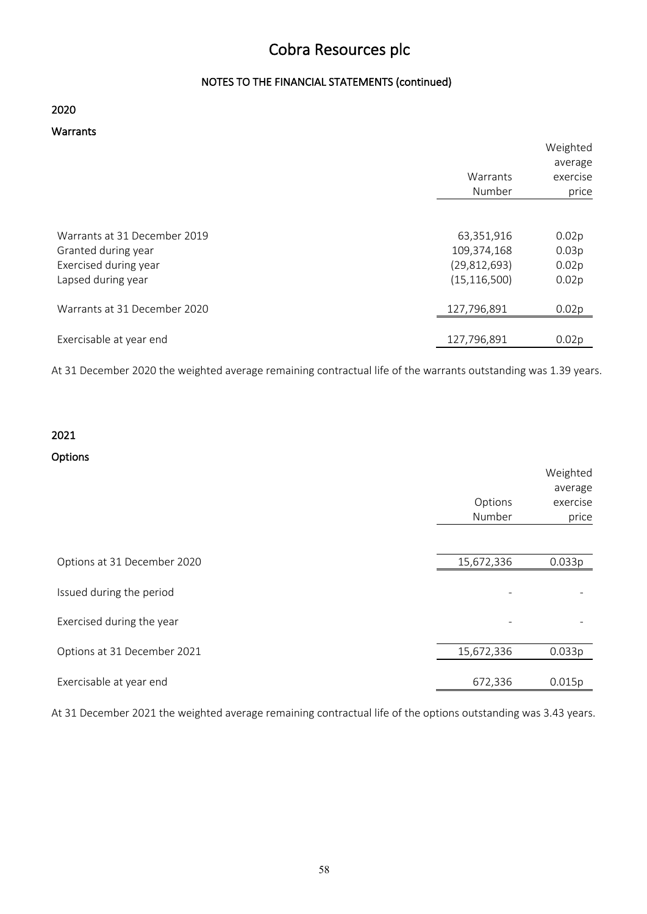# Cobra Resources plc

## NOTES TO THE FINANCIAL STATEMENTS (continued)

### 2020

#### Warrants

| | Warrants Number | Weighted average exercise price |
|---|---|---|
| Warrants at 31 December 2019 | 63,351,916 | 0.02p |
| Granted during year | 109,374,168 | 0.03p |
| Exercised during year | (29,812,693) | 0.02p |
| Lapsed during year | (15,116,500) | 0.02p |
| Warrants at 31 December 2020 | 127,796,891 | 0.02p |
| Exercisable at year end | 127,796,891 | 0.02p |

At 31 December 2020 the weighted average remaining contractual life of the warrants outstanding was 1.39 years.

### 2021

#### Options

| | Options Number | Weighted average exercise price |
|---|---|---|
| Options at 31 December 2020 | 15,672,336 | 0.033p |
| Issued during the period | - | - |
| Exercised during the year | - | - |
| Options at 31 December 2021 | 15,672,336 | 0.033p |
| Exercisable at year end | 672,336 | 0.015p |

At 31 December 2021 the weighted average remaining contractual life of the options outstanding was 3.43 years.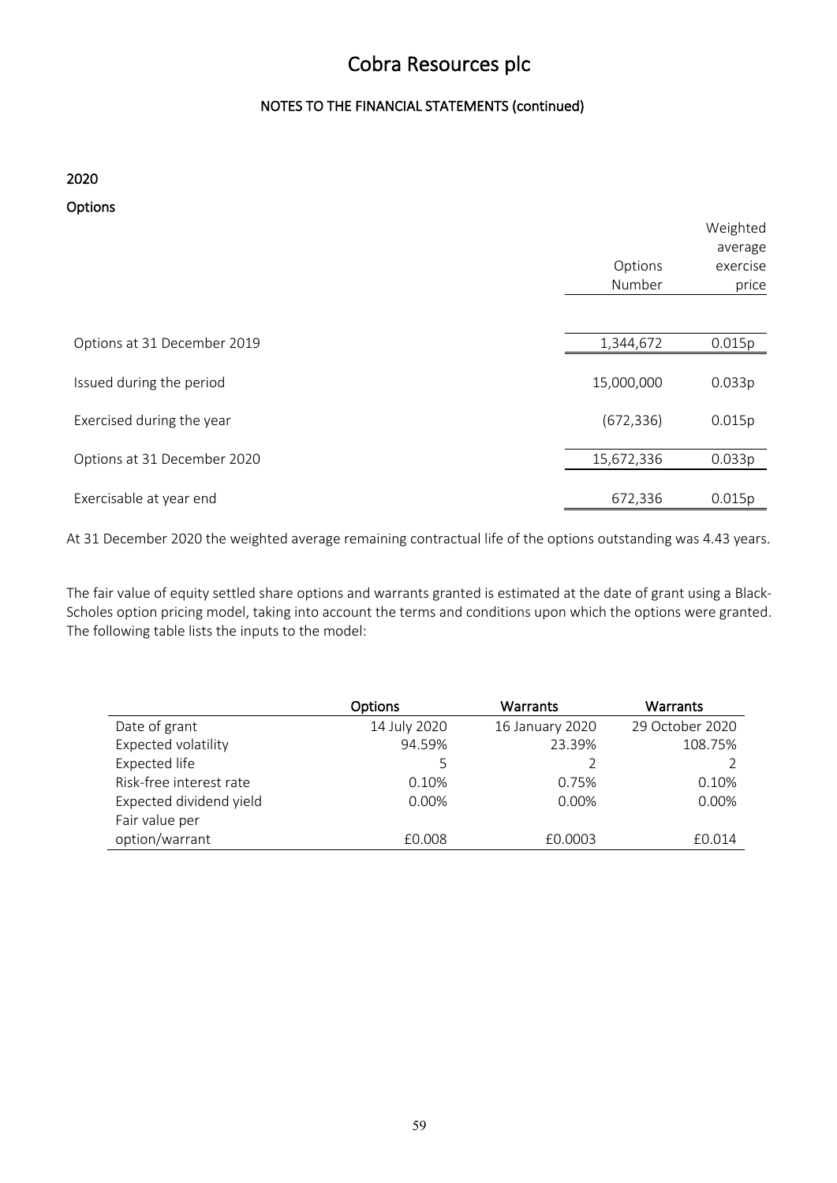# Cobra Resources plc

## NOTES TO THE FINANCIAL STATEMENTS (continued)

### 2020

### Options

| | Options Number | Weighted average exercise price |
|---|---|---|
| Options at 31 December 2019 | 1,344,672 | 0.015p |
| Issued during the period | 15,000,000 | 0.033p |
| Exercised during the year | (672,336) | 0.015p |
| Options at 31 December 2020 | 15,672,336 | 0.033p |
| Exercisable at year end | 672,336 | 0.015p |

At 31 December 2020 the weighted average remaining contractual life of the options outstanding was 4.43 years.

The fair value of equity settled share options and warrants granted is estimated at the date of grant using a Black-Scholes option pricing model, taking into account the terms and conditions upon which the options were granted. The following table lists the inputs to the model:

| | Options | Warrants | Warrants |
|---|---|---|---|
| Date of grant | 14 July 2020 | 16 January 2020 | 29 October 2020 |
| Expected volatility | 94.59% | 23.39% | 108.75% |
| Expected life | 5 | 2 | 2 |
| Risk-free interest rate | 0.10% | 0.75% | 0.10% |
| Expected dividend yield | 0.00% | 0.00% | 0.00% |
| Fair value per option/warrant | £0.008 | £0.0003 | £0.014 |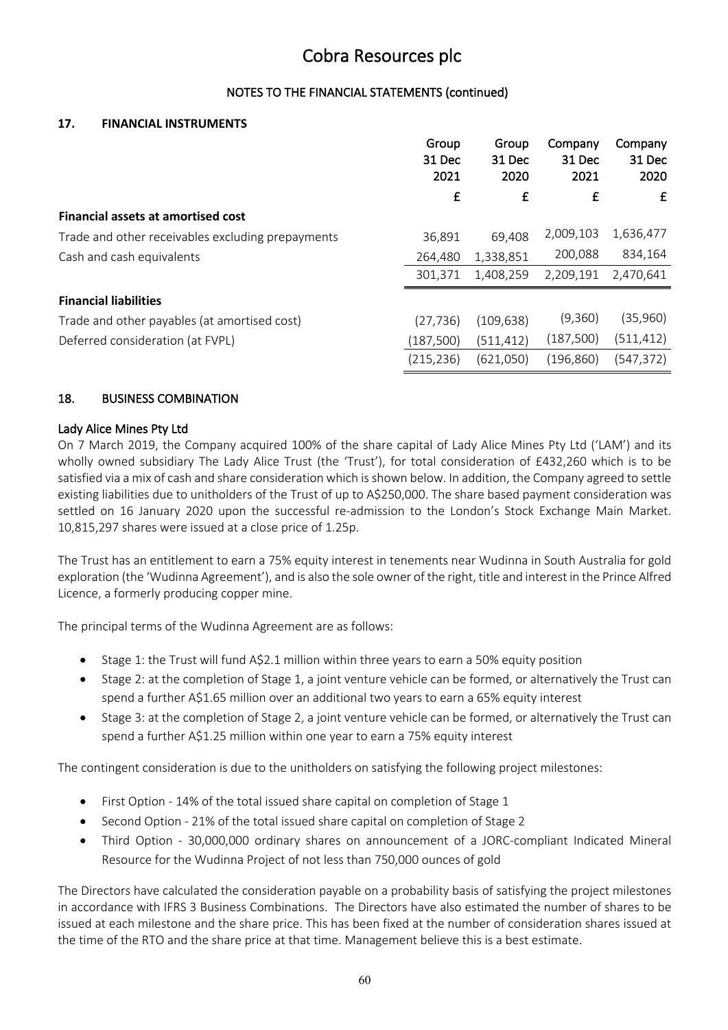# Cobra Resources plc

## NOTES TO THE FINANCIAL STATEMENTS (continued)

### 17. FINANCIAL INSTRUMENTS

| | Group 31 Dec 2021 | Group 31 Dec 2020 | Company 31 Dec 2021 | Company 31 Dec 2020 |
|---|---|---|---|---|
| | £ | £ | £ | £ |
| **Financial assets at amortised cost** | | | | |
| Trade and other receivables excluding prepayments | 36,891 | 69,408 | 2,009,103 | 1,636,477 |
| Cash and cash equivalents | 264,480 | 1,338,851 | 200,088 | 834,164 |
| | 301,371 | 1,408,259 | 2,209,191 | 2,470,641 |
| **Financial liabilities** | | | | |
| Trade and other payables (at amortised cost) | (27,736) | (109,638) | (9,360) | (35,960) |
| Deferred consideration (at FVPL) | (187,500) | (511,412) | (187,500) | (511,412) |
| | (215,236) | (621,050) | (196,860) | (547,372) |

### 18. BUSINESS COMBINATION

**Lady Alice Mines Pty Ltd**

On 7 March 2019, the Company acquired 100% of the share capital of Lady Alice Mines Pty Ltd ('LAM') and its wholly owned subsidiary The Lady Alice Trust (the 'Trust'), for total consideration of £432,260 which is to be satisfied via a mix of cash and share consideration which is shown below. In addition, the Company agreed to settle existing liabilities due to unitholders of the Trust of up to A$250,000. The share based payment consideration was settled on 16 January 2020 upon the successful re-admission to the London's Stock Exchange Main Market. 10,815,297 shares were issued at a close price of 1.25p.

The Trust has an entitlement to earn a 75% equity interest in tenements near Wudinna in South Australia for gold exploration (the 'Wudinna Agreement'), and is also the sole owner of the right, title and interest in the Prince Alfred Licence, a formerly producing copper mine.

The principal terms of the Wudinna Agreement are as follows:

- Stage 1: the Trust will fund A$2.1 million within three years to earn a 50% equity position
- Stage 2: at the completion of Stage 1, a joint venture vehicle can be formed, or alternatively the Trust can spend a further A$1.65 million over an additional two years to earn a 65% equity interest
- Stage 3: at the completion of Stage 2, a joint venture vehicle can be formed, or alternatively the Trust can spend a further A$1.25 million within one year to earn a 75% equity interest

The contingent consideration is due to the unitholders on satisfying the following project milestones:

- First Option - 14% of the total issued share capital on completion of Stage 1
- Second Option - 21% of the total issued share capital on completion of Stage 2
- Third Option - 30,000,000 ordinary shares on announcement of a JORC-compliant Indicated Mineral Resource for the Wudinna Project of not less than 750,000 ounces of gold

The Directors have calculated the consideration payable on a probability basis of satisfying the project milestones in accordance with IFRS 3 Business Combinations. The Directors have also estimated the number of shares to be issued at each milestone and the share price. This has been fixed at the number of consideration shares issued at the time of the RTO and the share price at that time. Management believe this is a best estimate.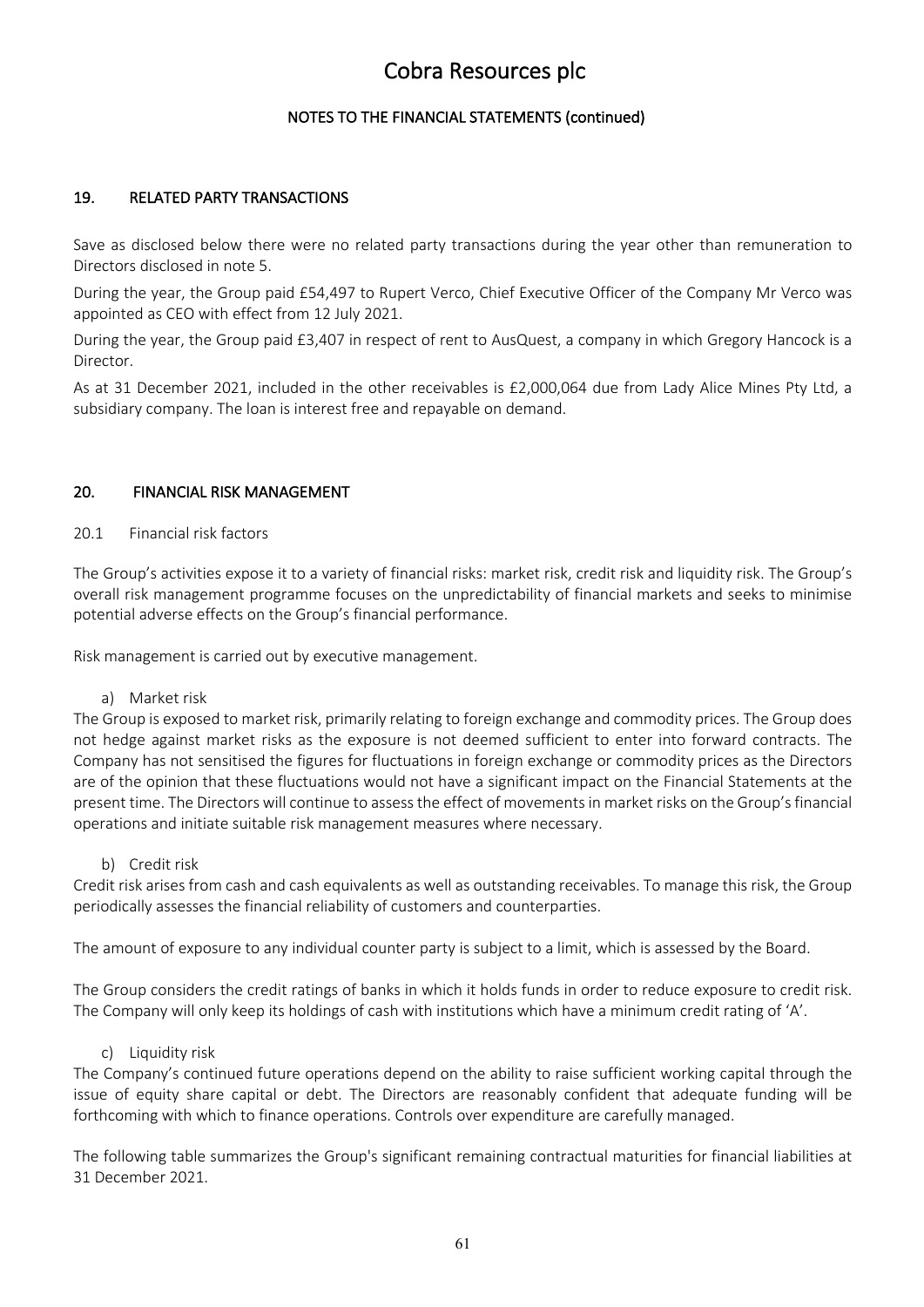# Cobra Resources plc

## NOTES TO THE FINANCIAL STATEMENTS (continued)

## 19. RELATED PARTY TRANSACTIONS

Save as disclosed below there were no related party transactions during the year other than remuneration to Directors disclosed in note 5.

During the year, the Group paid £54,497 to Rupert Verco, Chief Executive Officer of the Company Mr Verco was appointed as CEO with effect from 12 July 2021.

During the year, the Group paid £3,407 in respect of rent to AusQuest, a company in which Gregory Hancock is a Director.

As at 31 December 2021, included in the other receivables is £2,000,064 due from Lady Alice Mines Pty Ltd, a subsidiary company. The loan is interest free and repayable on demand.

## 20. FINANCIAL RISK MANAGEMENT

### 20.1 Financial risk factors

The Group's activities expose it to a variety of financial risks: market risk, credit risk and liquidity risk. The Group's overall risk management programme focuses on the unpredictability of financial markets and seeks to minimise potential adverse effects on the Group's financial performance.

Risk management is carried out by executive management.

a) Market risk

The Group is exposed to market risk, primarily relating to foreign exchange and commodity prices. The Group does not hedge against market risks as the exposure is not deemed sufficient to enter into forward contracts. The Company has not sensitised the figures for fluctuations in foreign exchange or commodity prices as the Directors are of the opinion that these fluctuations would not have a significant impact on the Financial Statements at the present time. The Directors will continue to assess the effect of movements in market risks on the Group's financial operations and initiate suitable risk management measures where necessary.

b) Credit risk

Credit risk arises from cash and cash equivalents as well as outstanding receivables. To manage this risk, the Group periodically assesses the financial reliability of customers and counterparties.

The amount of exposure to any individual counter party is subject to a limit, which is assessed by the Board.

The Group considers the credit ratings of banks in which it holds funds in order to reduce exposure to credit risk. The Company will only keep its holdings of cash with institutions which have a minimum credit rating of 'A'.

c) Liquidity risk

The Company's continued future operations depend on the ability to raise sufficient working capital through the issue of equity share capital or debt. The Directors are reasonably confident that adequate funding will be forthcoming with which to finance operations. Controls over expenditure are carefully managed.

The following table summarizes the Group's significant remaining contractual maturities for financial liabilities at 31 December 2021.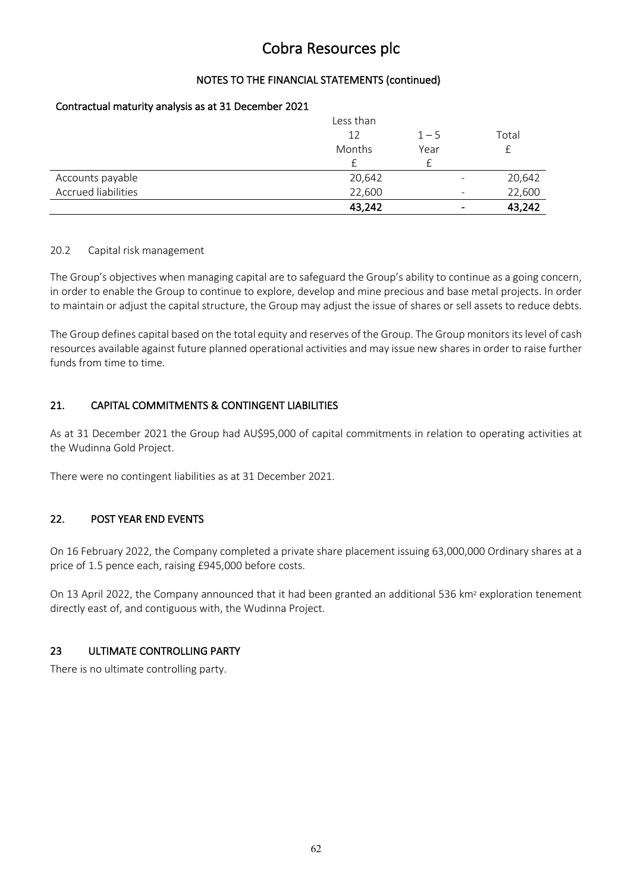## NOTES TO THE FINANCIAL STATEMENTS (continued)

**Contractual maturity analysis as at 31 December 2021**

| | Less than 12 Months £ | 1 – 5 Year £ | Total £ |
|---|---|---|---|
| Accounts payable | 20,642 | - | 20,642 |
| Accrued liabilities | 22,600 | - | 22,600 |
| | **43,242** | **-** | **43,242** |

20.2 Capital risk management

The Group's objectives when managing capital are to safeguard the Group's ability to continue as a going concern, in order to enable the Group to continue to explore, develop and mine precious and base metal projects. In order to maintain or adjust the capital structure, the Group may adjust the issue of shares or sell assets to reduce debts.

The Group defines capital based on the total equity and reserves of the Group. The Group monitors its level of cash resources available against future planned operational activities and may issue new shares in order to raise further funds from time to time.

## 21. CAPITAL COMMITMENTS & CONTINGENT LIABILITIES

As at 31 December 2021 the Group had AU$95,000 of capital commitments in relation to operating activities at the Wudinna Gold Project.

There were no contingent liabilities as at 31 December 2021.

## 22. POST YEAR END EVENTS

On 16 February 2022, the Company completed a private share placement issuing 63,000,000 Ordinary shares at a price of 1.5 pence each, raising £945,000 before costs.

On 13 April 2022, the Company announced that it had been granted an additional 536 km$^2$ exploration tenement directly east of, and contiguous with, the Wudinna Project.

## 23 ULTIMATE CONTROLLING PARTY

There is no ultimate controlling party.